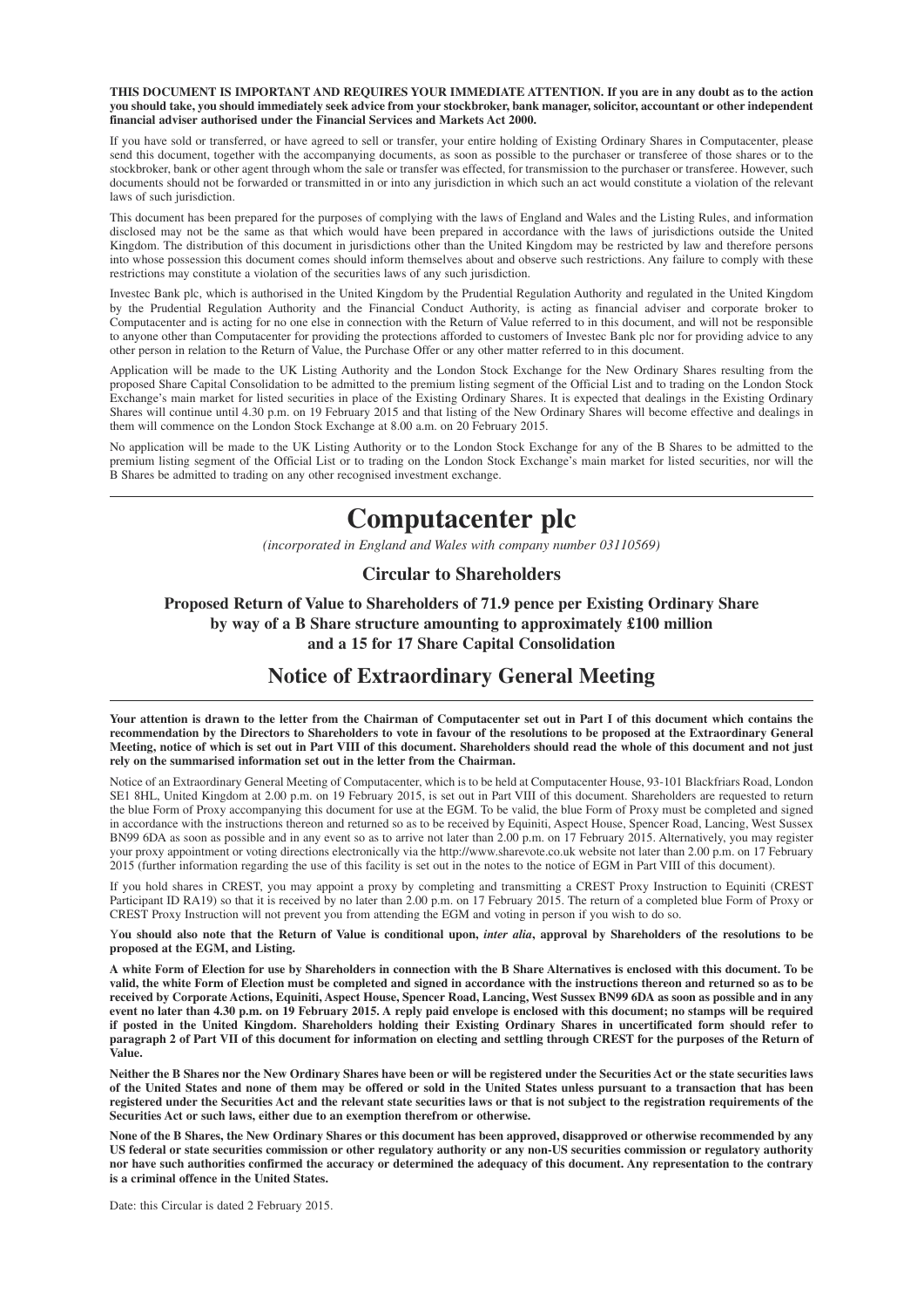**THIS DOCUMENT IS IMPORTANT AND REQUIRES YOUR IMMEDIATE ATTENTION. If you are in any doubt as to the action you should take, you should immediately seek advice from your stockbroker, bank manager, solicitor, accountant or other independent financial adviser authorised under the Financial Services and Markets Act 2000.**

If you have sold or transferred, or have agreed to sell or transfer, your entire holding of Existing Ordinary Shares in Computacenter, please send this document, together with the accompanying documents, as soon as possible to the purchaser or transferee of those shares or to the stockbroker, bank or other agent through whom the sale or transfer was effected, for transmission to the purchaser or transferee. However, such documents should not be forwarded or transmitted in or into any jurisdiction in which such an act would constitute a violation of the relevant laws of such jurisdiction.

This document has been prepared for the purposes of complying with the laws of England and Wales and the Listing Rules, and information disclosed may not be the same as that which would have been prepared in accordance with the laws of jurisdictions outside the United Kingdom. The distribution of this document in jurisdictions other than the United Kingdom may be restricted by law and therefore persons into whose possession this document comes should inform themselves about and observe such restrictions. Any failure to comply with these restrictions may constitute a violation of the securities laws of any such jurisdiction.

Investec Bank plc, which is authorised in the United Kingdom by the Prudential Regulation Authority and regulated in the United Kingdom by the Prudential Regulation Authority and the Financial Conduct Authority, is acting as financial adviser and corporate broker to Computacenter and is acting for no one else in connection with the Return of Value referred to in this document, and will not be responsible to anyone other than Computacenter for providing the protections afforded to customers of Investec Bank plc nor for providing advice to any other person in relation to the Return of Value, the Purchase Offer or any other matter referred to in this document.

Application will be made to the UK Listing Authority and the London Stock Exchange for the New Ordinary Shares resulting from the proposed Share Capital Consolidation to be admitted to the premium listing segment of the Official List and to trading on the London Stock Exchange's main market for listed securities in place of the Existing Ordinary Shares. It is expected that dealings in the Existing Ordinary Shares will continue until 4.30 p.m. on 19 February 2015 and that listing of the New Ordinary Shares will become effective and dealings in them will commence on the London Stock Exchange at 8.00 a.m. on 20 February 2015.

No application will be made to the UK Listing Authority or to the London Stock Exchange for any of the B Shares to be admitted to the premium listing segment of the Official List or to trading on the London Stock Exchange's main market for listed securities, nor will the B Shares be admitted to trading on any other recognised investment exchange.

---

# Computacenter plc

*(incorporated in England and Wales with company number 03110569)*

## Circular to Shareholders

### Proposed Return of Value to Shareholders of 71.9 pence per Existing Ordinary Share by way of a B Share structure amounting to approximately £100 million and a 15 for 17 Share Capital Consolidation

## Notice of Extraordinary General Meeting

---

**Your attention is drawn to the letter from the Chairman of Computacenter set out in Part I of this document which contains the recommendation by the Directors to Shareholders to vote in favour of the resolutions to be proposed at the Extraordinary General Meeting, notice of which is set out in Part VIII of this document. Shareholders should read the whole of this document and not just rely on the summarised information set out in the letter from the Chairman.**

Notice of an Extraordinary General Meeting of Computacenter, which is to be held at Computacenter House, 93-101 Blackfriars Road, London SE1 8HL, United Kingdom at 2.00 p.m. on 19 February 2015, is set out in Part VIII of this document. Shareholders are requested to return the blue Form of Proxy accompanying this document for use at the EGM. To be valid, the blue Form of Proxy must be completed and signed in accordance with the instructions thereon and returned so as to be received by Equiniti, Aspect House, Spencer Road, Lancing, West Sussex BN99 6DA as soon as possible and in any event so as to arrive not later than 2.00 p.m. on 17 February 2015. Alternatively, you may register your proxy appointment or voting directions electronically via the http://www.sharevote.co.uk website not later than 2.00 p.m. on 17 February 2015 (further information regarding the use of this facility is set out in the notes to the notice of EGM in Part VIII of this document).

If you hold shares in CREST, you may appoint a proxy by completing and transmitting a CREST Proxy Instruction to Equiniti (CREST Participant ID RA19) so that it is received by no later than 2.00 p.m. on 17 February 2015. The return of a completed blue Form of Proxy or CREST Proxy Instruction will not prevent you from attending the EGM and voting in person if you wish to do so.

**You should also note that the Return of Value is conditional upon, *inter alia*, approval by Shareholders of the resolutions to be proposed at the EGM, and Listing.**

**A white Form of Election for use by Shareholders in connection with the B Share Alternatives is enclosed with this document. To be valid, the white Form of Election must be completed and signed in accordance with the instructions thereon and returned so as to be received by Corporate Actions, Equiniti, Aspect House, Spencer Road, Lancing, West Sussex BN99 6DA as soon as possible and in any event no later than 4.30 p.m. on 19 February 2015. A reply paid envelope is enclosed with this document; no stamps will be required if posted in the United Kingdom. Shareholders holding their Existing Ordinary Shares in uncertificated form should refer to paragraph 2 of Part VII of this document for information on electing and settling through CREST for the purposes of the Return of Value.**

**Neither the B Shares nor the New Ordinary Shares have been or will be registered under the Securities Act or the state securities laws of the United States and none of them may be offered or sold in the United States unless pursuant to a transaction that has been registered under the Securities Act and the relevant state securities laws or that is not subject to the registration requirements of the Securities Act or such laws, either due to an exemption therefrom or otherwise.**

**None of the B Shares, the New Ordinary Shares or this document has been approved, disapproved or otherwise recommended by any US federal or state securities commission or other regulatory authority or any non-US securities commission or regulatory authority nor have such authorities confirmed the accuracy or determined the adequacy of this document. Any representation to the contrary is a criminal offence in the United States.**

Date: this Circular is dated 2 February 2015.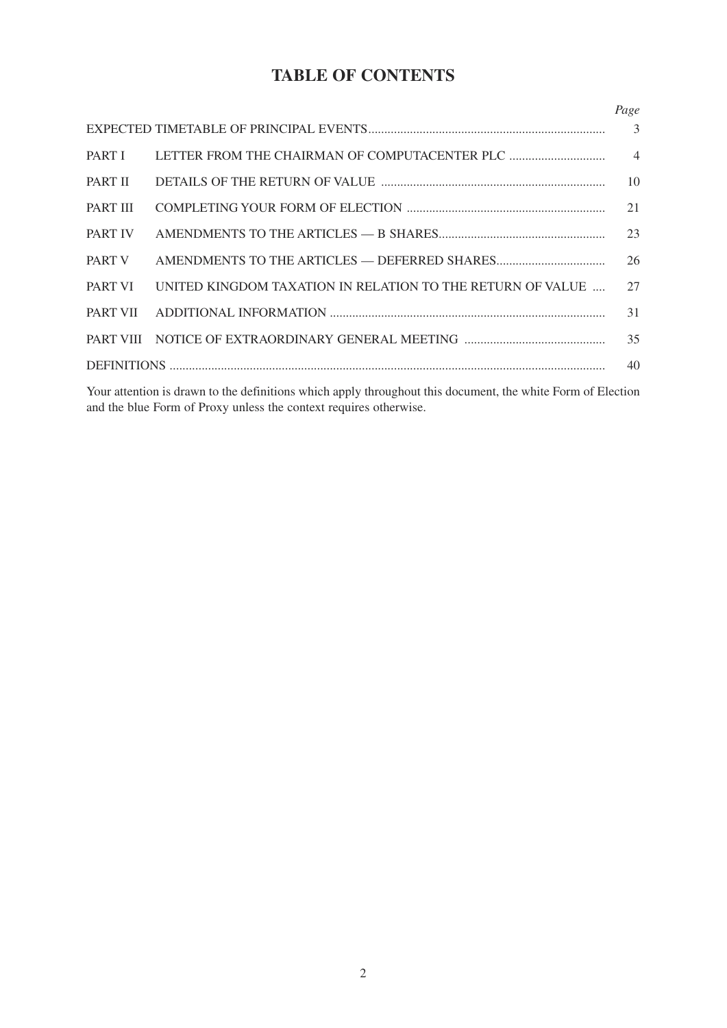# TABLE OF CONTENTS

| | | *Page* |
|---|---|---|
| EXPECTED TIMETABLE OF PRINCIPAL EVENTS | | 3 |
| PART I | LETTER FROM THE CHAIRMAN OF COMPUTACENTER PLC | 4 |
| PART II | DETAILS OF THE RETURN OF VALUE | 10 |
| PART III | COMPLETING YOUR FORM OF ELECTION | 21 |
| PART IV | AMENDMENTS TO THE ARTICLES — B SHARES | 23 |
| PART V | AMENDMENTS TO THE ARTICLES — DEFERRED SHARES | 26 |
| PART VI | UNITED KINGDOM TAXATION IN RELATION TO THE RETURN OF VALUE | 27 |
| PART VII | ADDITIONAL INFORMATION | 31 |
| PART VIII | NOTICE OF EXTRAORDINARY GENERAL MEETING | 35 |
| DEFINITIONS | | 40 |

Your attention is drawn to the definitions which apply throughout this document, the white Form of Election and the blue Form of Proxy unless the context requires otherwise.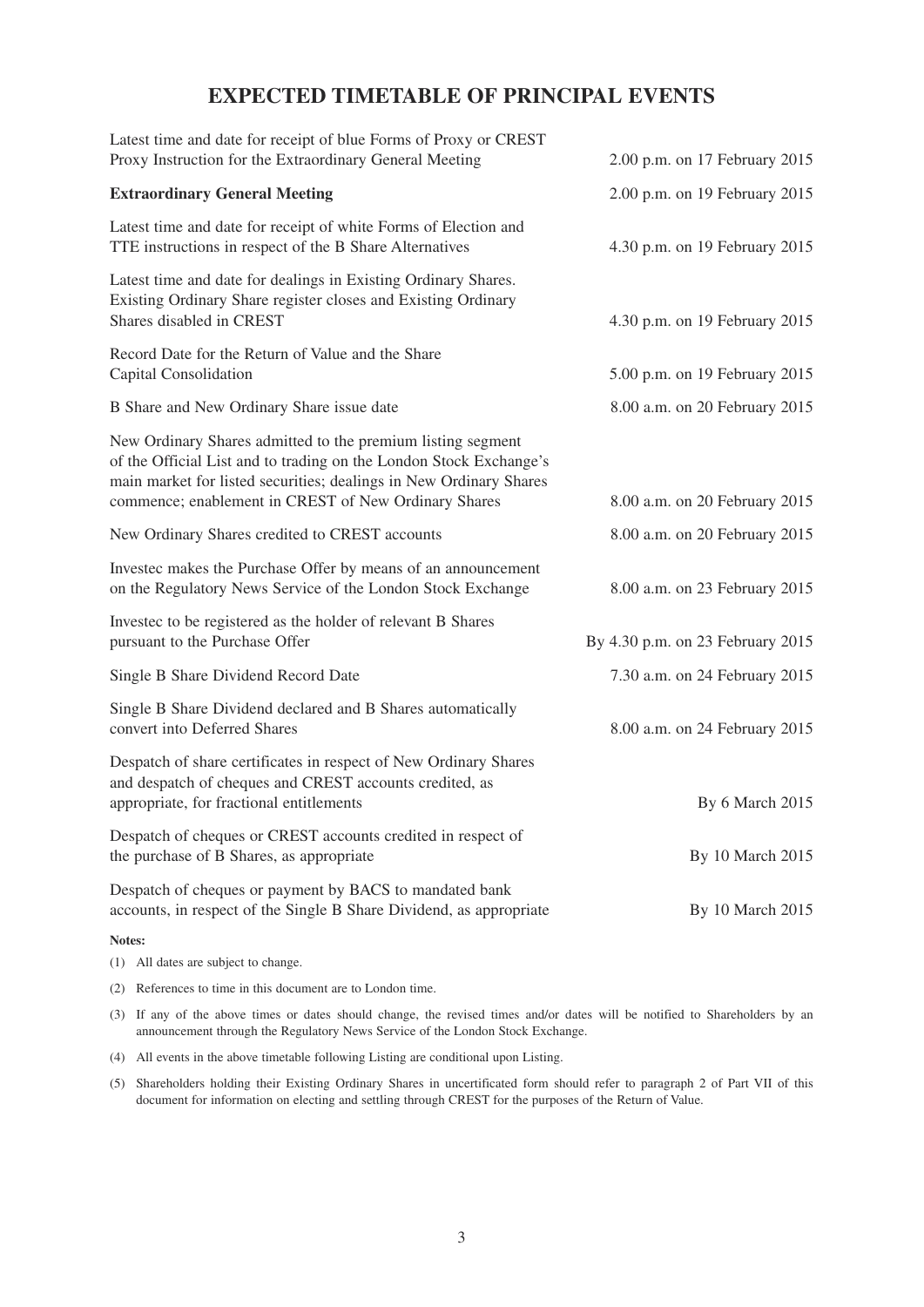# EXPECTED TIMETABLE OF PRINCIPAL EVENTS

| | |
|---|---|
| Latest time and date for receipt of blue Forms of Proxy or CREST Proxy Instruction for the Extraordinary General Meeting | 2.00 p.m. on 17 February 2015 |
| **Extraordinary General Meeting** | 2.00 p.m. on 19 February 2015 |
| Latest time and date for receipt of white Forms of Election and TTE instructions in respect of the B Share Alternatives | 4.30 p.m. on 19 February 2015 |
| Latest time and date for dealings in Existing Ordinary Shares. Existing Ordinary Share register closes and Existing Ordinary Shares disabled in CREST | 4.30 p.m. on 19 February 2015 |
| Record Date for the Return of Value and the Share Capital Consolidation | 5.00 p.m. on 19 February 2015 |
| B Share and New Ordinary Share issue date | 8.00 a.m. on 20 February 2015 |
| New Ordinary Shares admitted to the premium listing segment of the Official List and to trading on the London Stock Exchange's main market for listed securities; dealings in New Ordinary Shares commence; enablement in CREST of New Ordinary Shares | 8.00 a.m. on 20 February 2015 |
| New Ordinary Shares credited to CREST accounts | 8.00 a.m. on 20 February 2015 |
| Investec makes the Purchase Offer by means of an announcement on the Regulatory News Service of the London Stock Exchange | 8.00 a.m. on 23 February 2015 |
| Investec to be registered as the holder of relevant B Shares pursuant to the Purchase Offer | By 4.30 p.m. on 23 February 2015 |
| Single B Share Dividend Record Date | 7.30 a.m. on 24 February 2015 |
| Single B Share Dividend declared and B Shares automatically convert into Deferred Shares | 8.00 a.m. on 24 February 2015 |
| Despatch of share certificates in respect of New Ordinary Shares and despatch of cheques and CREST accounts credited, as appropriate, for fractional entitlements | By 6 March 2015 |
| Despatch of cheques or CREST accounts credited in respect of the purchase of B Shares, as appropriate | By 10 March 2015 |
| Despatch of cheques or payment by BACS to mandated bank accounts, in respect of the Single B Share Dividend, as appropriate | By 10 March 2015 |

**Notes:**

(1) All dates are subject to change.

(2) References to time in this document are to London time.

(3) If any of the above times or dates should change, the revised times and/or dates will be notified to Shareholders by an announcement through the Regulatory News Service of the London Stock Exchange.

(4) All events in the above timetable following Listing are conditional upon Listing.

(5) Shareholders holding their Existing Ordinary Shares in uncertificated form should refer to paragraph 2 of Part VII of this document for information on electing and settling through CREST for the purposes of the Return of Value.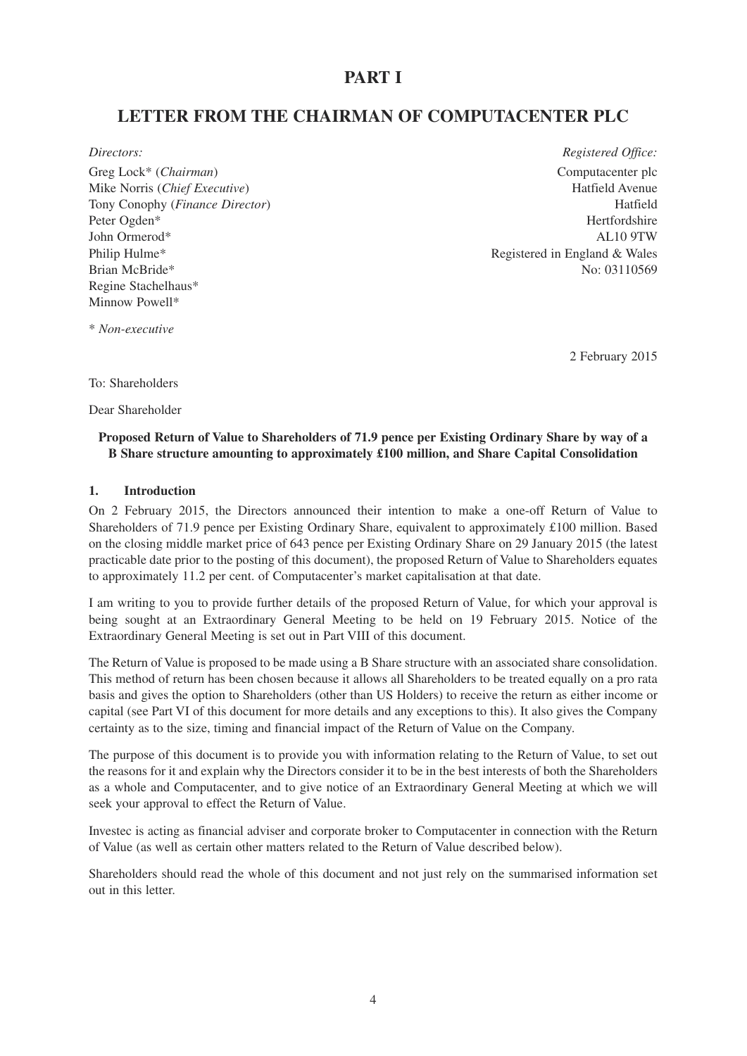# PART I

## LETTER FROM THE CHAIRMAN OF COMPUTACENTER PLC

*Directors:*

Greg Lock* (*Chairman*)
Mike Norris (*Chief Executive*)
Tony Conophy (*Finance Director*)
Peter Ogden*
John Ormerod*
Philip Hulme*
Brian McBride*
Regine Stachelhaus*
Minnow Powell*

\* *Non-executive*

*Registered Office:*

Computacenter plc
Hatfield Avenue
Hatfield
Hertfordshire
AL10 9TW
Registered in England & Wales
No: 03110569

2 February 2015

To: Shareholders

Dear Shareholder

**Proposed Return of Value to Shareholders of 71.9 pence per Existing Ordinary Share by way of a B Share structure amounting to approximately £100 million, and Share Capital Consolidation**

### 1. Introduction

On 2 February 2015, the Directors announced their intention to make a one-off Return of Value to Shareholders of 71.9 pence per Existing Ordinary Share, equivalent to approximately £100 million. Based on the closing middle market price of 643 pence per Existing Ordinary Share on 29 January 2015 (the latest practicable date prior to the posting of this document), the proposed Return of Value to Shareholders equates to approximately 11.2 per cent. of Computacenter's market capitalisation at that date.

I am writing to you to provide further details of the proposed Return of Value, for which your approval is being sought at an Extraordinary General Meeting to be held on 19 February 2015. Notice of the Extraordinary General Meeting is set out in Part VIII of this document.

The Return of Value is proposed to be made using a B Share structure with an associated share consolidation. This method of return has been chosen because it allows all Shareholders to be treated equally on a pro rata basis and gives the option to Shareholders (other than US Holders) to receive the return as either income or capital (see Part VI of this document for more details and any exceptions to this). It also gives the Company certainty as to the size, timing and financial impact of the Return of Value on the Company.

The purpose of this document is to provide you with information relating to the Return of Value, to set out the reasons for it and explain why the Directors consider it to be in the best interests of both the Shareholders as a whole and Computacenter, and to give notice of an Extraordinary General Meeting at which we will seek your approval to effect the Return of Value.

Investec is acting as financial adviser and corporate broker to Computacenter in connection with the Return of Value (as well as certain other matters related to the Return of Value described below).

Shareholders should read the whole of this document and not just rely on the summarised information set out in this letter.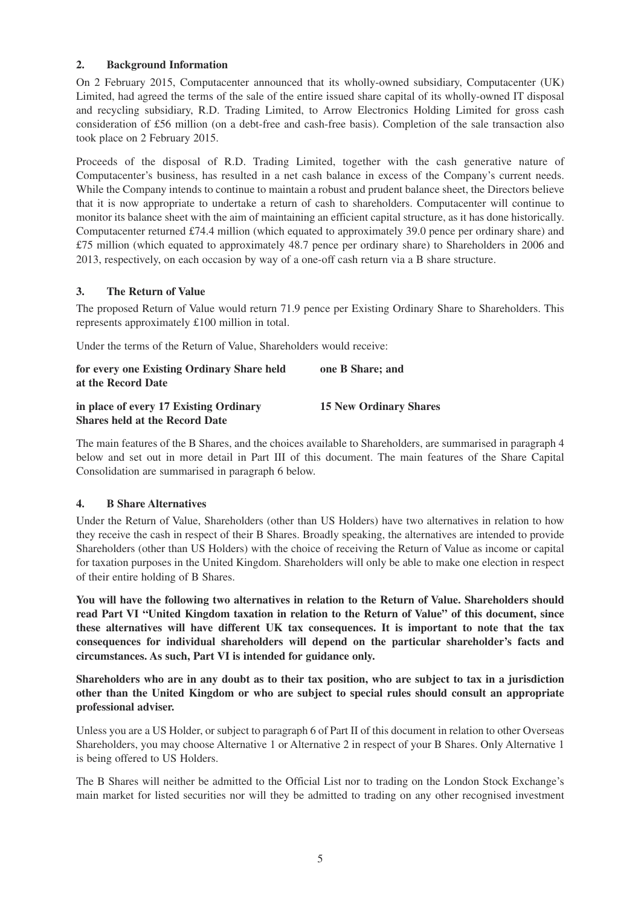## 2. Background Information

On 2 February 2015, Computacenter announced that its wholly-owned subsidiary, Computacenter (UK) Limited, had agreed the terms of the sale of the entire issued share capital of its wholly-owned IT disposal and recycling subsidiary, R.D. Trading Limited, to Arrow Electronics Holding Limited for gross cash consideration of £56 million (on a debt-free and cash-free basis). Completion of the sale transaction also took place on 2 February 2015.

Proceeds of the disposal of R.D. Trading Limited, together with the cash generative nature of Computacenter's business, has resulted in a net cash balance in excess of the Company's current needs. While the Company intends to continue to maintain a robust and prudent balance sheet, the Directors believe that it is now appropriate to undertake a return of cash to shareholders. Computacenter will continue to monitor its balance sheet with the aim of maintaining an efficient capital structure, as it has done historically. Computacenter returned £74.4 million (which equated to approximately 39.0 pence per ordinary share) and £75 million (which equated to approximately 48.7 pence per ordinary share) to Shareholders in 2006 and 2013, respectively, on each occasion by way of a one-off cash return via a B share structure.

## 3. The Return of Value

The proposed Return of Value would return 71.9 pence per Existing Ordinary Share to Shareholders. This represents approximately £100 million in total.

Under the terms of the Return of Value, Shareholders would receive:

| | |
|---|---|
| **for every one Existing Ordinary Share held at the Record Date** | **one B Share; and** |
| **in place of every 17 Existing Ordinary Shares held at the Record Date** | **15 New Ordinary Shares** |

The main features of the B Shares, and the choices available to Shareholders, are summarised in paragraph 4 below and set out in more detail in Part III of this document. The main features of the Share Capital Consolidation are summarised in paragraph 6 below.

## 4. B Share Alternatives

Under the Return of Value, Shareholders (other than US Holders) have two alternatives in relation to how they receive the cash in respect of their B Shares. Broadly speaking, the alternatives are intended to provide Shareholders (other than US Holders) with the choice of receiving the Return of Value as income or capital for taxation purposes in the United Kingdom. Shareholders will only be able to make one election in respect of their entire holding of B Shares.

**You will have the following two alternatives in relation to the Return of Value. Shareholders should read Part VI "United Kingdom taxation in relation to the Return of Value" of this document, since these alternatives will have different UK tax consequences. It is important to note that the tax consequences for individual shareholders will depend on the particular shareholder's facts and circumstances. As such, Part VI is intended for guidance only.**

**Shareholders who are in any doubt as to their tax position, who are subject to tax in a jurisdiction other than the United Kingdom or who are subject to special rules should consult an appropriate professional adviser.**

Unless you are a US Holder, or subject to paragraph 6 of Part II of this document in relation to other Overseas Shareholders, you may choose Alternative 1 or Alternative 2 in respect of your B Shares. Only Alternative 1 is being offered to US Holders.

The B Shares will neither be admitted to the Official List nor to trading on the London Stock Exchange's main market for listed securities nor will they be admitted to trading on any other recognised investment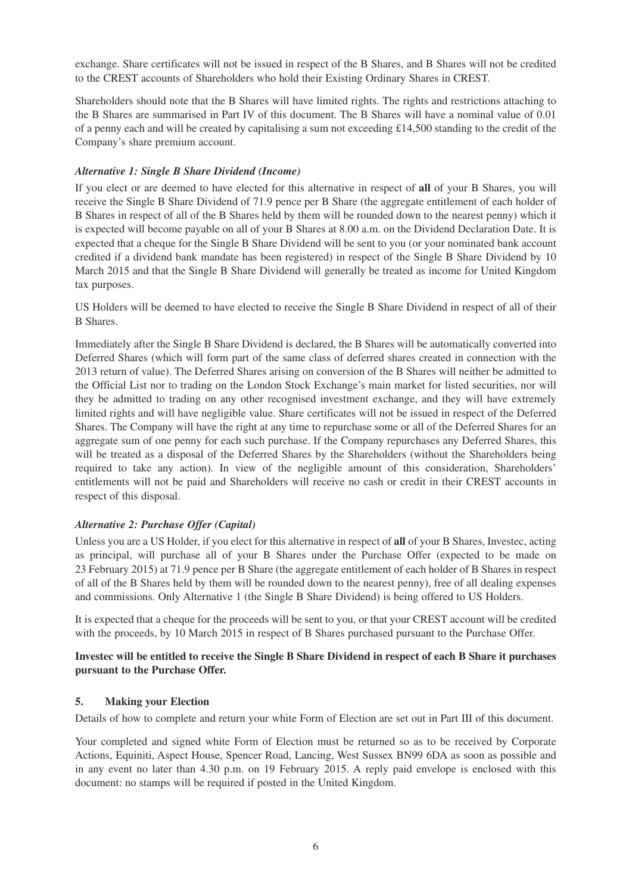exchange. Share certificates will not be issued in respect of the B Shares, and B Shares will not be credited to the CREST accounts of Shareholders who hold their Existing Ordinary Shares in CREST.

Shareholders should note that the B Shares will have limited rights. The rights and restrictions attaching to the B Shares are summarised in Part IV of this document. The B Shares will have a nominal value of 0.01 of a penny each and will be created by capitalising a sum not exceeding £14,500 standing to the credit of the Company's share premium account.

***Alternative 1: Single B Share Dividend (Income)***

If you elect or are deemed to have elected for this alternative in respect of **all** of your B Shares, you will receive the Single B Share Dividend of 71.9 pence per B Share (the aggregate entitlement of each holder of B Shares in respect of all of the B Shares held by them will be rounded down to the nearest penny) which it is expected will become payable on all of your B Shares at 8.00 a.m. on the Dividend Declaration Date. It is expected that a cheque for the Single B Share Dividend will be sent to you (or your nominated bank account credited if a dividend bank mandate has been registered) in respect of the Single B Share Dividend by 10 March 2015 and that the Single B Share Dividend will generally be treated as income for United Kingdom tax purposes.

US Holders will be deemed to have elected to receive the Single B Share Dividend in respect of all of their B Shares.

Immediately after the Single B Share Dividend is declared, the B Shares will be automatically converted into Deferred Shares (which will form part of the same class of deferred shares created in connection with the 2013 return of value). The Deferred Shares arising on conversion of the B Shares will neither be admitted to the Official List nor to trading on the London Stock Exchange's main market for listed securities, nor will they be admitted to trading on any other recognised investment exchange, and they will have extremely limited rights and will have negligible value. Share certificates will not be issued in respect of the Deferred Shares. The Company will have the right at any time to repurchase some or all of the Deferred Shares for an aggregate sum of one penny for each such purchase. If the Company repurchases any Deferred Shares, this will be treated as a disposal of the Deferred Shares by the Shareholders (without the Shareholders being required to take any action). In view of the negligible amount of this consideration, Shareholders' entitlements will not be paid and Shareholders will receive no cash or credit in their CREST accounts in respect of this disposal.

***Alternative 2: Purchase Offer (Capital)***

Unless you are a US Holder, if you elect for this alternative in respect of **all** of your B Shares, Investec, acting as principal, will purchase all of your B Shares under the Purchase Offer (expected to be made on 23 February 2015) at 71.9 pence per B Share (the aggregate entitlement of each holder of B Shares in respect of all of the B Shares held by them will be rounded down to the nearest penny), free of all dealing expenses and commissions. Only Alternative 1 (the Single B Share Dividend) is being offered to US Holders.

It is expected that a cheque for the proceeds will be sent to you, or that your CREST account will be credited with the proceeds, by 10 March 2015 in respect of B Shares purchased pursuant to the Purchase Offer.

**Investec will be entitled to receive the Single B Share Dividend in respect of each B Share it purchases pursuant to the Purchase Offer.**

## 5. Making your Election

Details of how to complete and return your white Form of Election are set out in Part III of this document.

Your completed and signed white Form of Election must be returned so as to be received by Corporate Actions, Equiniti, Aspect House, Spencer Road, Lancing, West Sussex BN99 6DA as soon as possible and in any event no later than 4.30 p.m. on 19 February 2015. A reply paid envelope is enclosed with this document: no stamps will be required if posted in the United Kingdom.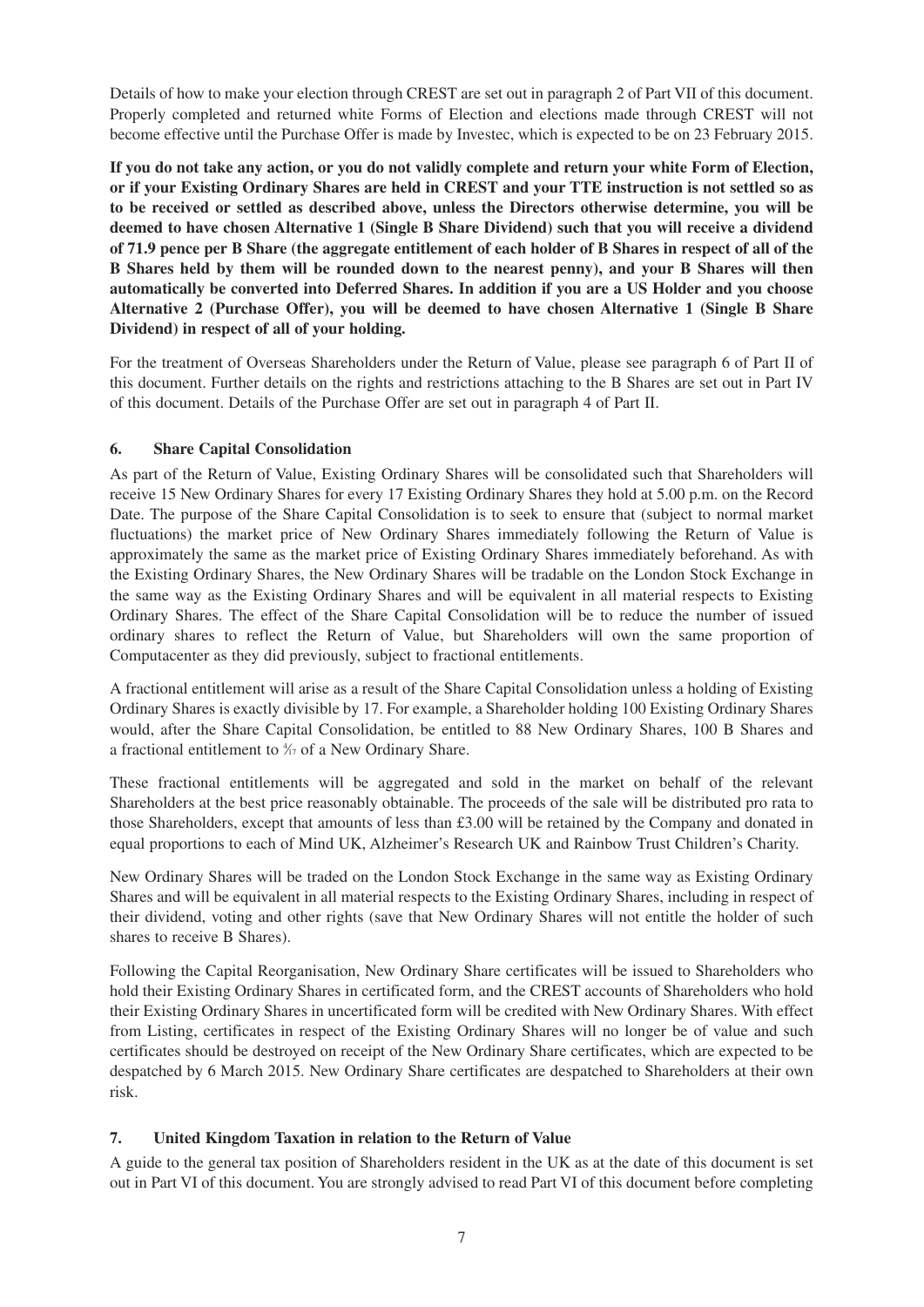Details of how to make your election through CREST are set out in paragraph 2 of Part VII of this document. Properly completed and returned white Forms of Election and elections made through CREST will not become effective until the Purchase Offer is made by Investec, which is expected to be on 23 February 2015.

**If you do not take any action, or you do not validly complete and return your white Form of Election, or if your Existing Ordinary Shares are held in CREST and your TTE instruction is not settled so as to be received or settled as described above, unless the Directors otherwise determine, you will be deemed to have chosen Alternative 1 (Single B Share Dividend) such that you will receive a dividend of 71.9 pence per B Share (the aggregate entitlement of each holder of B Shares in respect of all of the B Shares held by them will be rounded down to the nearest penny), and your B Shares will then automatically be converted into Deferred Shares. In addition if you are a US Holder and you choose Alternative 2 (Purchase Offer), you will be deemed to have chosen Alternative 1 (Single B Share Dividend) in respect of all of your holding.**

For the treatment of Overseas Shareholders under the Return of Value, please see paragraph 6 of Part II of this document. Further details on the rights and restrictions attaching to the B Shares are set out in Part IV of this document. Details of the Purchase Offer are set out in paragraph 4 of Part II.

## 6. Share Capital Consolidation

As part of the Return of Value, Existing Ordinary Shares will be consolidated such that Shareholders will receive 15 New Ordinary Shares for every 17 Existing Ordinary Shares they hold at 5.00 p.m. on the Record Date. The purpose of the Share Capital Consolidation is to seek to ensure that (subject to normal market fluctuations) the market price of New Ordinary Shares immediately following the Return of Value is approximately the same as the market price of Existing Ordinary Shares immediately beforehand. As with the Existing Ordinary Shares, the New Ordinary Shares will be tradable on the London Stock Exchange in the same way as the Existing Ordinary Shares and will be equivalent in all material respects to Existing Ordinary Shares. The effect of the Share Capital Consolidation will be to reduce the number of issued ordinary shares to reflect the Return of Value, but Shareholders will own the same proportion of Computacenter as they did previously, subject to fractional entitlements.

A fractional entitlement will arise as a result of the Share Capital Consolidation unless a holding of Existing Ordinary Shares is exactly divisible by 17. For example, a Shareholder holding 100 Existing Ordinary Shares would, after the Share Capital Consolidation, be entitled to 88 New Ordinary Shares, 100 B Shares and a fractional entitlement to $\frac{4}{17}$ of a New Ordinary Share.

These fractional entitlements will be aggregated and sold in the market on behalf of the relevant Shareholders at the best price reasonably obtainable. The proceeds of the sale will be distributed pro rata to those Shareholders, except that amounts of less than £3.00 will be retained by the Company and donated in equal proportions to each of Mind UK, Alzheimer's Research UK and Rainbow Trust Children's Charity.

New Ordinary Shares will be traded on the London Stock Exchange in the same way as Existing Ordinary Shares and will be equivalent in all material respects to the Existing Ordinary Shares, including in respect of their dividend, voting and other rights (save that New Ordinary Shares will not entitle the holder of such shares to receive B Shares).

Following the Capital Reorganisation, New Ordinary Share certificates will be issued to Shareholders who hold their Existing Ordinary Shares in certificated form, and the CREST accounts of Shareholders who hold their Existing Ordinary Shares in uncertificated form will be credited with New Ordinary Shares. With effect from Listing, certificates in respect of the Existing Ordinary Shares will no longer be of value and such certificates should be destroyed on receipt of the New Ordinary Share certificates, which are expected to be despatched by 6 March 2015. New Ordinary Share certificates are despatched to Shareholders at their own risk.

## 7. United Kingdom Taxation in relation to the Return of Value

A guide to the general tax position of Shareholders resident in the UK as at the date of this document is set out in Part VI of this document. You are strongly advised to read Part VI of this document before completing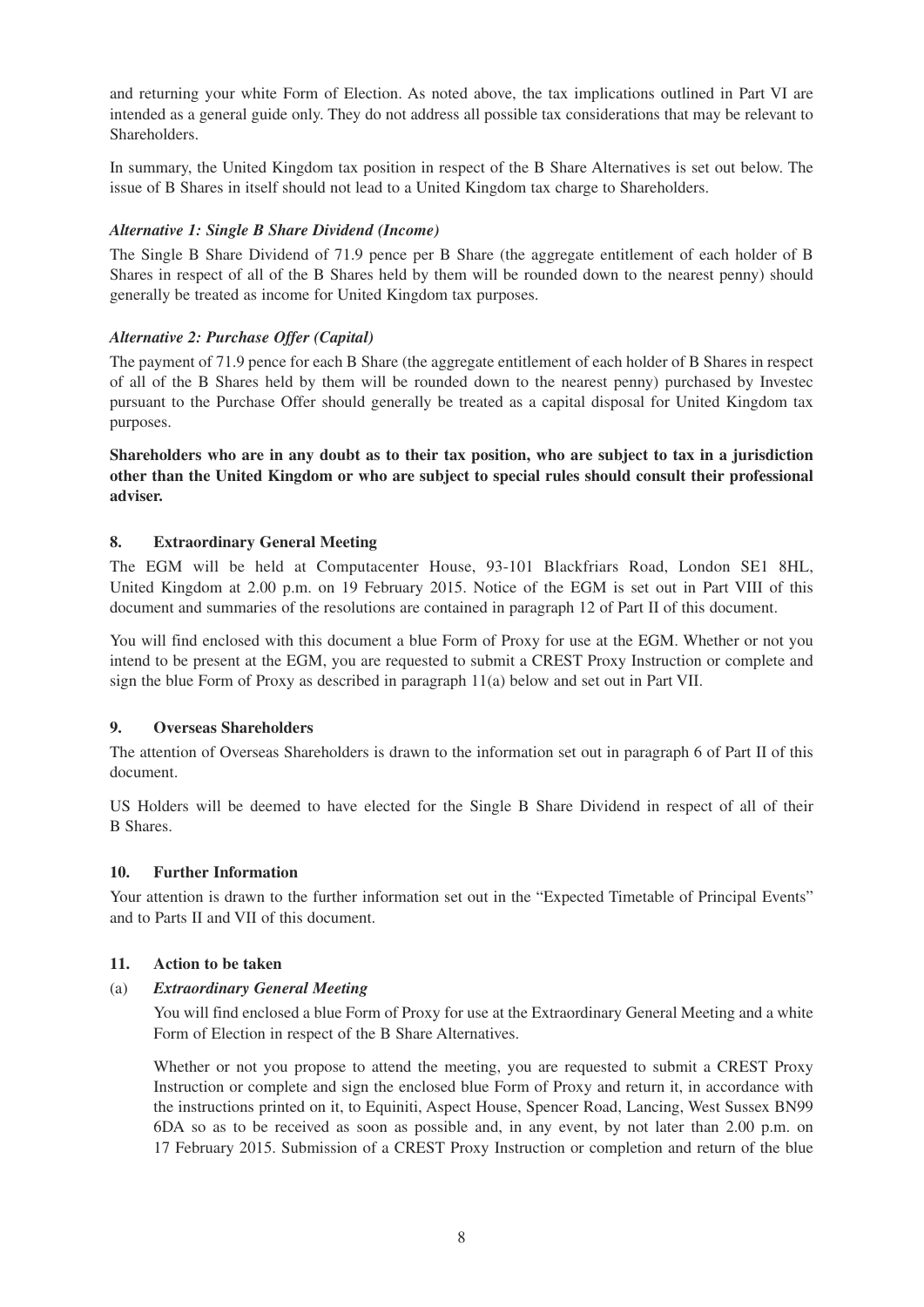and returning your white Form of Election. As noted above, the tax implications outlined in Part VI are intended as a general guide only. They do not address all possible tax considerations that may be relevant to Shareholders.

In summary, the United Kingdom tax position in respect of the B Share Alternatives is set out below. The issue of B Shares in itself should not lead to a United Kingdom tax charge to Shareholders.

### *Alternative 1: Single B Share Dividend (Income)*

The Single B Share Dividend of 71.9 pence per B Share (the aggregate entitlement of each holder of B Shares in respect of all of the B Shares held by them will be rounded down to the nearest penny) should generally be treated as income for United Kingdom tax purposes.

### *Alternative 2: Purchase Offer (Capital)*

The payment of 71.9 pence for each B Share (the aggregate entitlement of each holder of B Shares in respect of all of the B Shares held by them will be rounded down to the nearest penny) purchased by Investec pursuant to the Purchase Offer should generally be treated as a capital disposal for United Kingdom tax purposes.

**Shareholders who are in any doubt as to their tax position, who are subject to tax in a jurisdiction other than the United Kingdom or who are subject to special rules should consult their professional adviser.**

## 8. Extraordinary General Meeting

The EGM will be held at Computacenter House, 93-101 Blackfriars Road, London SE1 8HL, United Kingdom at 2.00 p.m. on 19 February 2015. Notice of the EGM is set out in Part VIII of this document and summaries of the resolutions are contained in paragraph 12 of Part II of this document.

You will find enclosed with this document a blue Form of Proxy for use at the EGM. Whether or not you intend to be present at the EGM, you are requested to submit a CREST Proxy Instruction or complete and sign the blue Form of Proxy as described in paragraph 11(a) below and set out in Part VII.

## 9. Overseas Shareholders

The attention of Overseas Shareholders is drawn to the information set out in paragraph 6 of Part II of this document.

US Holders will be deemed to have elected for the Single B Share Dividend in respect of all of their B Shares.

## 10. Further Information

Your attention is drawn to the further information set out in the "Expected Timetable of Principal Events" and to Parts II and VII of this document.

## 11. Action to be taken

### (a) *Extraordinary General Meeting*

You will find enclosed a blue Form of Proxy for use at the Extraordinary General Meeting and a white Form of Election in respect of the B Share Alternatives.

Whether or not you propose to attend the meeting, you are requested to submit a CREST Proxy Instruction or complete and sign the enclosed blue Form of Proxy and return it, in accordance with the instructions printed on it, to Equiniti, Aspect House, Spencer Road, Lancing, West Sussex BN99 6DA so as to be received as soon as possible and, in any event, by not later than 2.00 p.m. on 17 February 2015. Submission of a CREST Proxy Instruction or completion and return of the blue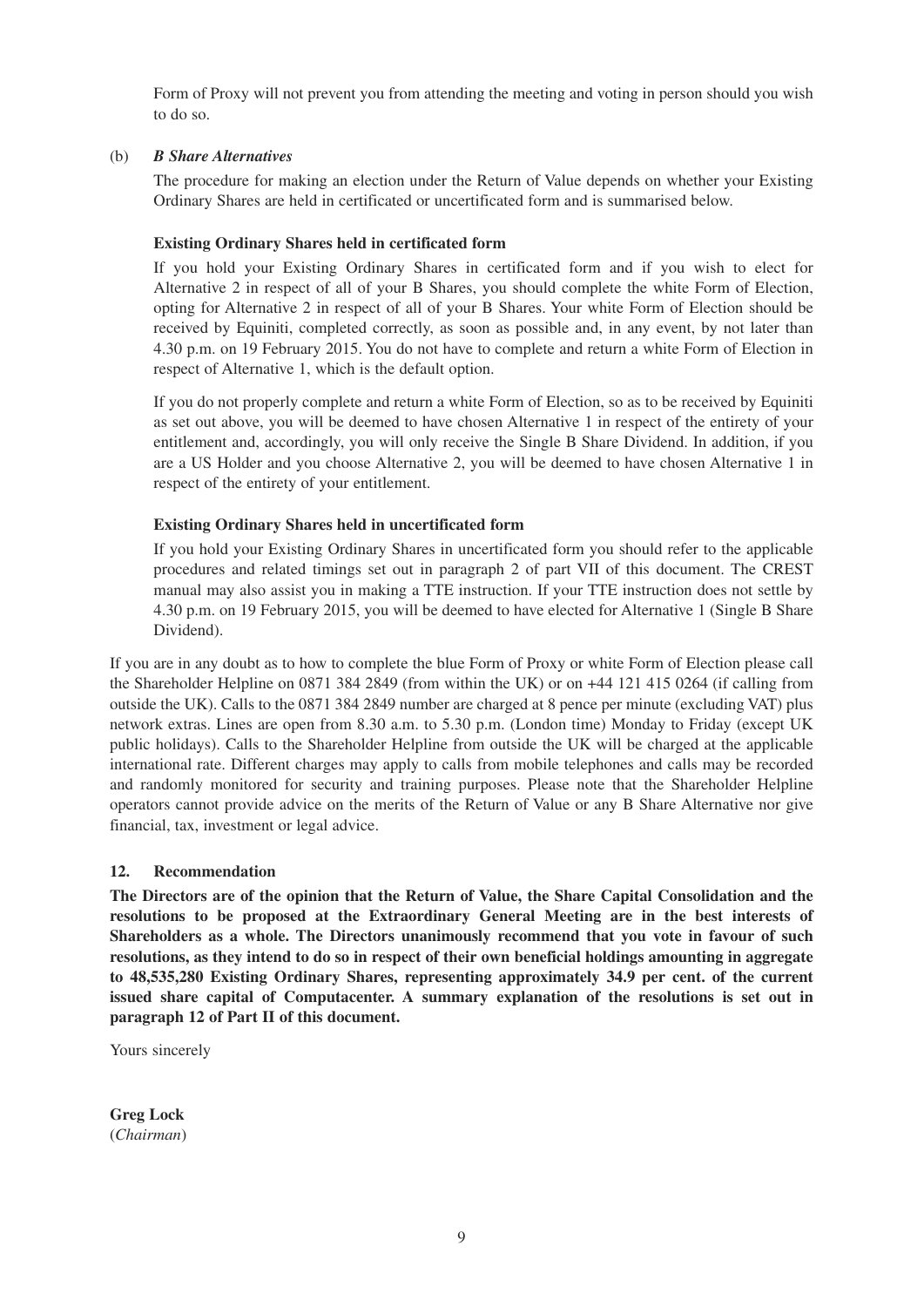Form of Proxy will not prevent you from attending the meeting and voting in person should you wish to do so.

(b) ***B Share Alternatives***

The procedure for making an election under the Return of Value depends on whether your Existing Ordinary Shares are held in certificated or uncertificated form and is summarised below.

**Existing Ordinary Shares held in certificated form**

If you hold your Existing Ordinary Shares in certificated form and if you wish to elect for Alternative 2 in respect of all of your B Shares, you should complete the white Form of Election, opting for Alternative 2 in respect of all of your B Shares. Your white Form of Election should be received by Equiniti, completed correctly, as soon as possible and, in any event, by not later than 4.30 p.m. on 19 February 2015. You do not have to complete and return a white Form of Election in respect of Alternative 1, which is the default option.

If you do not properly complete and return a white Form of Election, so as to be received by Equiniti as set out above, you will be deemed to have chosen Alternative 1 in respect of the entirety of your entitlement and, accordingly, you will only receive the Single B Share Dividend. In addition, if you are a US Holder and you choose Alternative 2, you will be deemed to have chosen Alternative 1 in respect of the entirety of your entitlement.

**Existing Ordinary Shares held in uncertificated form**

If you hold your Existing Ordinary Shares in uncertificated form you should refer to the applicable procedures and related timings set out in paragraph 2 of part VII of this document. The CREST manual may also assist you in making a TTE instruction. If your TTE instruction does not settle by 4.30 p.m. on 19 February 2015, you will be deemed to have elected for Alternative 1 (Single B Share Dividend).

If you are in any doubt as to how to complete the blue Form of Proxy or white Form of Election please call the Shareholder Helpline on 0871 384 2849 (from within the UK) or on +44 121 415 0264 (if calling from outside the UK). Calls to the 0871 384 2849 number are charged at 8 pence per minute (excluding VAT) plus network extras. Lines are open from 8.30 a.m. to 5.30 p.m. (London time) Monday to Friday (except UK public holidays). Calls to the Shareholder Helpline from outside the UK will be charged at the applicable international rate. Different charges may apply to calls from mobile telephones and calls may be recorded and randomly monitored for security and training purposes. Please note that the Shareholder Helpline operators cannot provide advice on the merits of the Return of Value or any B Share Alternative nor give financial, tax, investment or legal advice.

## 12. Recommendation

**The Directors are of the opinion that the Return of Value, the Share Capital Consolidation and the resolutions to be proposed at the Extraordinary General Meeting are in the best interests of Shareholders as a whole. The Directors unanimously recommend that you vote in favour of such resolutions, as they intend to do so in respect of their own beneficial holdings amounting in aggregate to 48,535,280 Existing Ordinary Shares, representing approximately 34.9 per cent. of the current issued share capital of Computacenter. A summary explanation of the resolutions is set out in paragraph 12 of Part II of this document.**

Yours sincerely

**Greg Lock**
(*Chairman*)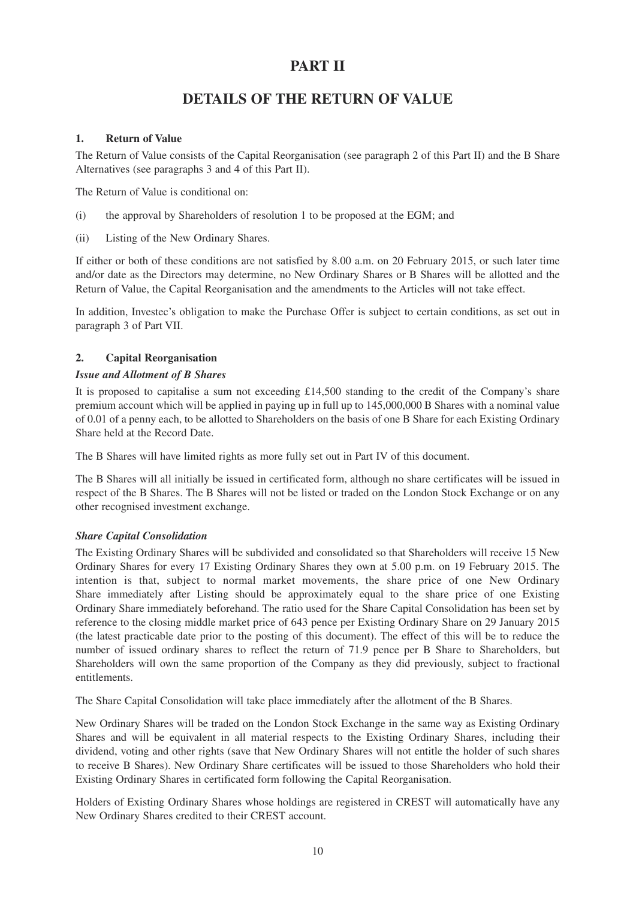# PART II

# DETAILS OF THE RETURN OF VALUE

### 1. Return of Value

The Return of Value consists of the Capital Reorganisation (see paragraph 2 of this Part II) and the B Share Alternatives (see paragraphs 3 and 4 of this Part II).

The Return of Value is conditional on:

(i) the approval by Shareholders of resolution 1 to be proposed at the EGM; and

(ii) Listing of the New Ordinary Shares.

If either or both of these conditions are not satisfied by 8.00 a.m. on 20 February 2015, or such later time and/or date as the Directors may determine, no New Ordinary Shares or B Shares will be allotted and the Return of Value, the Capital Reorganisation and the amendments to the Articles will not take effect.

In addition, Investec's obligation to make the Purchase Offer is subject to certain conditions, as set out in paragraph 3 of Part VII.

### 2. Capital Reorganisation

***Issue and Allotment of B Shares***

It is proposed to capitalise a sum not exceeding £14,500 standing to the credit of the Company's share premium account which will be applied in paying up in full up to 145,000,000 B Shares with a nominal value of 0.01 of a penny each, to be allotted to Shareholders on the basis of one B Share for each Existing Ordinary Share held at the Record Date.

The B Shares will have limited rights as more fully set out in Part IV of this document.

The B Shares will all initially be issued in certificated form, although no share certificates will be issued in respect of the B Shares. The B Shares will not be listed or traded on the London Stock Exchange or on any other recognised investment exchange.

***Share Capital Consolidation***

The Existing Ordinary Shares will be subdivided and consolidated so that Shareholders will receive 15 New Ordinary Shares for every 17 Existing Ordinary Shares they own at 5.00 p.m. on 19 February 2015. The intention is that, subject to normal market movements, the share price of one New Ordinary Share immediately after Listing should be approximately equal to the share price of one Existing Ordinary Share immediately beforehand. The ratio used for the Share Capital Consolidation has been set by reference to the closing middle market price of 643 pence per Existing Ordinary Share on 29 January 2015 (the latest practicable date prior to the posting of this document). The effect of this will be to reduce the number of issued ordinary shares to reflect the return of 71.9 pence per B Share to Shareholders, but Shareholders will own the same proportion of the Company as they did previously, subject to fractional entitlements.

The Share Capital Consolidation will take place immediately after the allotment of the B Shares.

New Ordinary Shares will be traded on the London Stock Exchange in the same way as Existing Ordinary Shares and will be equivalent in all material respects to the Existing Ordinary Shares, including their dividend, voting and other rights (save that New Ordinary Shares will not entitle the holder of such shares to receive B Shares). New Ordinary Share certificates will be issued to those Shareholders who hold their Existing Ordinary Shares in certificated form following the Capital Reorganisation.

Holders of Existing Ordinary Shares whose holdings are registered in CREST will automatically have any New Ordinary Shares credited to their CREST account.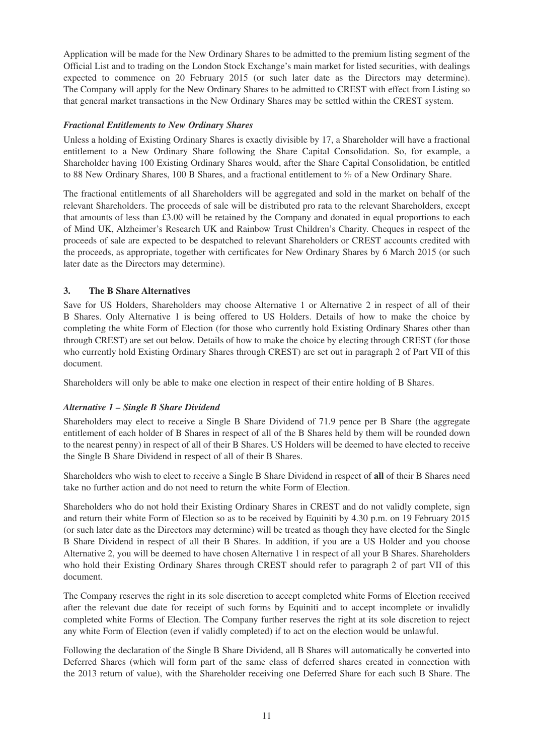Application will be made for the New Ordinary Shares to be admitted to the premium listing segment of the Official List and to trading on the London Stock Exchange's main market for listed securities, with dealings expected to commence on 20 February 2015 (or such later date as the Directors may determine). The Company will apply for the New Ordinary Shares to be admitted to CREST with effect from Listing so that general market transactions in the New Ordinary Shares may be settled within the CREST system.

### *Fractional Entitlements to New Ordinary Shares*

Unless a holding of Existing Ordinary Shares is exactly divisible by 17, a Shareholder will have a fractional entitlement to a New Ordinary Share following the Share Capital Consolidation. So, for example, a Shareholder having 100 Existing Ordinary Shares would, after the Share Capital Consolidation, be entitled to 88 New Ordinary Shares, 100 B Shares, and a fractional entitlement to 4/17 of a New Ordinary Share.

The fractional entitlements of all Shareholders will be aggregated and sold in the market on behalf of the relevant Shareholders. The proceeds of sale will be distributed pro rata to the relevant Shareholders, except that amounts of less than £3.00 will be retained by the Company and donated in equal proportions to each of Mind UK, Alzheimer's Research UK and Rainbow Trust Children's Charity. Cheques in respect of the proceeds of sale are expected to be despatched to relevant Shareholders or CREST accounts credited with the proceeds, as appropriate, together with certificates for New Ordinary Shares by 6 March 2015 (or such later date as the Directors may determine).

## 3. The B Share Alternatives

Save for US Holders, Shareholders may choose Alternative 1 or Alternative 2 in respect of all of their B Shares. Only Alternative 1 is being offered to US Holders. Details of how to make the choice by completing the white Form of Election (for those who currently hold Existing Ordinary Shares other than through CREST) are set out below. Details of how to make the choice by electing through CREST (for those who currently hold Existing Ordinary Shares through CREST) are set out in paragraph 2 of Part VII of this document.

Shareholders will only be able to make one election in respect of their entire holding of B Shares.

### *Alternative 1 – Single B Share Dividend*

Shareholders may elect to receive a Single B Share Dividend of 71.9 pence per B Share (the aggregate entitlement of each holder of B Shares in respect of all of the B Shares held by them will be rounded down to the nearest penny) in respect of all of their B Shares. US Holders will be deemed to have elected to receive the Single B Share Dividend in respect of all of their B Shares.

Shareholders who wish to elect to receive a Single B Share Dividend in respect of **all** of their B Shares need take no further action and do not need to return the white Form of Election.

Shareholders who do not hold their Existing Ordinary Shares in CREST and do not validly complete, sign and return their white Form of Election so as to be received by Equiniti by 4.30 p.m. on 19 February 2015 (or such later date as the Directors may determine) will be treated as though they have elected for the Single B Share Dividend in respect of all their B Shares. In addition, if you are a US Holder and you choose Alternative 2, you will be deemed to have chosen Alternative 1 in respect of all your B Shares. Shareholders who hold their Existing Ordinary Shares through CREST should refer to paragraph 2 of part VII of this document.

The Company reserves the right in its sole discretion to accept completed white Forms of Election received after the relevant due date for receipt of such forms by Equiniti and to accept incomplete or invalidly completed white Forms of Election. The Company further reserves the right at its sole discretion to reject any white Form of Election (even if validly completed) if to act on the election would be unlawful.

Following the declaration of the Single B Share Dividend, all B Shares will automatically be converted into Deferred Shares (which will form part of the same class of deferred shares created in connection with the 2013 return of value), with the Shareholder receiving one Deferred Share for each such B Share. The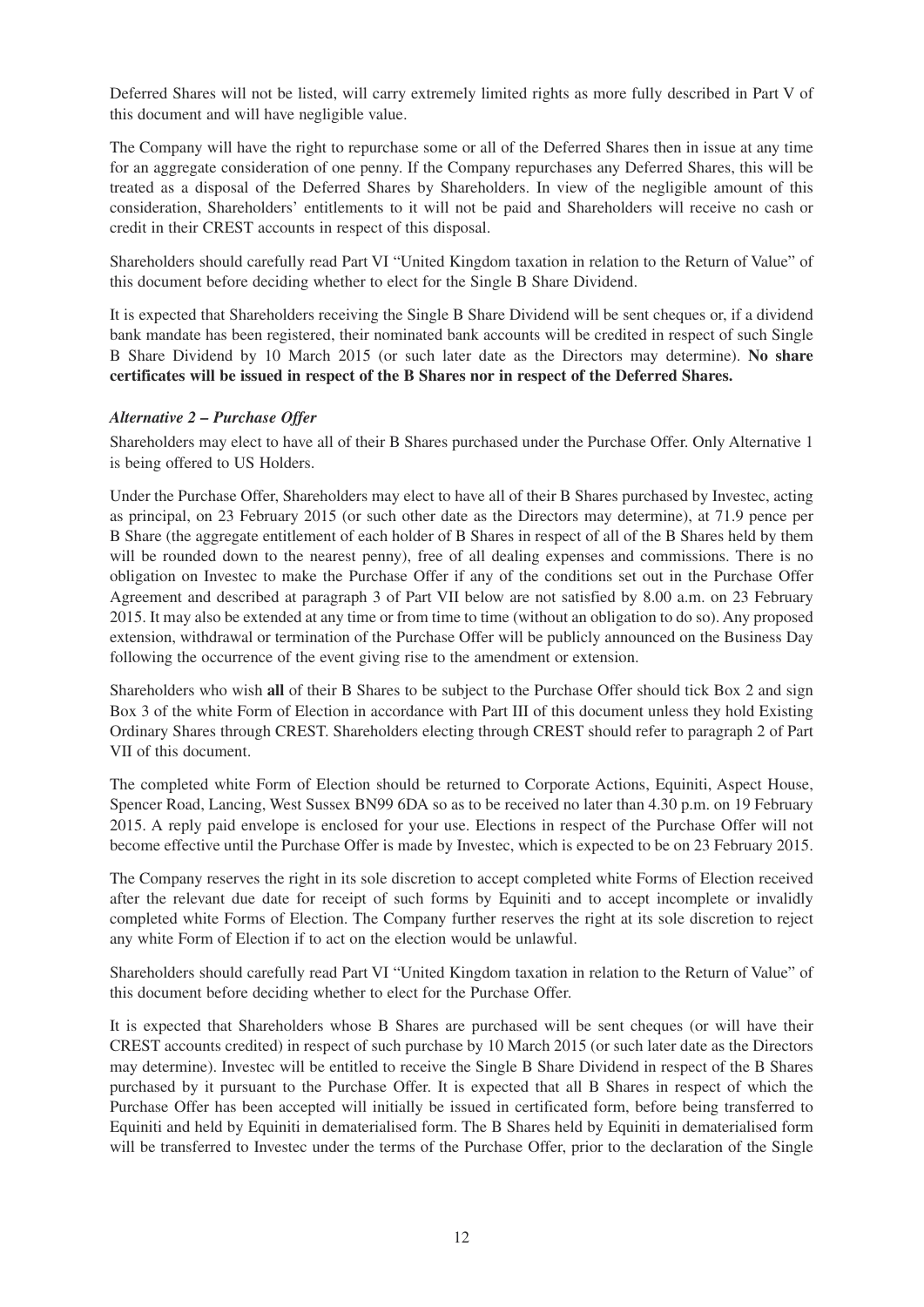Deferred Shares will not be listed, will carry extremely limited rights as more fully described in Part V of this document and will have negligible value.

The Company will have the right to repurchase some or all of the Deferred Shares then in issue at any time for an aggregate consideration of one penny. If the Company repurchases any Deferred Shares, this will be treated as a disposal of the Deferred Shares by Shareholders. In view of the negligible amount of this consideration, Shareholders' entitlements to it will not be paid and Shareholders will receive no cash or credit in their CREST accounts in respect of this disposal.

Shareholders should carefully read Part VI "United Kingdom taxation in relation to the Return of Value" of this document before deciding whether to elect for the Single B Share Dividend.

It is expected that Shareholders receiving the Single B Share Dividend will be sent cheques or, if a dividend bank mandate has been registered, their nominated bank accounts will be credited in respect of such Single B Share Dividend by 10 March 2015 (or such later date as the Directors may determine). **No share certificates will be issued in respect of the B Shares nor in respect of the Deferred Shares.**

***Alternative 2 – Purchase Offer***

Shareholders may elect to have all of their B Shares purchased under the Purchase Offer. Only Alternative 1 is being offered to US Holders.

Under the Purchase Offer, Shareholders may elect to have all of their B Shares purchased by Investec, acting as principal, on 23 February 2015 (or such other date as the Directors may determine), at 71.9 pence per B Share (the aggregate entitlement of each holder of B Shares in respect of all of the B Shares held by them will be rounded down to the nearest penny), free of all dealing expenses and commissions. There is no obligation on Investec to make the Purchase Offer if any of the conditions set out in the Purchase Offer Agreement and described at paragraph 3 of Part VII below are not satisfied by 8.00 a.m. on 23 February 2015. It may also be extended at any time or from time to time (without an obligation to do so). Any proposed extension, withdrawal or termination of the Purchase Offer will be publicly announced on the Business Day following the occurrence of the event giving rise to the amendment or extension.

Shareholders who wish **all** of their B Shares to be subject to the Purchase Offer should tick Box 2 and sign Box 3 of the white Form of Election in accordance with Part III of this document unless they hold Existing Ordinary Shares through CREST. Shareholders electing through CREST should refer to paragraph 2 of Part VII of this document.

The completed white Form of Election should be returned to Corporate Actions, Equiniti, Aspect House, Spencer Road, Lancing, West Sussex BN99 6DA so as to be received no later than 4.30 p.m. on 19 February 2015. A reply paid envelope is enclosed for your use. Elections in respect of the Purchase Offer will not become effective until the Purchase Offer is made by Investec, which is expected to be on 23 February 2015.

The Company reserves the right in its sole discretion to accept completed white Forms of Election received after the relevant due date for receipt of such forms by Equiniti and to accept incomplete or invalidly completed white Forms of Election. The Company further reserves the right at its sole discretion to reject any white Form of Election if to act on the election would be unlawful.

Shareholders should carefully read Part VI "United Kingdom taxation in relation to the Return of Value" of this document before deciding whether to elect for the Purchase Offer.

It is expected that Shareholders whose B Shares are purchased will be sent cheques (or will have their CREST accounts credited) in respect of such purchase by 10 March 2015 (or such later date as the Directors may determine). Investec will be entitled to receive the Single B Share Dividend in respect of the B Shares purchased by it pursuant to the Purchase Offer. It is expected that all B Shares in respect of which the Purchase Offer has been accepted will initially be issued in certificated form, before being transferred to Equiniti and held by Equiniti in dematerialised form. The B Shares held by Equiniti in dematerialised form will be transferred to Investec under the terms of the Purchase Offer, prior to the declaration of the Single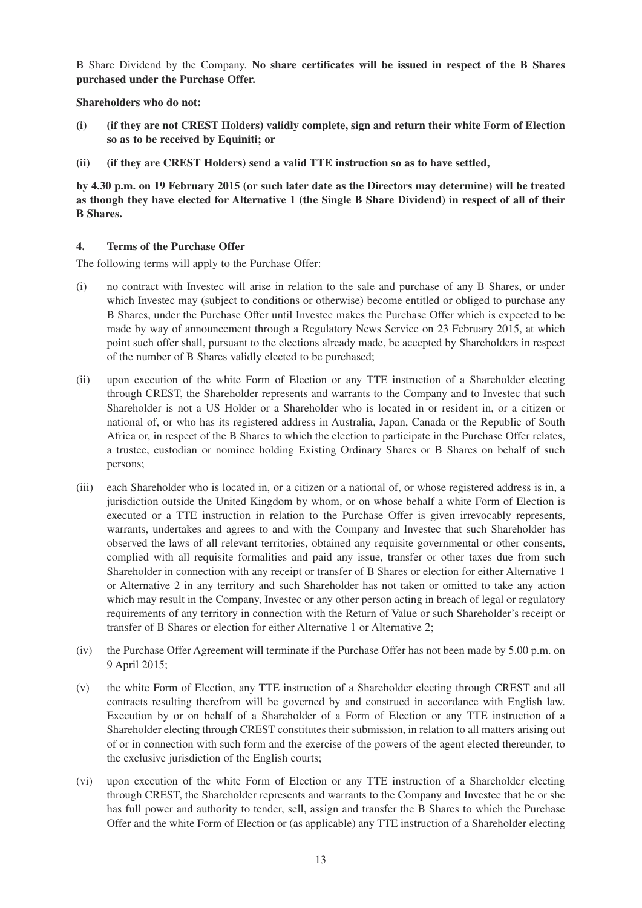B Share Dividend by the Company. **No share certificates will be issued in respect of the B Shares purchased under the Purchase Offer.**

**Shareholders who do not:**

**(i) (if they are not CREST Holders) validly complete, sign and return their white Form of Election so as to be received by Equiniti; or**

**(ii) (if they are CREST Holders) send a valid TTE instruction so as to have settled,**

**by 4.30 p.m. on 19 February 2015 (or such later date as the Directors may determine) will be treated as though they have elected for Alternative 1 (the Single B Share Dividend) in respect of all of their B Shares.**

## 4. Terms of the Purchase Offer

The following terms will apply to the Purchase Offer:

(i) no contract with Investec will arise in relation to the sale and purchase of any B Shares, or under which Investec may (subject to conditions or otherwise) become entitled or obliged to purchase any B Shares, under the Purchase Offer until Investec makes the Purchase Offer which is expected to be made by way of announcement through a Regulatory News Service on 23 February 2015, at which point such offer shall, pursuant to the elections already made, be accepted by Shareholders in respect of the number of B Shares validly elected to be purchased;

(ii) upon execution of the white Form of Election or any TTE instruction of a Shareholder electing through CREST, the Shareholder represents and warrants to the Company and to Investec that such Shareholder is not a US Holder or a Shareholder who is located in or resident in, or a citizen or national of, or who has its registered address in Australia, Japan, Canada or the Republic of South Africa or, in respect of the B Shares to which the election to participate in the Purchase Offer relates, a trustee, custodian or nominee holding Existing Ordinary Shares or B Shares on behalf of such persons;

(iii) each Shareholder who is located in, or a citizen or a national of, or whose registered address is in, a jurisdiction outside the United Kingdom by whom, or on whose behalf a white Form of Election is executed or a TTE instruction in relation to the Purchase Offer is given irrevocably represents, warrants, undertakes and agrees to and with the Company and Investec that such Shareholder has observed the laws of all relevant territories, obtained any requisite governmental or other consents, complied with all requisite formalities and paid any issue, transfer or other taxes due from such Shareholder in connection with any receipt or transfer of B Shares or election for either Alternative 1 or Alternative 2 in any territory and such Shareholder has not taken or omitted to take any action which may result in the Company, Investec or any other person acting in breach of legal or regulatory requirements of any territory in connection with the Return of Value or such Shareholder's receipt or transfer of B Shares or election for either Alternative 1 or Alternative 2;

(iv) the Purchase Offer Agreement will terminate if the Purchase Offer has not been made by 5.00 p.m. on 9 April 2015;

(v) the white Form of Election, any TTE instruction of a Shareholder electing through CREST and all contracts resulting therefrom will be governed by and construed in accordance with English law. Execution by or on behalf of a Shareholder of a Form of Election or any TTE instruction of a Shareholder electing through CREST constitutes their submission, in relation to all matters arising out of or in connection with such form and the exercise of the powers of the agent elected thereunder, to the exclusive jurisdiction of the English courts;

(vi) upon execution of the white Form of Election or any TTE instruction of a Shareholder electing through CREST, the Shareholder represents and warrants to the Company and Investec that he or she has full power and authority to tender, sell, assign and transfer the B Shares to which the Purchase Offer and the white Form of Election or (as applicable) any TTE instruction of a Shareholder electing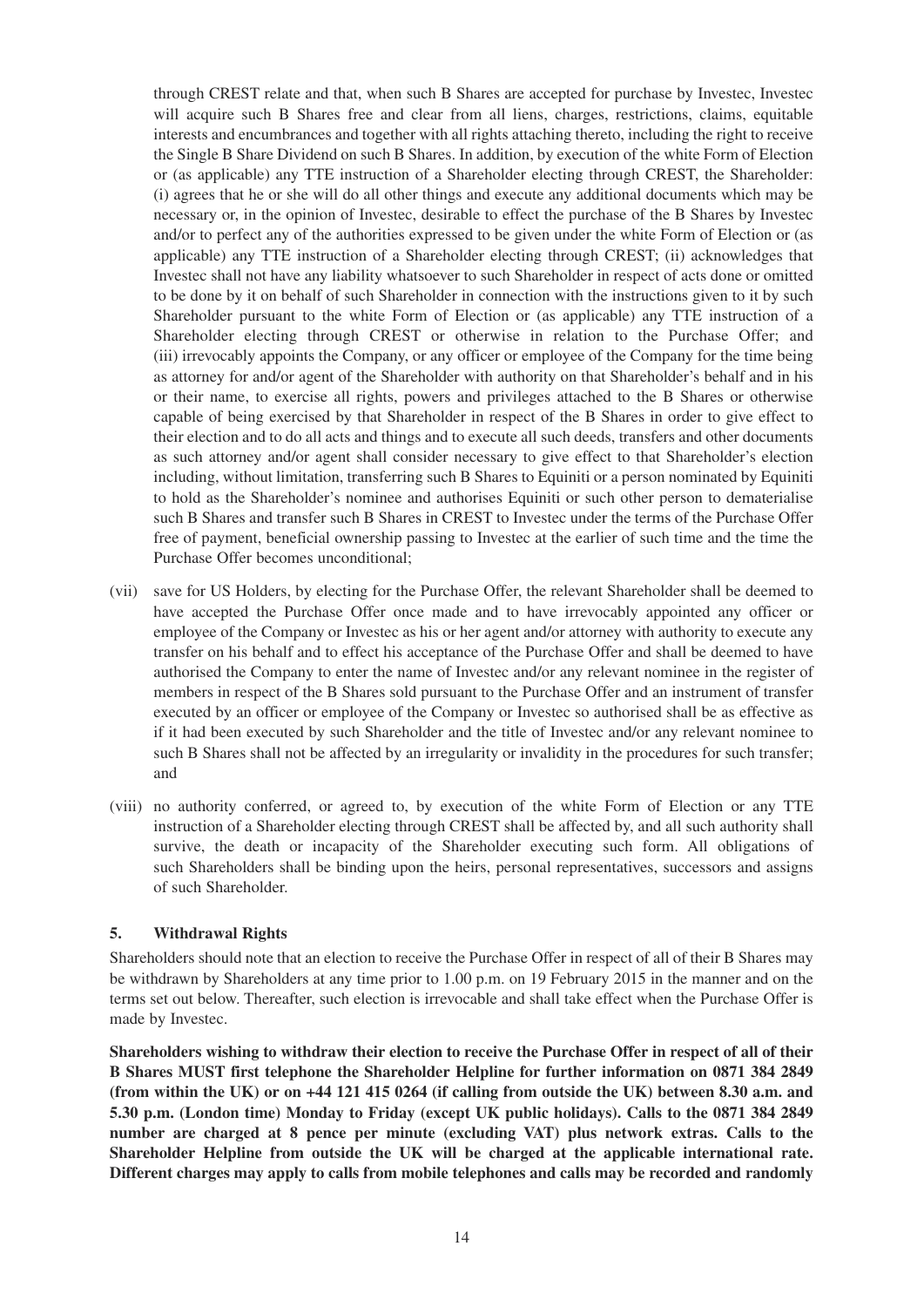through CREST relate and that, when such B Shares are accepted for purchase by Investec, Investec will acquire such B Shares free and clear from all liens, charges, restrictions, claims, equitable interests and encumbrances and together with all rights attaching thereto, including the right to receive the Single B Share Dividend on such B Shares. In addition, by execution of the white Form of Election or (as applicable) any TTE instruction of a Shareholder electing through CREST, the Shareholder: (i) agrees that he or she will do all other things and execute any additional documents which may be necessary or, in the opinion of Investec, desirable to effect the purchase of the B Shares by Investec and/or to perfect any of the authorities expressed to be given under the white Form of Election or (as applicable) any TTE instruction of a Shareholder electing through CREST; (ii) acknowledges that Investec shall not have any liability whatsoever to such Shareholder in respect of acts done or omitted to be done by it on behalf of such Shareholder in connection with the instructions given to it by such Shareholder pursuant to the white Form of Election or (as applicable) any TTE instruction of a Shareholder electing through CREST or otherwise in relation to the Purchase Offer; and (iii) irrevocably appoints the Company, or any officer or employee of the Company for the time being as attorney for and/or agent of the Shareholder with authority on that Shareholder's behalf and in his or their name, to exercise all rights, powers and privileges attached to the B Shares or otherwise capable of being exercised by that Shareholder in respect of the B Shares in order to give effect to their election and to do all acts and things and to execute all such deeds, transfers and other documents as such attorney and/or agent shall consider necessary to give effect to that Shareholder's election including, without limitation, transferring such B Shares to Equiniti or a person nominated by Equiniti to hold as the Shareholder's nominee and authorises Equiniti or such other person to dematerialise such B Shares and transfer such B Shares in CREST to Investec under the terms of the Purchase Offer free of payment, beneficial ownership passing to Investec at the earlier of such time and the time the Purchase Offer becomes unconditional;

(vii) save for US Holders, by electing for the Purchase Offer, the relevant Shareholder shall be deemed to have accepted the Purchase Offer once made and to have irrevocably appointed any officer or employee of the Company or Investec as his or her agent and/or attorney with authority to execute any transfer on his behalf and to effect his acceptance of the Purchase Offer and shall be deemed to have authorised the Company to enter the name of Investec and/or any relevant nominee in the register of members in respect of the B Shares sold pursuant to the Purchase Offer and an instrument of transfer executed by an officer or employee of the Company or Investec so authorised shall be as effective as if it had been executed by such Shareholder and the title of Investec and/or any relevant nominee to such B Shares shall not be affected by an irregularity or invalidity in the procedures for such transfer; and

(viii) no authority conferred, or agreed to, by execution of the white Form of Election or any TTE instruction of a Shareholder electing through CREST shall be affected by, and all such authority shall survive, the death or incapacity of the Shareholder executing such form. All obligations of such Shareholders shall be binding upon the heirs, personal representatives, successors and assigns of such Shareholder.

### 5. Withdrawal Rights

Shareholders should note that an election to receive the Purchase Offer in respect of all of their B Shares may be withdrawn by Shareholders at any time prior to 1.00 p.m. on 19 February 2015 in the manner and on the terms set out below. Thereafter, such election is irrevocable and shall take effect when the Purchase Offer is made by Investec.

**Shareholders wishing to withdraw their election to receive the Purchase Offer in respect of all of their B Shares MUST first telephone the Shareholder Helpline for further information on 0871 384 2849 (from within the UK) or on +44 121 415 0264 (if calling from outside the UK) between 8.30 a.m. and 5.30 p.m. (London time) Monday to Friday (except UK public holidays). Calls to the 0871 384 2849 number are charged at 8 pence per minute (excluding VAT) plus network extras. Calls to the Shareholder Helpline from outside the UK will be charged at the applicable international rate. Different charges may apply to calls from mobile telephones and calls may be recorded and randomly**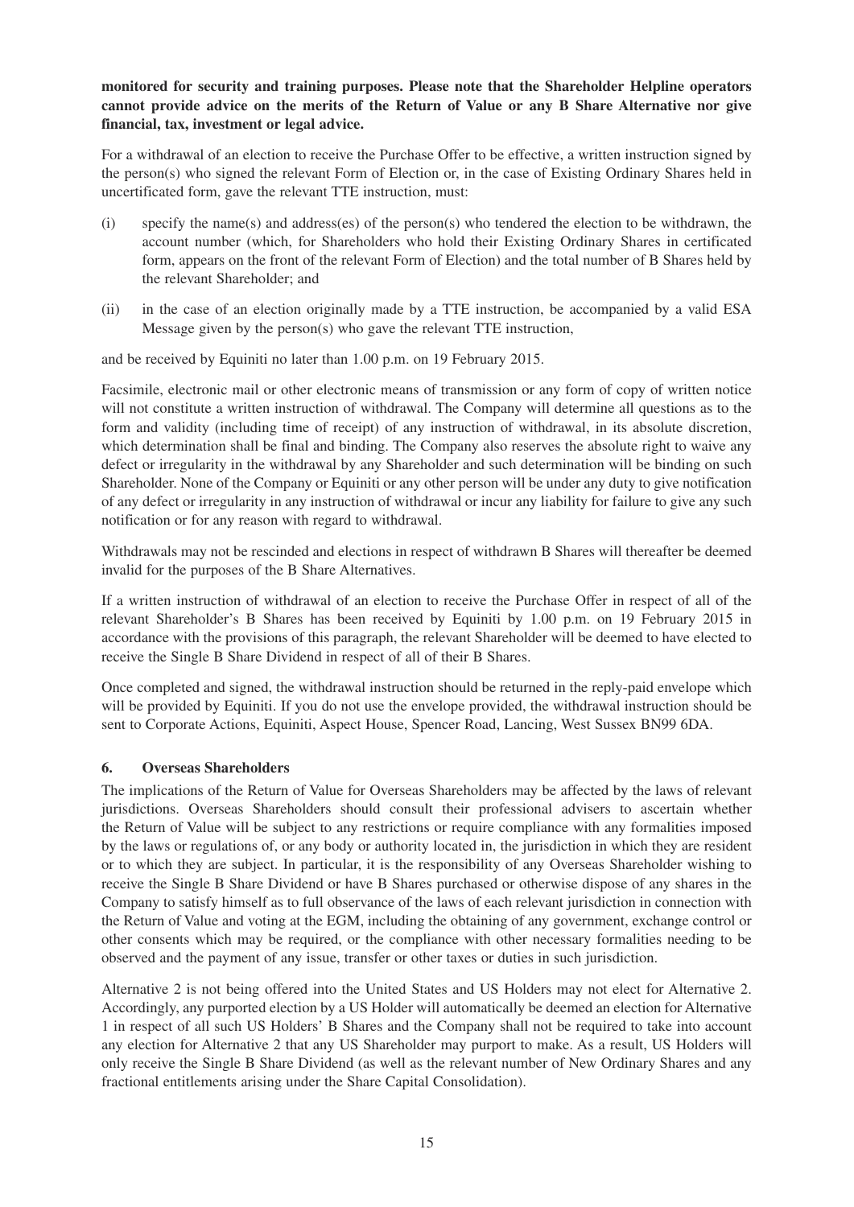**monitored for security and training purposes. Please note that the Shareholder Helpline operators cannot provide advice on the merits of the Return of Value or any B Share Alternative nor give financial, tax, investment or legal advice.**

For a withdrawal of an election to receive the Purchase Offer to be effective, a written instruction signed by the person(s) who signed the relevant Form of Election or, in the case of Existing Ordinary Shares held in uncertificated form, gave the relevant TTE instruction, must:

(i) specify the name(s) and address(es) of the person(s) who tendered the election to be withdrawn, the account number (which, for Shareholders who hold their Existing Ordinary Shares in certificated form, appears on the front of the relevant Form of Election) and the total number of B Shares held by the relevant Shareholder; and

(ii) in the case of an election originally made by a TTE instruction, be accompanied by a valid ESA Message given by the person(s) who gave the relevant TTE instruction,

and be received by Equiniti no later than 1.00 p.m. on 19 February 2015.

Facsimile, electronic mail or other electronic means of transmission or any form of copy of written notice will not constitute a written instruction of withdrawal. The Company will determine all questions as to the form and validity (including time of receipt) of any instruction of withdrawal, in its absolute discretion, which determination shall be final and binding. The Company also reserves the absolute right to waive any defect or irregularity in the withdrawal by any Shareholder and such determination will be binding on such Shareholder. None of the Company or Equiniti or any other person will be under any duty to give notification of any defect or irregularity in any instruction of withdrawal or incur any liability for failure to give any such notification or for any reason with regard to withdrawal.

Withdrawals may not be rescinded and elections in respect of withdrawn B Shares will thereafter be deemed invalid for the purposes of the B Share Alternatives.

If a written instruction of withdrawal of an election to receive the Purchase Offer in respect of all of the relevant Shareholder's B Shares has been received by Equiniti by 1.00 p.m. on 19 February 2015 in accordance with the provisions of this paragraph, the relevant Shareholder will be deemed to have elected to receive the Single B Share Dividend in respect of all of their B Shares.

Once completed and signed, the withdrawal instruction should be returned in the reply-paid envelope which will be provided by Equiniti. If you do not use the envelope provided, the withdrawal instruction should be sent to Corporate Actions, Equiniti, Aspect House, Spencer Road, Lancing, West Sussex BN99 6DA.

### 6. Overseas Shareholders

The implications of the Return of Value for Overseas Shareholders may be affected by the laws of relevant jurisdictions. Overseas Shareholders should consult their professional advisers to ascertain whether the Return of Value will be subject to any restrictions or require compliance with any formalities imposed by the laws or regulations of, or any body or authority located in, the jurisdiction in which they are resident or to which they are subject. In particular, it is the responsibility of any Overseas Shareholder wishing to receive the Single B Share Dividend or have B Shares purchased or otherwise dispose of any shares in the Company to satisfy himself as to full observance of the laws of each relevant jurisdiction in connection with the Return of Value and voting at the EGM, including the obtaining of any government, exchange control or other consents which may be required, or the compliance with other necessary formalities needing to be observed and the payment of any issue, transfer or other taxes or duties in such jurisdiction.

Alternative 2 is not being offered into the United States and US Holders may not elect for Alternative 2. Accordingly, any purported election by a US Holder will automatically be deemed an election for Alternative 1 in respect of all such US Holders' B Shares and the Company shall not be required to take into account any election for Alternative 2 that any US Shareholder may purport to make. As a result, US Holders will only receive the Single B Share Dividend (as well as the relevant number of New Ordinary Shares and any fractional entitlements arising under the Share Capital Consolidation).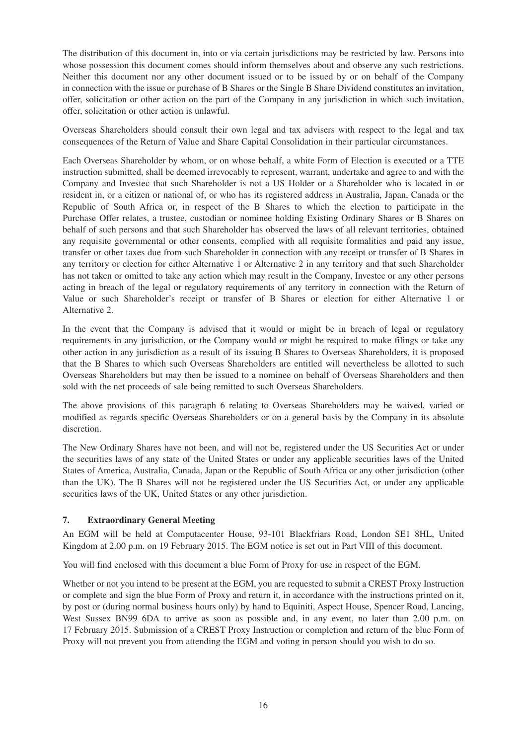The distribution of this document in, into or via certain jurisdictions may be restricted by law. Persons into whose possession this document comes should inform themselves about and observe any such restrictions. Neither this document nor any other document issued or to be issued by or on behalf of the Company in connection with the issue or purchase of B Shares or the Single B Share Dividend constitutes an invitation, offer, solicitation or other action on the part of the Company in any jurisdiction in which such invitation, offer, solicitation or other action is unlawful.

Overseas Shareholders should consult their own legal and tax advisers with respect to the legal and tax consequences of the Return of Value and Share Capital Consolidation in their particular circumstances.

Each Overseas Shareholder by whom, or on whose behalf, a white Form of Election is executed or a TTE instruction submitted, shall be deemed irrevocably to represent, warrant, undertake and agree to and with the Company and Investec that such Shareholder is not a US Holder or a Shareholder who is located in or resident in, or a citizen or national of, or who has its registered address in Australia, Japan, Canada or the Republic of South Africa or, in respect of the B Shares to which the election to participate in the Purchase Offer relates, a trustee, custodian or nominee holding Existing Ordinary Shares or B Shares on behalf of such persons and that such Shareholder has observed the laws of all relevant territories, obtained any requisite governmental or other consents, complied with all requisite formalities and paid any issue, transfer or other taxes due from such Shareholder in connection with any receipt or transfer of B Shares in any territory or election for either Alternative 1 or Alternative 2 in any territory and that such Shareholder has not taken or omitted to take any action which may result in the Company, Investec or any other persons acting in breach of the legal or regulatory requirements of any territory in connection with the Return of Value or such Shareholder's receipt or transfer of B Shares or election for either Alternative 1 or Alternative 2.

In the event that the Company is advised that it would or might be in breach of legal or regulatory requirements in any jurisdiction, or the Company would or might be required to make filings or take any other action in any jurisdiction as a result of its issuing B Shares to Overseas Shareholders, it is proposed that the B Shares to which such Overseas Shareholders are entitled will nevertheless be allotted to such Overseas Shareholders but may then be issued to a nominee on behalf of Overseas Shareholders and then sold with the net proceeds of sale being remitted to such Overseas Shareholders.

The above provisions of this paragraph 6 relating to Overseas Shareholders may be waived, varied or modified as regards specific Overseas Shareholders or on a general basis by the Company in its absolute discretion.

The New Ordinary Shares have not been, and will not be, registered under the US Securities Act or under the securities laws of any state of the United States or under any applicable securities laws of the United States of America, Australia, Canada, Japan or the Republic of South Africa or any other jurisdiction (other than the UK). The B Shares will not be registered under the US Securities Act, or under any applicable securities laws of the UK, United States or any other jurisdiction.

## 7. Extraordinary General Meeting

An EGM will be held at Computacenter House, 93-101 Blackfriars Road, London SE1 8HL, United Kingdom at 2.00 p.m. on 19 February 2015. The EGM notice is set out in Part VIII of this document.

You will find enclosed with this document a blue Form of Proxy for use in respect of the EGM.

Whether or not you intend to be present at the EGM, you are requested to submit a CREST Proxy Instruction or complete and sign the blue Form of Proxy and return it, in accordance with the instructions printed on it, by post or (during normal business hours only) by hand to Equiniti, Aspect House, Spencer Road, Lancing, West Sussex BN99 6DA to arrive as soon as possible and, in any event, no later than 2.00 p.m. on 17 February 2015. Submission of a CREST Proxy Instruction or completion and return of the blue Form of Proxy will not prevent you from attending the EGM and voting in person should you wish to do so.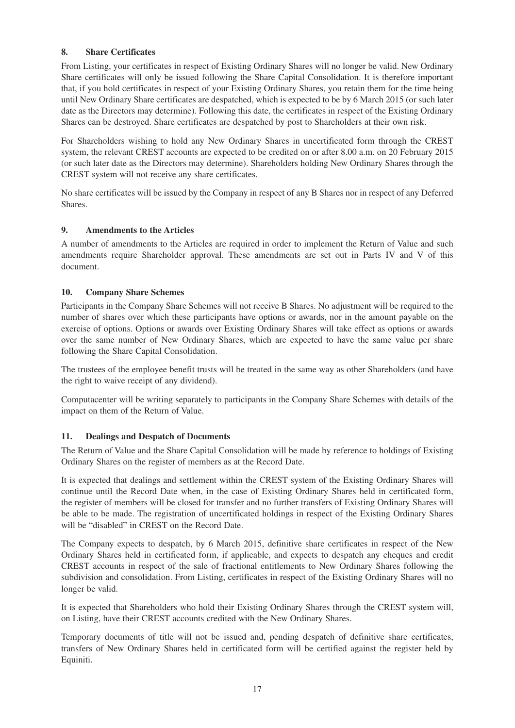## 8. Share Certificates

From Listing, your certificates in respect of Existing Ordinary Shares will no longer be valid. New Ordinary Share certificates will only be issued following the Share Capital Consolidation. It is therefore important that, if you hold certificates in respect of your Existing Ordinary Shares, you retain them for the time being until New Ordinary Share certificates are despatched, which is expected to be by 6 March 2015 (or such later date as the Directors may determine). Following this date, the certificates in respect of the Existing Ordinary Shares can be destroyed. Share certificates are despatched by post to Shareholders at their own risk.

For Shareholders wishing to hold any New Ordinary Shares in uncertificated form through the CREST system, the relevant CREST accounts are expected to be credited on or after 8.00 a.m. on 20 February 2015 (or such later date as the Directors may determine). Shareholders holding New Ordinary Shares through the CREST system will not receive any share certificates.

No share certificates will be issued by the Company in respect of any B Shares nor in respect of any Deferred Shares.

## 9. Amendments to the Articles

A number of amendments to the Articles are required in order to implement the Return of Value and such amendments require Shareholder approval. These amendments are set out in Parts IV and V of this document.

## 10. Company Share Schemes

Participants in the Company Share Schemes will not receive B Shares. No adjustment will be required to the number of shares over which these participants have options or awards, nor in the amount payable on the exercise of options. Options or awards over Existing Ordinary Shares will take effect as options or awards over the same number of New Ordinary Shares, which are expected to have the same value per share following the Share Capital Consolidation.

The trustees of the employee benefit trusts will be treated in the same way as other Shareholders (and have the right to waive receipt of any dividend).

Computacenter will be writing separately to participants in the Company Share Schemes with details of the impact on them of the Return of Value.

## 11. Dealings and Despatch of Documents

The Return of Value and the Share Capital Consolidation will be made by reference to holdings of Existing Ordinary Shares on the register of members as at the Record Date.

It is expected that dealings and settlement within the CREST system of the Existing Ordinary Shares will continue until the Record Date when, in the case of Existing Ordinary Shares held in certificated form, the register of members will be closed for transfer and no further transfers of Existing Ordinary Shares will be able to be made. The registration of uncertificated holdings in respect of the Existing Ordinary Shares will be "disabled" in CREST on the Record Date.

The Company expects to despatch, by 6 March 2015, definitive share certificates in respect of the New Ordinary Shares held in certificated form, if applicable, and expects to despatch any cheques and credit CREST accounts in respect of the sale of fractional entitlements to New Ordinary Shares following the subdivision and consolidation. From Listing, certificates in respect of the Existing Ordinary Shares will no longer be valid.

It is expected that Shareholders who hold their Existing Ordinary Shares through the CREST system will, on Listing, have their CREST accounts credited with the New Ordinary Shares.

Temporary documents of title will not be issued and, pending despatch of definitive share certificates, transfers of New Ordinary Shares held in certificated form will be certified against the register held by Equiniti.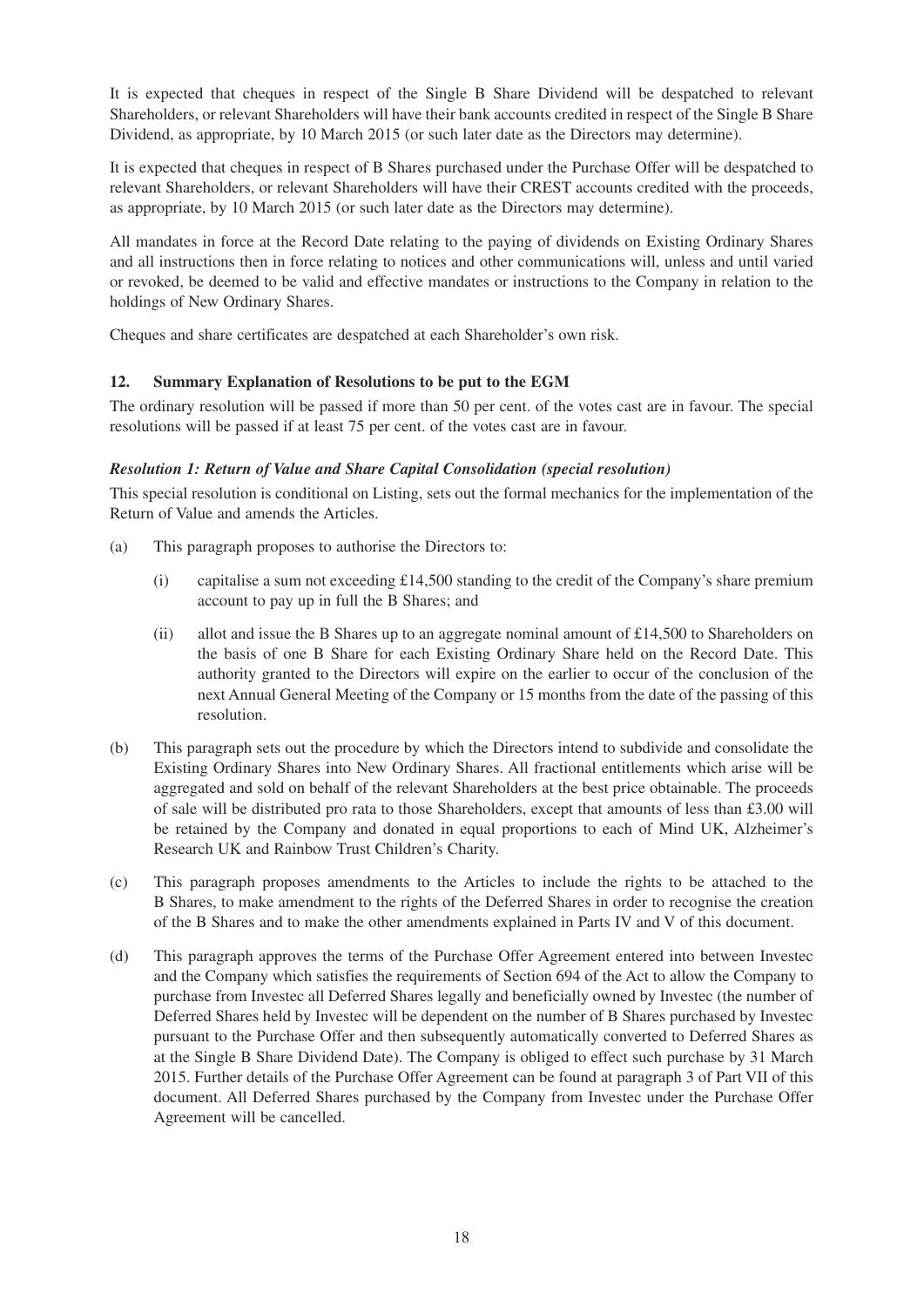It is expected that cheques in respect of the Single B Share Dividend will be despatched to relevant Shareholders, or relevant Shareholders will have their bank accounts credited in respect of the Single B Share Dividend, as appropriate, by 10 March 2015 (or such later date as the Directors may determine).

It is expected that cheques in respect of B Shares purchased under the Purchase Offer will be despatched to relevant Shareholders, or relevant Shareholders will have their CREST accounts credited with the proceeds, as appropriate, by 10 March 2015 (or such later date as the Directors may determine).

All mandates in force at the Record Date relating to the paying of dividends on Existing Ordinary Shares and all instructions then in force relating to notices and other communications will, unless and until varied or revoked, be deemed to be valid and effective mandates or instructions to the Company in relation to the holdings of New Ordinary Shares.

Cheques and share certificates are despatched at each Shareholder's own risk.

## 12. Summary Explanation of Resolutions to be put to the EGM

The ordinary resolution will be passed if more than 50 per cent. of the votes cast are in favour. The special resolutions will be passed if at least 75 per cent. of the votes cast are in favour.

***Resolution 1: Return of Value and Share Capital Consolidation (special resolution)***

This special resolution is conditional on Listing, sets out the formal mechanics for the implementation of the Return of Value and amends the Articles.

(a) This paragraph proposes to authorise the Directors to:

  (i) capitalise a sum not exceeding £14,500 standing to the credit of the Company's share premium account to pay up in full the B Shares; and

  (ii) allot and issue the B Shares up to an aggregate nominal amount of £14,500 to Shareholders on the basis of one B Share for each Existing Ordinary Share held on the Record Date. This authority granted to the Directors will expire on the earlier to occur of the conclusion of the next Annual General Meeting of the Company or 15 months from the date of the passing of this resolution.

(b) This paragraph sets out the procedure by which the Directors intend to subdivide and consolidate the Existing Ordinary Shares into New Ordinary Shares. All fractional entitlements which arise will be aggregated and sold on behalf of the relevant Shareholders at the best price obtainable. The proceeds of sale will be distributed pro rata to those Shareholders, except that amounts of less than £3.00 will be retained by the Company and donated in equal proportions to each of Mind UK, Alzheimer's Research UK and Rainbow Trust Children's Charity.

(c) This paragraph proposes amendments to the Articles to include the rights to be attached to the B Shares, to make amendment to the rights of the Deferred Shares in order to recognise the creation of the B Shares and to make the other amendments explained in Parts IV and V of this document.

(d) This paragraph approves the terms of the Purchase Offer Agreement entered into between Investec and the Company which satisfies the requirements of Section 694 of the Act to allow the Company to purchase from Investec all Deferred Shares legally and beneficially owned by Investec (the number of Deferred Shares held by Investec will be dependent on the number of B Shares purchased by Investec pursuant to the Purchase Offer and then subsequently automatically converted to Deferred Shares as at the Single B Share Dividend Date). The Company is obliged to effect such purchase by 31 March 2015. Further details of the Purchase Offer Agreement can be found at paragraph 3 of Part VII of this document. All Deferred Shares purchased by the Company from Investec under the Purchase Offer Agreement will be cancelled.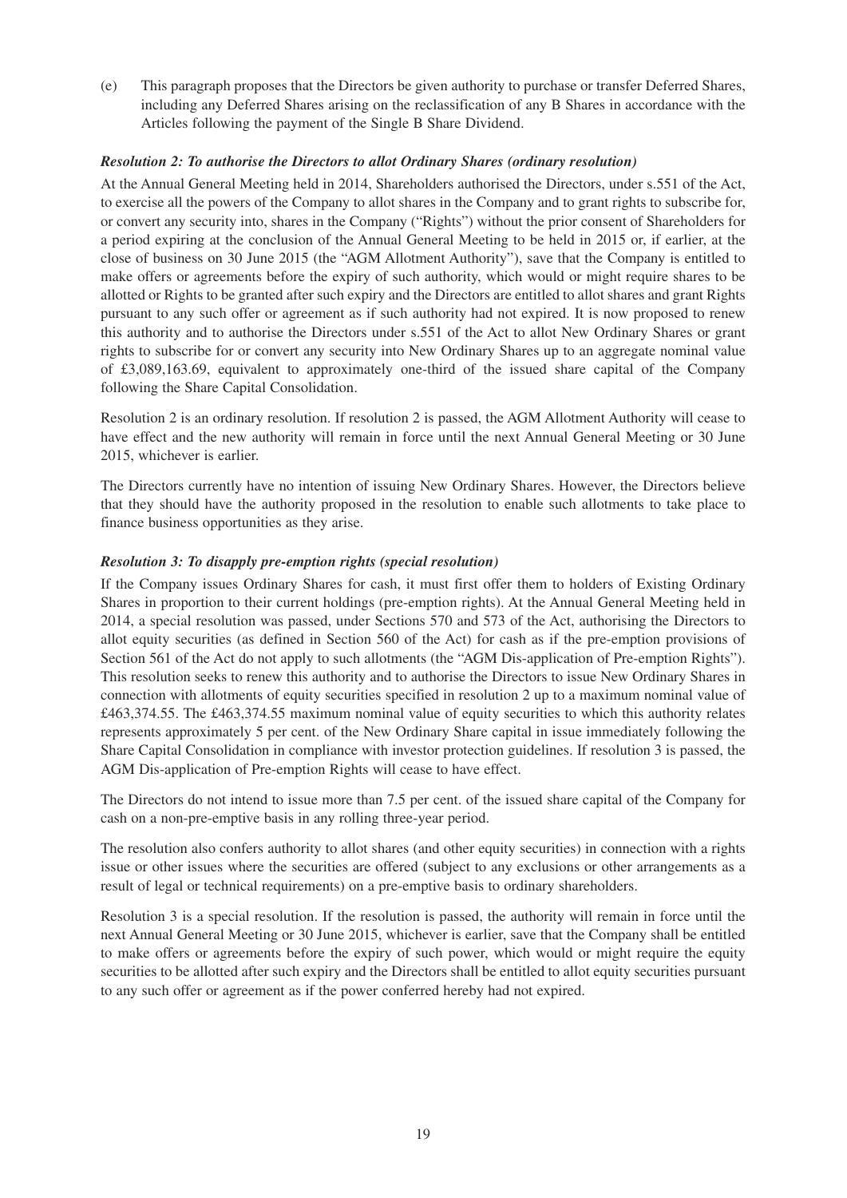(e) This paragraph proposes that the Directors be given authority to purchase or transfer Deferred Shares, including any Deferred Shares arising on the reclassification of any B Shares in accordance with the Articles following the payment of the Single B Share Dividend.

***Resolution 2: To authorise the Directors to allot Ordinary Shares (ordinary resolution)***

At the Annual General Meeting held in 2014, Shareholders authorised the Directors, under s.551 of the Act, to exercise all the powers of the Company to allot shares in the Company and to grant rights to subscribe for, or convert any security into, shares in the Company ("Rights") without the prior consent of Shareholders for a period expiring at the conclusion of the Annual General Meeting to be held in 2015 or, if earlier, at the close of business on 30 June 2015 (the "AGM Allotment Authority"), save that the Company is entitled to make offers or agreements before the expiry of such authority, which would or might require shares to be allotted or Rights to be granted after such expiry and the Directors are entitled to allot shares and grant Rights pursuant to any such offer or agreement as if such authority had not expired. It is now proposed to renew this authority and to authorise the Directors under s.551 of the Act to allot New Ordinary Shares or grant rights to subscribe for or convert any security into New Ordinary Shares up to an aggregate nominal value of £3,089,163.69, equivalent to approximately one-third of the issued share capital of the Company following the Share Capital Consolidation.

Resolution 2 is an ordinary resolution. If resolution 2 is passed, the AGM Allotment Authority will cease to have effect and the new authority will remain in force until the next Annual General Meeting or 30 June 2015, whichever is earlier.

The Directors currently have no intention of issuing New Ordinary Shares. However, the Directors believe that they should have the authority proposed in the resolution to enable such allotments to take place to finance business opportunities as they arise.

***Resolution 3: To disapply pre-emption rights (special resolution)***

If the Company issues Ordinary Shares for cash, it must first offer them to holders of Existing Ordinary Shares in proportion to their current holdings (pre-emption rights). At the Annual General Meeting held in 2014, a special resolution was passed, under Sections 570 and 573 of the Act, authorising the Directors to allot equity securities (as defined in Section 560 of the Act) for cash as if the pre-emption provisions of Section 561 of the Act do not apply to such allotments (the "AGM Dis-application of Pre-emption Rights"). This resolution seeks to renew this authority and to authorise the Directors to issue New Ordinary Shares in connection with allotments of equity securities specified in resolution 2 up to a maximum nominal value of £463,374.55. The £463,374.55 maximum nominal value of equity securities to which this authority relates represents approximately 5 per cent. of the New Ordinary Share capital in issue immediately following the Share Capital Consolidation in compliance with investor protection guidelines. If resolution 3 is passed, the AGM Dis-application of Pre-emption Rights will cease to have effect.

The Directors do not intend to issue more than 7.5 per cent. of the issued share capital of the Company for cash on a non-pre-emptive basis in any rolling three-year period.

The resolution also confers authority to allot shares (and other equity securities) in connection with a rights issue or other issues where the securities are offered (subject to any exclusions or other arrangements as a result of legal or technical requirements) on a pre-emptive basis to ordinary shareholders.

Resolution 3 is a special resolution. If the resolution is passed, the authority will remain in force until the next Annual General Meeting or 30 June 2015, whichever is earlier, save that the Company shall be entitled to make offers or agreements before the expiry of such power, which would or might require the equity securities to be allotted after such expiry and the Directors shall be entitled to allot equity securities pursuant to any such offer or agreement as if the power conferred hereby had not expired.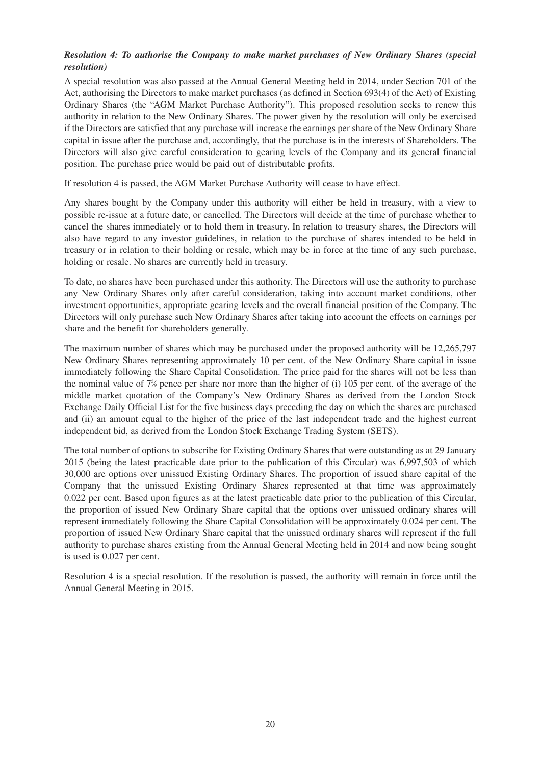***Resolution 4: To authorise the Company to make market purchases of New Ordinary Shares (special resolution)***

A special resolution was also passed at the Annual General Meeting held in 2014, under Section 701 of the Act, authorising the Directors to make market purchases (as defined in Section 693(4) of the Act) of Existing Ordinary Shares (the "AGM Market Purchase Authority"). This proposed resolution seeks to renew this authority in relation to the New Ordinary Shares. The power given by the resolution will only be exercised if the Directors are satisfied that any purchase will increase the earnings per share of the New Ordinary Share capital in issue after the purchase and, accordingly, that the purchase is in the interests of Shareholders. The Directors will also give careful consideration to gearing levels of the Company and its general financial position. The purchase price would be paid out of distributable profits.

If resolution 4 is passed, the AGM Market Purchase Authority will cease to have effect.

Any shares bought by the Company under this authority will either be held in treasury, with a view to possible re-issue at a future date, or cancelled. The Directors will decide at the time of purchase whether to cancel the shares immediately or to hold them in treasury. In relation to treasury shares, the Directors will also have regard to any investor guidelines, in relation to the purchase of shares intended to be held in treasury or in relation to their holding or resale, which may be in force at the time of any such purchase, holding or resale. No shares are currently held in treasury.

To date, no shares have been purchased under this authority. The Directors will use the authority to purchase any New Ordinary Shares only after careful consideration, taking into account market conditions, other investment opportunities, appropriate gearing levels and the overall financial position of the Company. The Directors will only purchase such New Ordinary Shares after taking into account the effects on earnings per share and the benefit for shareholders generally.

The maximum number of shares which may be purchased under the proposed authority will be 12,265,797 New Ordinary Shares representing approximately 10 per cent. of the New Ordinary Share capital in issue immediately following the Share Capital Consolidation. The price paid for the shares will not be less than the nominal value of 7⅓ pence per share nor more than the higher of (i) 105 per cent. of the average of the middle market quotation of the Company's New Ordinary Shares as derived from the London Stock Exchange Daily Official List for the five business days preceding the day on which the shares are purchased and (ii) an amount equal to the higher of the price of the last independent trade and the highest current independent bid, as derived from the London Stock Exchange Trading System (SETS).

The total number of options to subscribe for Existing Ordinary Shares that were outstanding as at 29 January 2015 (being the latest practicable date prior to the publication of this Circular) was 6,997,503 of which 30,000 are options over unissued Existing Ordinary Shares. The proportion of issued share capital of the Company that the unissued Existing Ordinary Shares represented at that time was approximately 0.022 per cent. Based upon figures as at the latest practicable date prior to the publication of this Circular, the proportion of issued New Ordinary Share capital that the options over unissued ordinary shares will represent immediately following the Share Capital Consolidation will be approximately 0.024 per cent. The proportion of issued New Ordinary Share capital that the unissued ordinary shares will represent if the full authority to purchase shares existing from the Annual General Meeting held in 2014 and now being sought is used is 0.027 per cent.

Resolution 4 is a special resolution. If the resolution is passed, the authority will remain in force until the Annual General Meeting in 2015.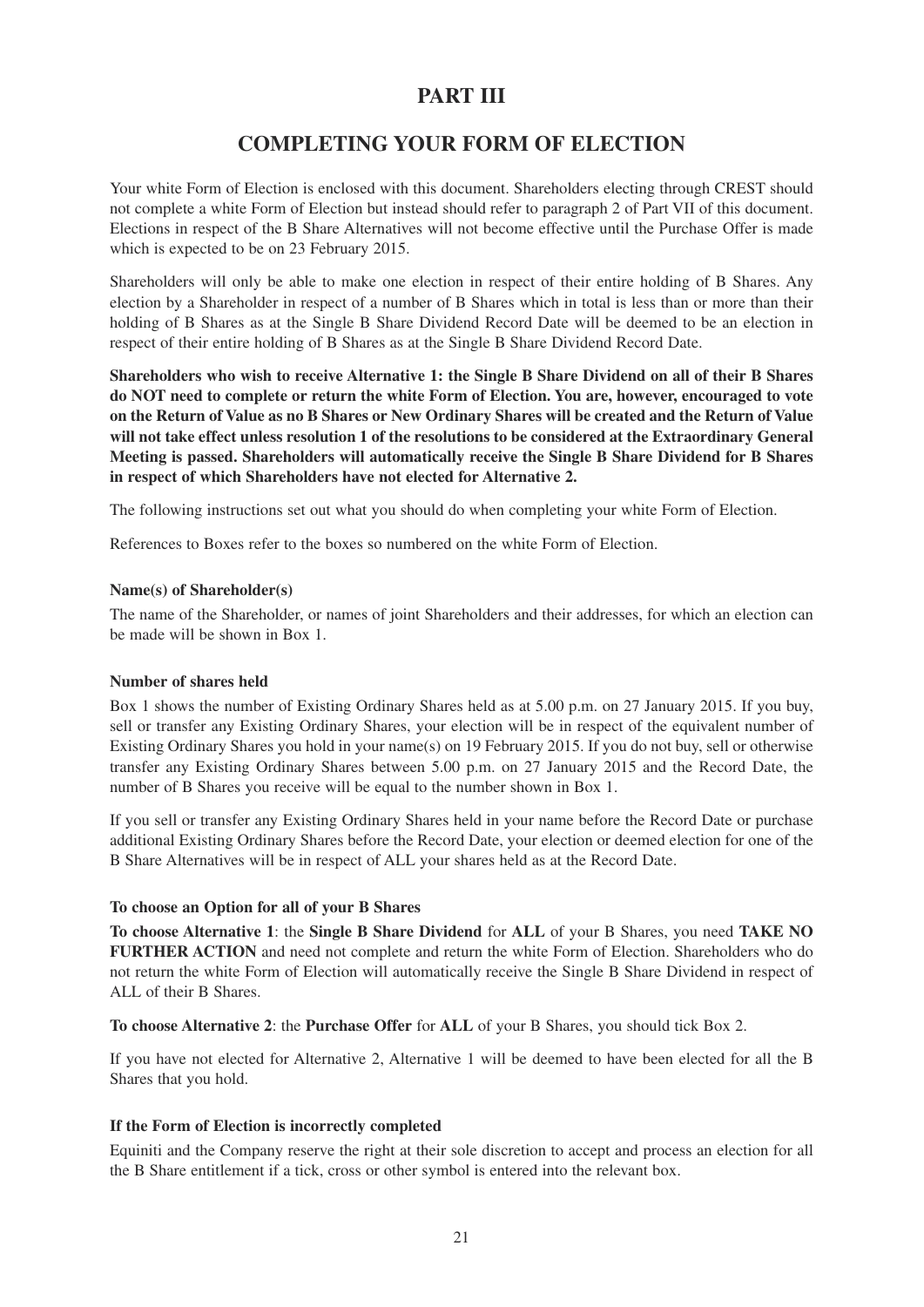# PART III

## COMPLETING YOUR FORM OF ELECTION

Your white Form of Election is enclosed with this document. Shareholders electing through CREST should not complete a white Form of Election but instead should refer to paragraph 2 of Part VII of this document. Elections in respect of the B Share Alternatives will not become effective until the Purchase Offer is made which is expected to be on 23 February 2015.

Shareholders will only be able to make one election in respect of their entire holding of B Shares. Any election by a Shareholder in respect of a number of B Shares which in total is less than or more than their holding of B Shares as at the Single B Share Dividend Record Date will be deemed to be an election in respect of their entire holding of B Shares as at the Single B Share Dividend Record Date.

**Shareholders who wish to receive Alternative 1: the Single B Share Dividend on all of their B Shares do NOT need to complete or return the white Form of Election. You are, however, encouraged to vote on the Return of Value as no B Shares or New Ordinary Shares will be created and the Return of Value will not take effect unless resolution 1 of the resolutions to be considered at the Extraordinary General Meeting is passed. Shareholders will automatically receive the Single B Share Dividend for B Shares in respect of which Shareholders have not elected for Alternative 2.**

The following instructions set out what you should do when completing your white Form of Election.

References to Boxes refer to the boxes so numbered on the white Form of Election.

**Name(s) of Shareholder(s)**

The name of the Shareholder, or names of joint Shareholders and their addresses, for which an election can be made will be shown in Box 1.

**Number of shares held**

Box 1 shows the number of Existing Ordinary Shares held as at 5.00 p.m. on 27 January 2015. If you buy, sell or transfer any Existing Ordinary Shares, your election will be in respect of the equivalent number of Existing Ordinary Shares you hold in your name(s) on 19 February 2015. If you do not buy, sell or otherwise transfer any Existing Ordinary Shares between 5.00 p.m. on 27 January 2015 and the Record Date, the number of B Shares you receive will be equal to the number shown in Box 1.

If you sell or transfer any Existing Ordinary Shares held in your name before the Record Date or purchase additional Existing Ordinary Shares before the Record Date, your election or deemed election for one of the B Share Alternatives will be in respect of ALL your shares held as at the Record Date.

**To choose an Option for all of your B Shares**

**To choose Alternative 1**: the **Single B Share Dividend** for **ALL** of your B Shares, you need **TAKE NO FURTHER ACTION** and need not complete and return the white Form of Election. Shareholders who do not return the white Form of Election will automatically receive the Single B Share Dividend in respect of ALL of their B Shares.

**To choose Alternative 2**: the **Purchase Offer** for **ALL** of your B Shares, you should tick Box 2.

If you have not elected for Alternative 2, Alternative 1 will be deemed to have been elected for all the B Shares that you hold.

**If the Form of Election is incorrectly completed**

Equiniti and the Company reserve the right at their sole discretion to accept and process an election for all the B Share entitlement if a tick, cross or other symbol is entered into the relevant box.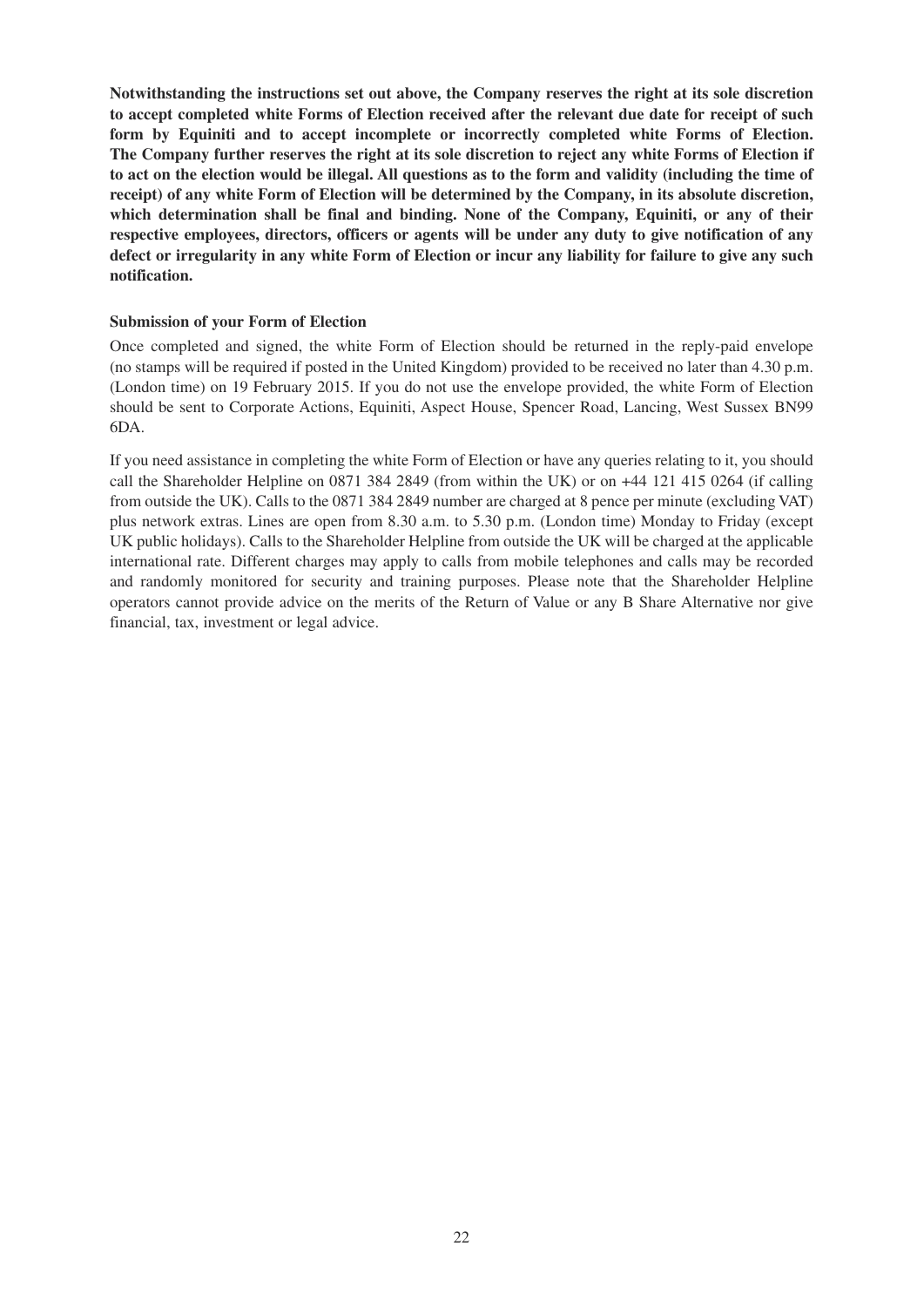**Notwithstanding the instructions set out above, the Company reserves the right at its sole discretion to accept completed white Forms of Election received after the relevant due date for receipt of such form by Equiniti and to accept incomplete or incorrectly completed white Forms of Election. The Company further reserves the right at its sole discretion to reject any white Forms of Election if to act on the election would be illegal. All questions as to the form and validity (including the time of receipt) of any white Form of Election will be determined by the Company, in its absolute discretion, which determination shall be final and binding. None of the Company, Equiniti, or any of their respective employees, directors, officers or agents will be under any duty to give notification of any defect or irregularity in any white Form of Election or incur any liability for failure to give any such notification.**

**Submission of your Form of Election**

Once completed and signed, the white Form of Election should be returned in the reply-paid envelope (no stamps will be required if posted in the United Kingdom) provided to be received no later than 4.30 p.m. (London time) on 19 February 2015. If you do not use the envelope provided, the white Form of Election should be sent to Corporate Actions, Equiniti, Aspect House, Spencer Road, Lancing, West Sussex BN99 6DA.

If you need assistance in completing the white Form of Election or have any queries relating to it, you should call the Shareholder Helpline on 0871 384 2849 (from within the UK) or on +44 121 415 0264 (if calling from outside the UK). Calls to the 0871 384 2849 number are charged at 8 pence per minute (excluding VAT) plus network extras. Lines are open from 8.30 a.m. to 5.30 p.m. (London time) Monday to Friday (except UK public holidays). Calls to the Shareholder Helpline from outside the UK will be charged at the applicable international rate. Different charges may apply to calls from mobile telephones and calls may be recorded and randomly monitored for security and training purposes. Please note that the Shareholder Helpline operators cannot provide advice on the merits of the Return of Value or any B Share Alternative nor give financial, tax, investment or legal advice.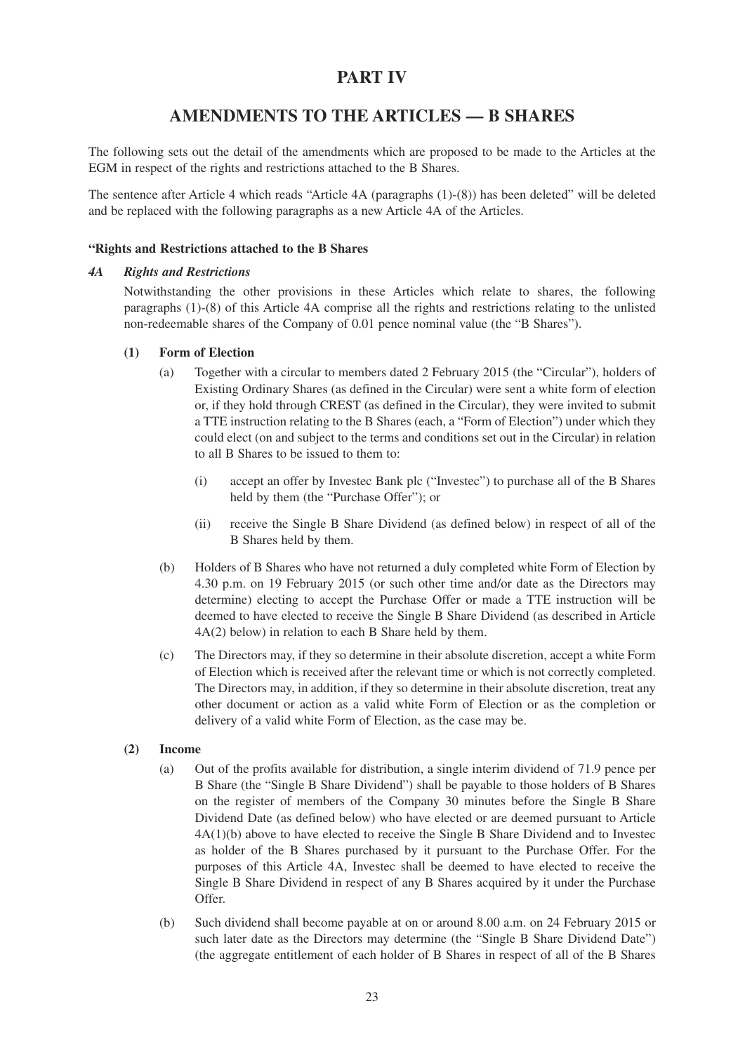# PART IV

## AMENDMENTS TO THE ARTICLES — B SHARES

The following sets out the detail of the amendments which are proposed to be made to the Articles at the EGM in respect of the rights and restrictions attached to the B Shares.

The sentence after Article 4 which reads "Article 4A (paragraphs (1)-(8)) has been deleted" will be deleted and be replaced with the following paragraphs as a new Article 4A of the Articles.

**"Rights and Restrictions attached to the B Shares**

***4A Rights and Restrictions***

Notwithstanding the other provisions in these Articles which relate to shares, the following paragraphs (1)-(8) of this Article 4A comprise all the rights and restrictions relating to the unlisted non-redeemable shares of the Company of 0.01 pence nominal value (the "B Shares").

**(1) Form of Election**

(a) Together with a circular to members dated 2 February 2015 (the "Circular"), holders of Existing Ordinary Shares (as defined in the Circular) were sent a white form of election or, if they hold through CREST (as defined in the Circular), they were invited to submit a TTE instruction relating to the B Shares (each, a "Form of Election") under which they could elect (on and subject to the terms and conditions set out in the Circular) in relation to all B Shares to be issued to them to:

(i) accept an offer by Investec Bank plc ("Investec") to purchase all of the B Shares held by them (the "Purchase Offer"); or

(ii) receive the Single B Share Dividend (as defined below) in respect of all of the B Shares held by them.

(b) Holders of B Shares who have not returned a duly completed white Form of Election by 4.30 p.m. on 19 February 2015 (or such other time and/or date as the Directors may determine) electing to accept the Purchase Offer or made a TTE instruction will be deemed to have elected to receive the Single B Share Dividend (as described in Article 4A(2) below) in relation to each B Share held by them.

(c) The Directors may, if they so determine in their absolute discretion, accept a white Form of Election which is received after the relevant time or which is not correctly completed. The Directors may, in addition, if they so determine in their absolute discretion, treat any other document or action as a valid white Form of Election or as the completion or delivery of a valid white Form of Election, as the case may be.

**(2) Income**

(a) Out of the profits available for distribution, a single interim dividend of 71.9 pence per B Share (the "Single B Share Dividend") shall be payable to those holders of B Shares on the register of members of the Company 30 minutes before the Single B Share Dividend Date (as defined below) who have elected or are deemed pursuant to Article 4A(1)(b) above to have elected to receive the Single B Share Dividend and to Investec as holder of the B Shares purchased by it pursuant to the Purchase Offer. For the purposes of this Article 4A, Investec shall be deemed to have elected to receive the Single B Share Dividend in respect of any B Shares acquired by it under the Purchase Offer.

(b) Such dividend shall become payable at on or around 8.00 a.m. on 24 February 2015 or such later date as the Directors may determine (the "Single B Share Dividend Date") (the aggregate entitlement of each holder of B Shares in respect of all of the B Shares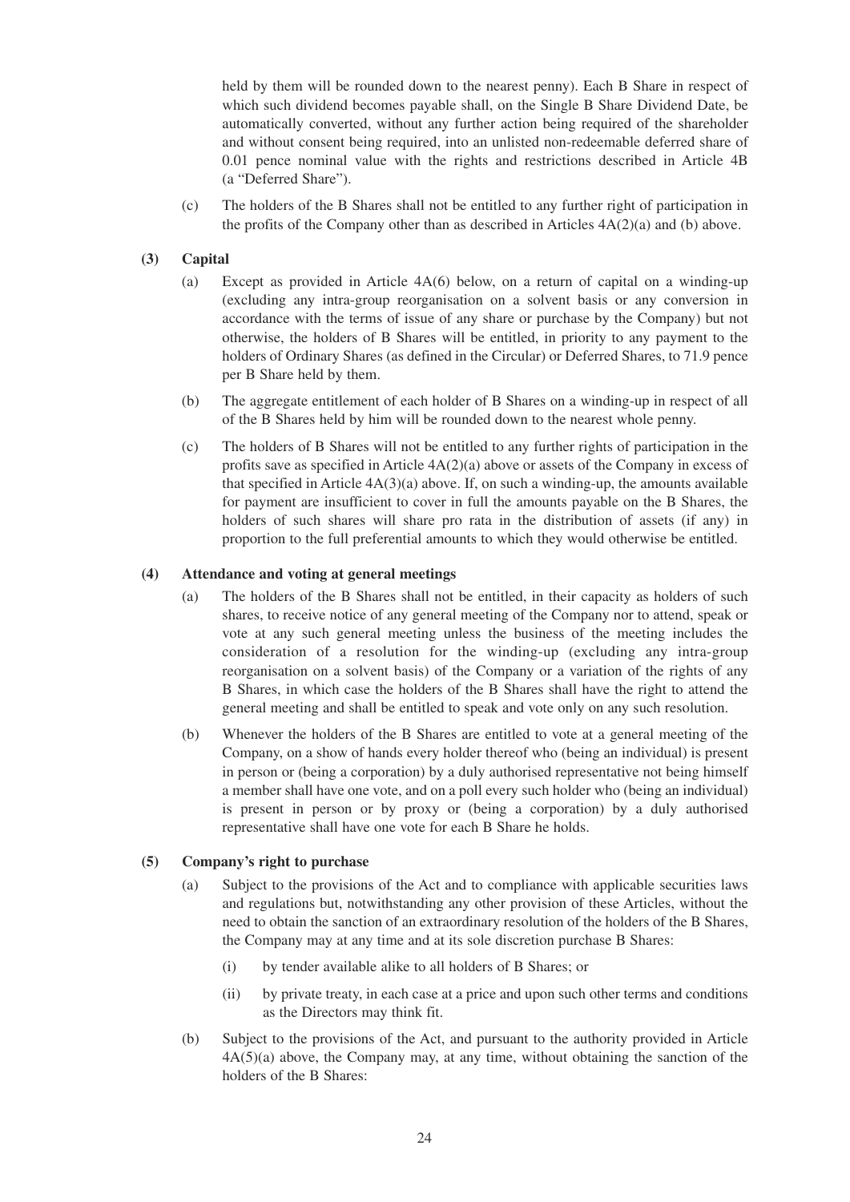held by them will be rounded down to the nearest penny). Each B Share in respect of which such dividend becomes payable shall, on the Single B Share Dividend Date, be automatically converted, without any further action being required of the shareholder and without consent being required, into an unlisted non-redeemable deferred share of 0.01 pence nominal value with the rights and restrictions described in Article 4B (a "Deferred Share").

(c) The holders of the B Shares shall not be entitled to any further right of participation in the profits of the Company other than as described in Articles 4A(2)(a) and (b) above.

**(3) Capital**

(a) Except as provided in Article 4A(6) below, on a return of capital on a winding-up (excluding any intra-group reorganisation on a solvent basis or any conversion in accordance with the terms of issue of any share or purchase by the Company) but not otherwise, the holders of B Shares will be entitled, in priority to any payment to the holders of Ordinary Shares (as defined in the Circular) or Deferred Shares, to 71.9 pence per B Share held by them.

(b) The aggregate entitlement of each holder of B Shares on a winding-up in respect of all of the B Shares held by him will be rounded down to the nearest whole penny.

(c) The holders of B Shares will not be entitled to any further rights of participation in the profits save as specified in Article 4A(2)(a) above or assets of the Company in excess of that specified in Article 4A(3)(a) above. If, on such a winding-up, the amounts available for payment are insufficient to cover in full the amounts payable on the B Shares, the holders of such shares will share pro rata in the distribution of assets (if any) in proportion to the full preferential amounts to which they would otherwise be entitled.

**(4) Attendance and voting at general meetings**

(a) The holders of the B Shares shall not be entitled, in their capacity as holders of such shares, to receive notice of any general meeting of the Company nor to attend, speak or vote at any such general meeting unless the business of the meeting includes the consideration of a resolution for the winding-up (excluding any intra-group reorganisation on a solvent basis) of the Company or a variation of the rights of any B Shares, in which case the holders of the B Shares shall have the right to attend the general meeting and shall be entitled to speak and vote only on any such resolution.

(b) Whenever the holders of the B Shares are entitled to vote at a general meeting of the Company, on a show of hands every holder thereof who (being an individual) is present in person or (being a corporation) by a duly authorised representative not being himself a member shall have one vote, and on a poll every such holder who (being an individual) is present in person or by proxy or (being a corporation) by a duly authorised representative shall have one vote for each B Share he holds.

**(5) Company's right to purchase**

(a) Subject to the provisions of the Act and to compliance with applicable securities laws and regulations but, notwithstanding any other provision of these Articles, without the need to obtain the sanction of an extraordinary resolution of the holders of the B Shares, the Company may at any time and at its sole discretion purchase B Shares:

(i) by tender available alike to all holders of B Shares; or

(ii) by private treaty, in each case at a price and upon such other terms and conditions as the Directors may think fit.

(b) Subject to the provisions of the Act, and pursuant to the authority provided in Article 4A(5)(a) above, the Company may, at any time, without obtaining the sanction of the holders of the B Shares: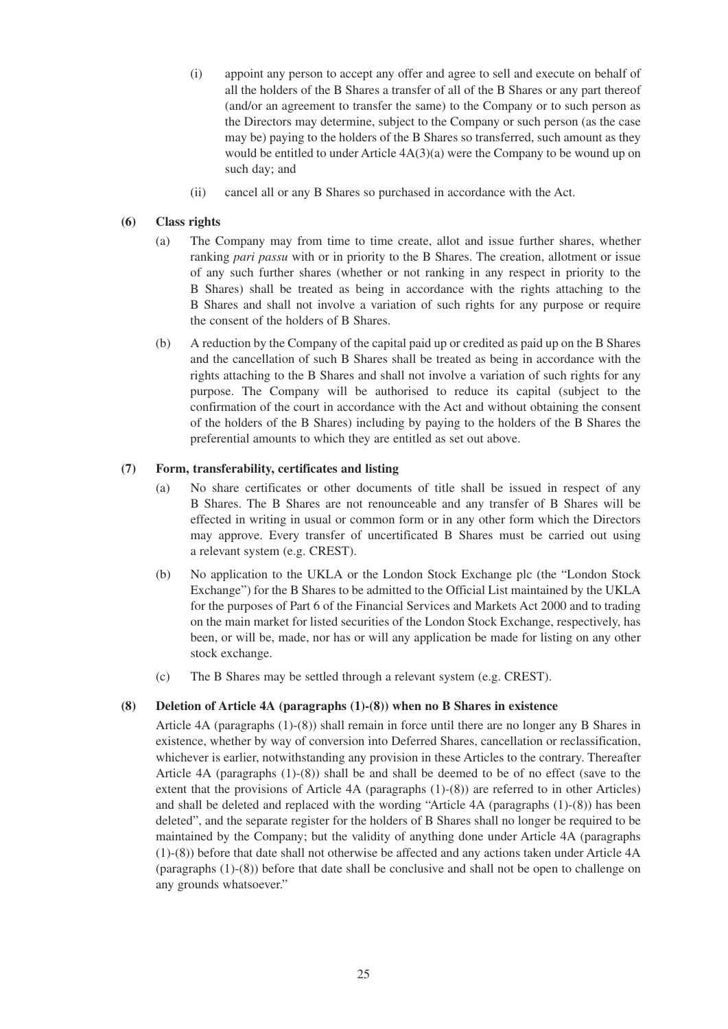(i) appoint any person to accept any offer and agree to sell and execute on behalf of all the holders of the B Shares a transfer of all of the B Shares or any part thereof (and/or an agreement to transfer the same) to the Company or to such person as the Directors may determine, subject to the Company or such person (as the case may be) paying to the holders of the B Shares so transferred, such amount as they would be entitled to under Article 4A(3)(a) were the Company to be wound up on such day; and

(ii) cancel all or any B Shares so purchased in accordance with the Act.

**(6) Class rights**

(a) The Company may from time to time create, allot and issue further shares, whether ranking *pari passu* with or in priority to the B Shares. The creation, allotment or issue of any such further shares (whether or not ranking in any respect in priority to the B Shares) shall be treated as being in accordance with the rights attaching to the B Shares and shall not involve a variation of such rights for any purpose or require the consent of the holders of B Shares.

(b) A reduction by the Company of the capital paid up or credited as paid up on the B Shares and the cancellation of such B Shares shall be treated as being in accordance with the rights attaching to the B Shares and shall not involve a variation of such rights for any purpose. The Company will be authorised to reduce its capital (subject to the confirmation of the court in accordance with the Act and without obtaining the consent of the holders of the B Shares) including by paying to the holders of the B Shares the preferential amounts to which they are entitled as set out above.

**(7) Form, transferability, certificates and listing**

(a) No share certificates or other documents of title shall be issued in respect of any B Shares. The B Shares are not renounceable and any transfer of B Shares will be effected in writing in usual or common form or in any other form which the Directors may approve. Every transfer of uncertificated B Shares must be carried out using a relevant system (e.g. CREST).

(b) No application to the UKLA or the London Stock Exchange plc (the "London Stock Exchange") for the B Shares to be admitted to the Official List maintained by the UKLA for the purposes of Part 6 of the Financial Services and Markets Act 2000 and to trading on the main market for listed securities of the London Stock Exchange, respectively, has been, or will be, made, nor has or will any application be made for listing on any other stock exchange.

(c) The B Shares may be settled through a relevant system (e.g. CREST).

**(8) Deletion of Article 4A (paragraphs (1)-(8)) when no B Shares in existence**

Article 4A (paragraphs (1)-(8)) shall remain in force until there are no longer any B Shares in existence, whether by way of conversion into Deferred Shares, cancellation or reclassification, whichever is earlier, notwithstanding any provision in these Articles to the contrary. Thereafter Article 4A (paragraphs (1)-(8)) shall be and shall be deemed to be of no effect (save to the extent that the provisions of Article 4A (paragraphs (1)-(8)) are referred to in other Articles) and shall be deleted and replaced with the wording "Article 4A (paragraphs (1)-(8)) has been deleted", and the separate register for the holders of B Shares shall no longer be required to be maintained by the Company; but the validity of anything done under Article 4A (paragraphs (1)-(8)) before that date shall not otherwise be affected and any actions taken under Article 4A (paragraphs (1)-(8)) before that date shall be conclusive and shall not be open to challenge on any grounds whatsoever."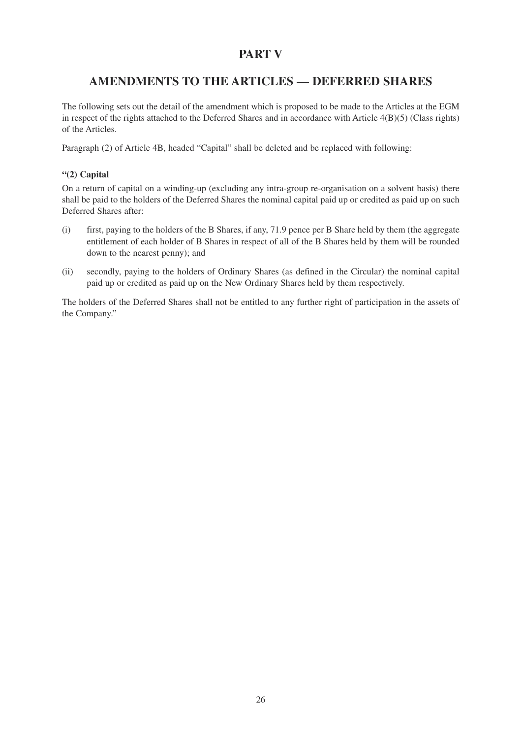# PART V

# AMENDMENTS TO THE ARTICLES — DEFERRED SHARES

The following sets out the detail of the amendment which is proposed to be made to the Articles at the EGM in respect of the rights attached to the Deferred Shares and in accordance with Article 4(B)(5) (Class rights) of the Articles.

Paragraph (2) of Article 4B, headed "Capital" shall be deleted and be replaced with following:

**"(2) Capital**

On a return of capital on a winding-up (excluding any intra-group re-organisation on a solvent basis) there shall be paid to the holders of the Deferred Shares the nominal capital paid up or credited as paid up on such Deferred Shares after:

(i) first, paying to the holders of the B Shares, if any, 71.9 pence per B Share held by them (the aggregate entitlement of each holder of B Shares in respect of all of the B Shares held by them will be rounded down to the nearest penny); and

(ii) secondly, paying to the holders of Ordinary Shares (as defined in the Circular) the nominal capital paid up or credited as paid up on the New Ordinary Shares held by them respectively.

The holders of the Deferred Shares shall not be entitled to any further right of participation in the assets of the Company."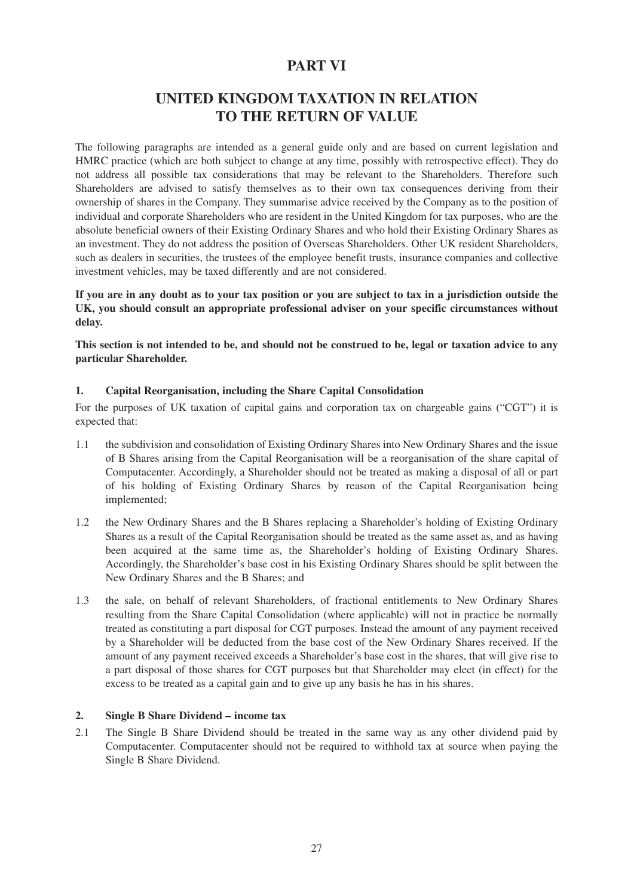# PART VI

# UNITED KINGDOM TAXATION IN RELATION TO THE RETURN OF VALUE

The following paragraphs are intended as a general guide only and are based on current legislation and HMRC practice (which are both subject to change at any time, possibly with retrospective effect). They do not address all possible tax considerations that may be relevant to the Shareholders. Therefore such Shareholders are advised to satisfy themselves as to their own tax consequences deriving from their ownership of shares in the Company. They summarise advice received by the Company as to the position of individual and corporate Shareholders who are resident in the United Kingdom for tax purposes, who are the absolute beneficial owners of their Existing Ordinary Shares and who hold their Existing Ordinary Shares as an investment. They do not address the position of Overseas Shareholders. Other UK resident Shareholders, such as dealers in securities, the trustees of the employee benefit trusts, insurance companies and collective investment vehicles, may be taxed differently and are not considered.

**If you are in any doubt as to your tax position or you are subject to tax in a jurisdiction outside the UK, you should consult an appropriate professional adviser on your specific circumstances without delay.**

**This section is not intended to be, and should not be construed to be, legal or taxation advice to any particular Shareholder.**

### 1. Capital Reorganisation, including the Share Capital Consolidation

For the purposes of UK taxation of capital gains and corporation tax on chargeable gains ("CGT") it is expected that:

1.1 the subdivision and consolidation of Existing Ordinary Shares into New Ordinary Shares and the issue of B Shares arising from the Capital Reorganisation will be a reorganisation of the share capital of Computacenter. Accordingly, a Shareholder should not be treated as making a disposal of all or part of his holding of Existing Ordinary Shares by reason of the Capital Reorganisation being implemented;

1.2 the New Ordinary Shares and the B Shares replacing a Shareholder's holding of Existing Ordinary Shares as a result of the Capital Reorganisation should be treated as the same asset as, and as having been acquired at the same time as, the Shareholder's holding of Existing Ordinary Shares. Accordingly, the Shareholder's base cost in his Existing Ordinary Shares should be split between the New Ordinary Shares and the B Shares; and

1.3 the sale, on behalf of relevant Shareholders, of fractional entitlements to New Ordinary Shares resulting from the Share Capital Consolidation (where applicable) will not in practice be normally treated as constituting a part disposal for CGT purposes. Instead the amount of any payment received by a Shareholder will be deducted from the base cost of the New Ordinary Shares received. If the amount of any payment received exceeds a Shareholder's base cost in the shares, that will give rise to a part disposal of those shares for CGT purposes but that Shareholder may elect (in effect) for the excess to be treated as a capital gain and to give up any basis he has in his shares.

### 2. Single B Share Dividend – income tax

2.1 The Single B Share Dividend should be treated in the same way as any other dividend paid by Computacenter. Computacenter should not be required to withhold tax at source when paying the Single B Share Dividend.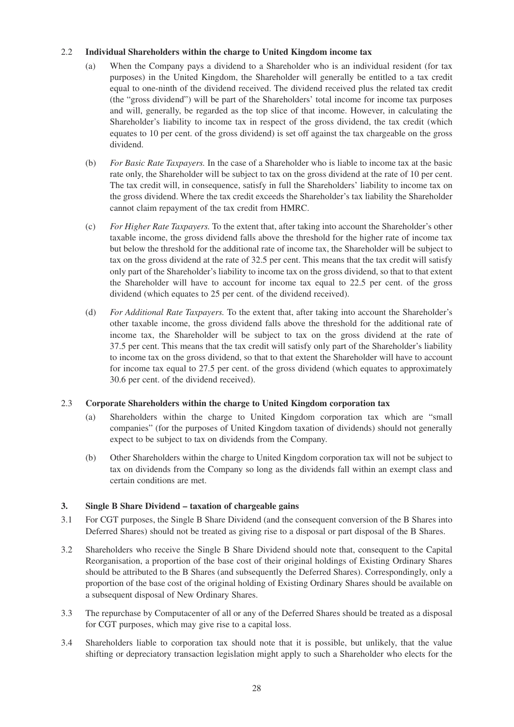### 2.2 Individual Shareholders within the charge to United Kingdom income tax

(a) When the Company pays a dividend to a Shareholder who is an individual resident (for tax purposes) in the United Kingdom, the Shareholder will generally be entitled to a tax credit equal to one-ninth of the dividend received. The dividend received plus the related tax credit (the "gross dividend") will be part of the Shareholders' total income for income tax purposes and will, generally, be regarded as the top slice of that income. However, in calculating the Shareholder's liability to income tax in respect of the gross dividend, the tax credit (which equates to 10 per cent. of the gross dividend) is set off against the tax chargeable on the gross dividend.

(b) *For Basic Rate Taxpayers.* In the case of a Shareholder who is liable to income tax at the basic rate only, the Shareholder will be subject to tax on the gross dividend at the rate of 10 per cent. The tax credit will, in consequence, satisfy in full the Shareholders' liability to income tax on the gross dividend. Where the tax credit exceeds the Shareholder's tax liability the Shareholder cannot claim repayment of the tax credit from HMRC.

(c) *For Higher Rate Taxpayers.* To the extent that, after taking into account the Shareholder's other taxable income, the gross dividend falls above the threshold for the higher rate of income tax but below the threshold for the additional rate of income tax, the Shareholder will be subject to tax on the gross dividend at the rate of 32.5 per cent. This means that the tax credit will satisfy only part of the Shareholder's liability to income tax on the gross dividend, so that to that extent the Shareholder will have to account for income tax equal to 22.5 per cent. of the gross dividend (which equates to 25 per cent. of the dividend received).

(d) *For Additional Rate Taxpayers.* To the extent that, after taking into account the Shareholder's other taxable income, the gross dividend falls above the threshold for the additional rate of income tax, the Shareholder will be subject to tax on the gross dividend at the rate of 37.5 per cent. This means that the tax credit will satisfy only part of the Shareholder's liability to income tax on the gross dividend, so that to that extent the Shareholder will have to account for income tax equal to 27.5 per cent. of the gross dividend (which equates to approximately 30.6 per cent. of the dividend received).

### 2.3 Corporate Shareholders within the charge to United Kingdom corporation tax

(a) Shareholders within the charge to United Kingdom corporation tax which are "small companies" (for the purposes of United Kingdom taxation of dividends) should not generally expect to be subject to tax on dividends from the Company.

(b) Other Shareholders within the charge to United Kingdom corporation tax will not be subject to tax on dividends from the Company so long as the dividends fall within an exempt class and certain conditions are met.

## 3. Single B Share Dividend – taxation of chargeable gains

3.1 For CGT purposes, the Single B Share Dividend (and the consequent conversion of the B Shares into Deferred Shares) should not be treated as giving rise to a disposal or part disposal of the B Shares.

3.2 Shareholders who receive the Single B Share Dividend should note that, consequent to the Capital Reorganisation, a proportion of the base cost of their original holdings of Existing Ordinary Shares should be attributed to the B Shares (and subsequently the Deferred Shares). Correspondingly, only a proportion of the base cost of the original holding of Existing Ordinary Shares should be available on a subsequent disposal of New Ordinary Shares.

3.3 The repurchase by Computacenter of all or any of the Deferred Shares should be treated as a disposal for CGT purposes, which may give rise to a capital loss.

3.4 Shareholders liable to corporation tax should note that it is possible, but unlikely, that the value shifting or depreciatory transaction legislation might apply to such a Shareholder who elects for the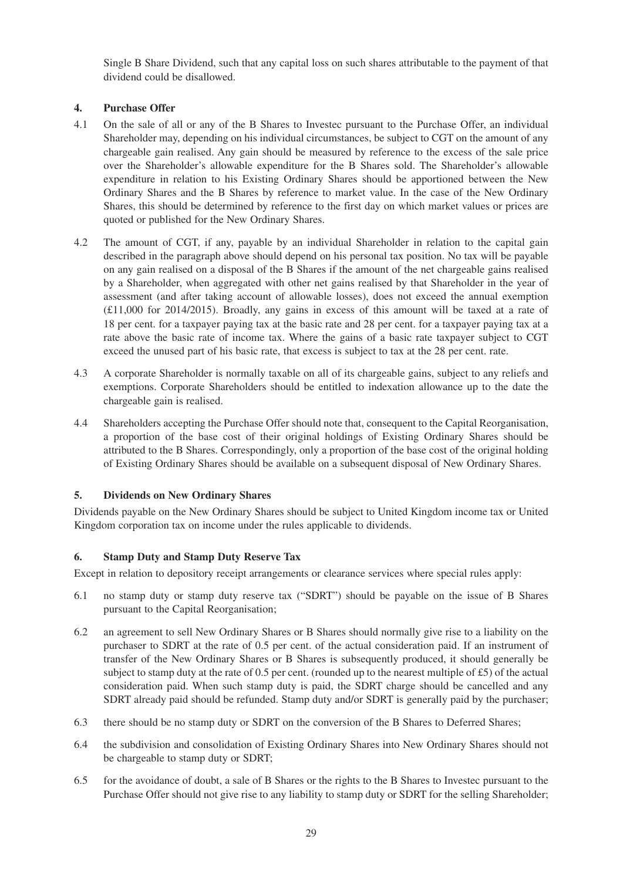Single B Share Dividend, such that any capital loss on such shares attributable to the payment of that dividend could be disallowed.

## 4. Purchase Offer

4.1 On the sale of all or any of the B Shares to Investec pursuant to the Purchase Offer, an individual Shareholder may, depending on his individual circumstances, be subject to CGT on the amount of any chargeable gain realised. Any gain should be measured by reference to the excess of the sale price over the Shareholder's allowable expenditure for the B Shares sold. The Shareholder's allowable expenditure in relation to his Existing Ordinary Shares should be apportioned between the New Ordinary Shares and the B Shares by reference to market value. In the case of the New Ordinary Shares, this should be determined by reference to the first day on which market values or prices are quoted or published for the New Ordinary Shares.

4.2 The amount of CGT, if any, payable by an individual Shareholder in relation to the capital gain described in the paragraph above should depend on his personal tax position. No tax will be payable on any gain realised on a disposal of the B Shares if the amount of the net chargeable gains realised by a Shareholder, when aggregated with other net gains realised by that Shareholder in the year of assessment (and after taking account of allowable losses), does not exceed the annual exemption (£11,000 for 2014/2015). Broadly, any gains in excess of this amount will be taxed at a rate of 18 per cent. for a taxpayer paying tax at the basic rate and 28 per cent. for a taxpayer paying tax at a rate above the basic rate of income tax. Where the gains of a basic rate taxpayer subject to CGT exceed the unused part of his basic rate, that excess is subject to tax at the 28 per cent. rate.

4.3 A corporate Shareholder is normally taxable on all of its chargeable gains, subject to any reliefs and exemptions. Corporate Shareholders should be entitled to indexation allowance up to the date the chargeable gain is realised.

4.4 Shareholders accepting the Purchase Offer should note that, consequent to the Capital Reorganisation, a proportion of the base cost of their original holdings of Existing Ordinary Shares should be attributed to the B Shares. Correspondingly, only a proportion of the base cost of the original holding of Existing Ordinary Shares should be available on a subsequent disposal of New Ordinary Shares.

## 5. Dividends on New Ordinary Shares

Dividends payable on the New Ordinary Shares should be subject to United Kingdom income tax or United Kingdom corporation tax on income under the rules applicable to dividends.

## 6. Stamp Duty and Stamp Duty Reserve Tax

Except in relation to depository receipt arrangements or clearance services where special rules apply:

6.1 no stamp duty or stamp duty reserve tax ("SDRT") should be payable on the issue of B Shares pursuant to the Capital Reorganisation;

6.2 an agreement to sell New Ordinary Shares or B Shares should normally give rise to a liability on the purchaser to SDRT at the rate of 0.5 per cent. of the actual consideration paid. If an instrument of transfer of the New Ordinary Shares or B Shares is subsequently produced, it should generally be subject to stamp duty at the rate of 0.5 per cent. (rounded up to the nearest multiple of £5) of the actual consideration paid. When such stamp duty is paid, the SDRT charge should be cancelled and any SDRT already paid should be refunded. Stamp duty and/or SDRT is generally paid by the purchaser;

6.3 there should be no stamp duty or SDRT on the conversion of the B Shares to Deferred Shares;

6.4 the subdivision and consolidation of Existing Ordinary Shares into New Ordinary Shares should not be chargeable to stamp duty or SDRT;

6.5 for the avoidance of doubt, a sale of B Shares or the rights to the B Shares to Investec pursuant to the Purchase Offer should not give rise to any liability to stamp duty or SDRT for the selling Shareholder;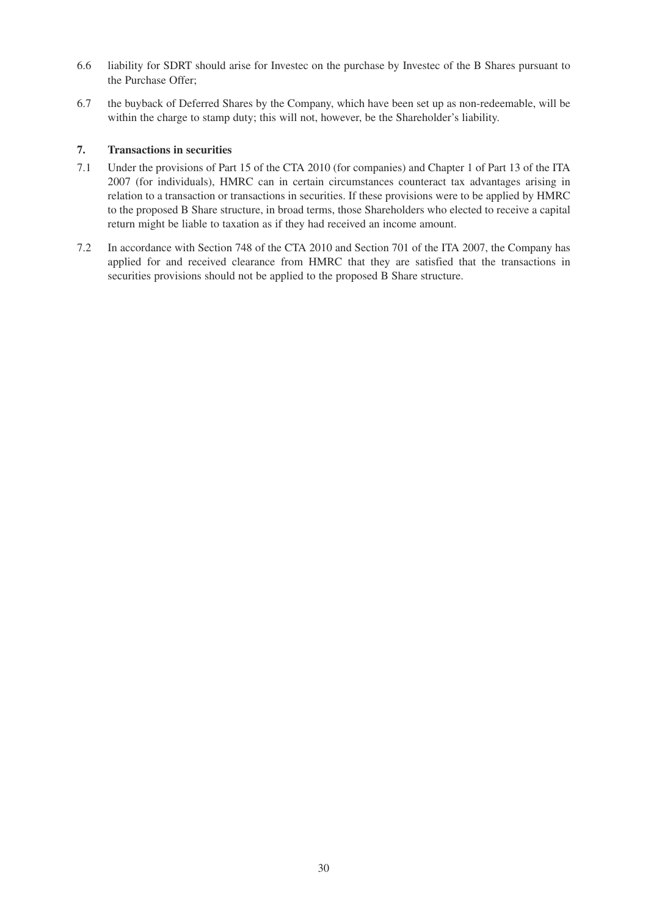6.6 liability for SDRT should arise for Investec on the purchase by Investec of the B Shares pursuant to the Purchase Offer;

6.7 the buyback of Deferred Shares by the Company, which have been set up as non-redeemable, will be within the charge to stamp duty; this will not, however, be the Shareholder's liability.

## 7. Transactions in securities

7.1 Under the provisions of Part 15 of the CTA 2010 (for companies) and Chapter 1 of Part 13 of the ITA 2007 (for individuals), HMRC can in certain circumstances counteract tax advantages arising in relation to a transaction or transactions in securities. If these provisions were to be applied by HMRC to the proposed B Share structure, in broad terms, those Shareholders who elected to receive a capital return might be liable to taxation as if they had received an income amount.

7.2 In accordance with Section 748 of the CTA 2010 and Section 701 of the ITA 2007, the Company has applied for and received clearance from HMRC that they are satisfied that the transactions in securities provisions should not be applied to the proposed B Share structure.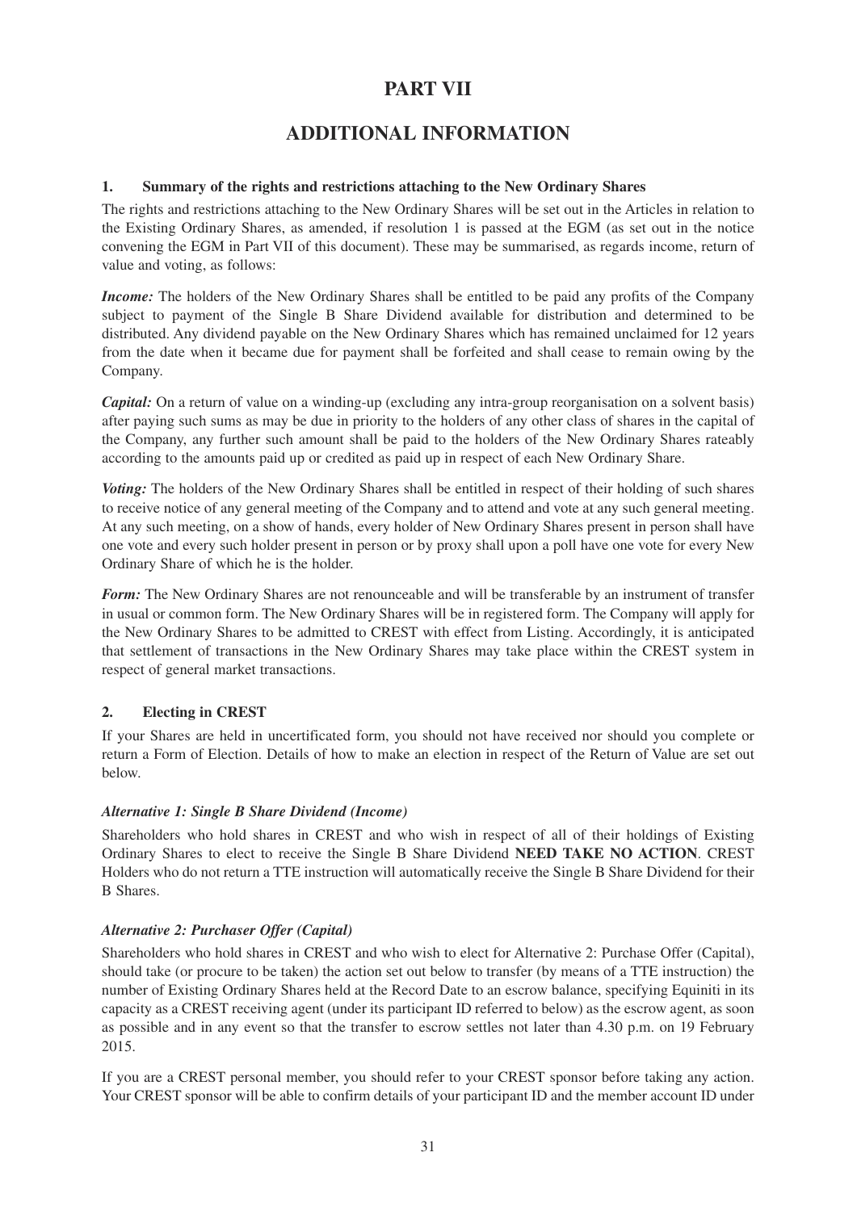# PART VII

# ADDITIONAL INFORMATION

### 1. Summary of the rights and restrictions attaching to the New Ordinary Shares

The rights and restrictions attaching to the New Ordinary Shares will be set out in the Articles in relation to the Existing Ordinary Shares, as amended, if resolution 1 is passed at the EGM (as set out in the notice convening the EGM in Part VII of this document). These may be summarised, as regards income, return of value and voting, as follows:

***Income:*** The holders of the New Ordinary Shares shall be entitled to be paid any profits of the Company subject to payment of the Single B Share Dividend available for distribution and determined to be distributed. Any dividend payable on the New Ordinary Shares which has remained unclaimed for 12 years from the date when it became due for payment shall be forfeited and shall cease to remain owing by the Company.

***Capital:*** On a return of value on a winding-up (excluding any intra-group reorganisation on a solvent basis) after paying such sums as may be due in priority to the holders of any other class of shares in the capital of the Company, any further such amount shall be paid to the holders of the New Ordinary Shares rateably according to the amounts paid up or credited as paid up in respect of each New Ordinary Share.

***Voting:*** The holders of the New Ordinary Shares shall be entitled in respect of their holding of such shares to receive notice of any general meeting of the Company and to attend and vote at any such general meeting. At any such meeting, on a show of hands, every holder of New Ordinary Shares present in person shall have one vote and every such holder present in person or by proxy shall upon a poll have one vote for every New Ordinary Share of which he is the holder.

***Form:*** The New Ordinary Shares are not renounceable and will be transferable by an instrument of transfer in usual or common form. The New Ordinary Shares will be in registered form. The Company will apply for the New Ordinary Shares to be admitted to CREST with effect from Listing. Accordingly, it is anticipated that settlement of transactions in the New Ordinary Shares may take place within the CREST system in respect of general market transactions.

### 2. Electing in CREST

If your Shares are held in uncertificated form, you should not have received nor should you complete or return a Form of Election. Details of how to make an election in respect of the Return of Value are set out below.

***Alternative 1: Single B Share Dividend (Income)***

Shareholders who hold shares in CREST and who wish in respect of all of their holdings of Existing Ordinary Shares to elect to receive the Single B Share Dividend **NEED TAKE NO ACTION**. CREST Holders who do not return a TTE instruction will automatically receive the Single B Share Dividend for their B Shares.

***Alternative 2: Purchaser Offer (Capital)***

Shareholders who hold shares in CREST and who wish to elect for Alternative 2: Purchase Offer (Capital), should take (or procure to be taken) the action set out below to transfer (by means of a TTE instruction) the number of Existing Ordinary Shares held at the Record Date to an escrow balance, specifying Equiniti in its capacity as a CREST receiving agent (under its participant ID referred to below) as the escrow agent, as soon as possible and in any event so that the transfer to escrow settles not later than 4.30 p.m. on 19 February 2015.

If you are a CREST personal member, you should refer to your CREST sponsor before taking any action. Your CREST sponsor will be able to confirm details of your participant ID and the member account ID under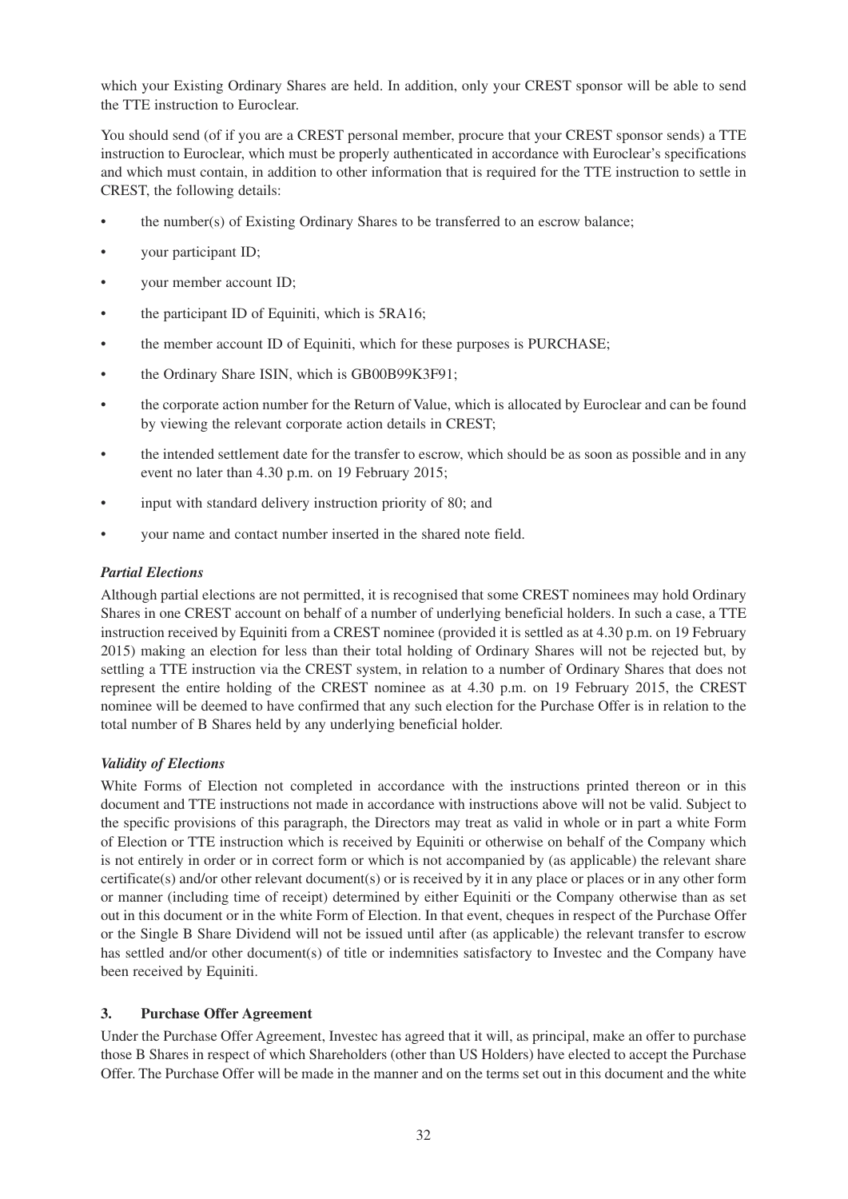which your Existing Ordinary Shares are held. In addition, only your CREST sponsor will be able to send the TTE instruction to Euroclear.

You should send (of if you are a CREST personal member, procure that your CREST sponsor sends) a TTE instruction to Euroclear, which must be properly authenticated in accordance with Euroclear's specifications and which must contain, in addition to other information that is required for the TTE instruction to settle in CREST, the following details:

- the number(s) of Existing Ordinary Shares to be transferred to an escrow balance;
- your participant ID;
- your member account ID;
- the participant ID of Equiniti, which is 5RA16;
- the member account ID of Equiniti, which for these purposes is PURCHASE;
- the Ordinary Share ISIN, which is GB00B99K3F91;
- the corporate action number for the Return of Value, which is allocated by Euroclear and can be found by viewing the relevant corporate action details in CREST;
- the intended settlement date for the transfer to escrow, which should be as soon as possible and in any event no later than 4.30 p.m. on 19 February 2015;
- input with standard delivery instruction priority of 80; and
- your name and contact number inserted in the shared note field.

***Partial Elections***

Although partial elections are not permitted, it is recognised that some CREST nominees may hold Ordinary Shares in one CREST account on behalf of a number of underlying beneficial holders. In such a case, a TTE instruction received by Equiniti from a CREST nominee (provided it is settled as at 4.30 p.m. on 19 February 2015) making an election for less than their total holding of Ordinary Shares will not be rejected but, by settling a TTE instruction via the CREST system, in relation to a number of Ordinary Shares that does not represent the entire holding of the CREST nominee as at 4.30 p.m. on 19 February 2015, the CREST nominee will be deemed to have confirmed that any such election for the Purchase Offer is in relation to the total number of B Shares held by any underlying beneficial holder.

***Validity of Elections***

White Forms of Election not completed in accordance with the instructions printed thereon or in this document and TTE instructions not made in accordance with instructions above will not be valid. Subject to the specific provisions of this paragraph, the Directors may treat as valid in whole or in part a white Form of Election or TTE instruction which is received by Equiniti or otherwise on behalf of the Company which is not entirely in order or in correct form or which is not accompanied by (as applicable) the relevant share certificate(s) and/or other relevant document(s) or is received by it in any place or places or in any other form or manner (including time of receipt) determined by either Equiniti or the Company otherwise than as set out in this document or in the white Form of Election. In that event, cheques in respect of the Purchase Offer or the Single B Share Dividend will not be issued until after (as applicable) the relevant transfer to escrow has settled and/or other document(s) of title or indemnities satisfactory to Investec and the Company have been received by Equiniti.

### 3. Purchase Offer Agreement

Under the Purchase Offer Agreement, Investec has agreed that it will, as principal, make an offer to purchase those B Shares in respect of which Shareholders (other than US Holders) have elected to accept the Purchase Offer. The Purchase Offer will be made in the manner and on the terms set out in this document and the white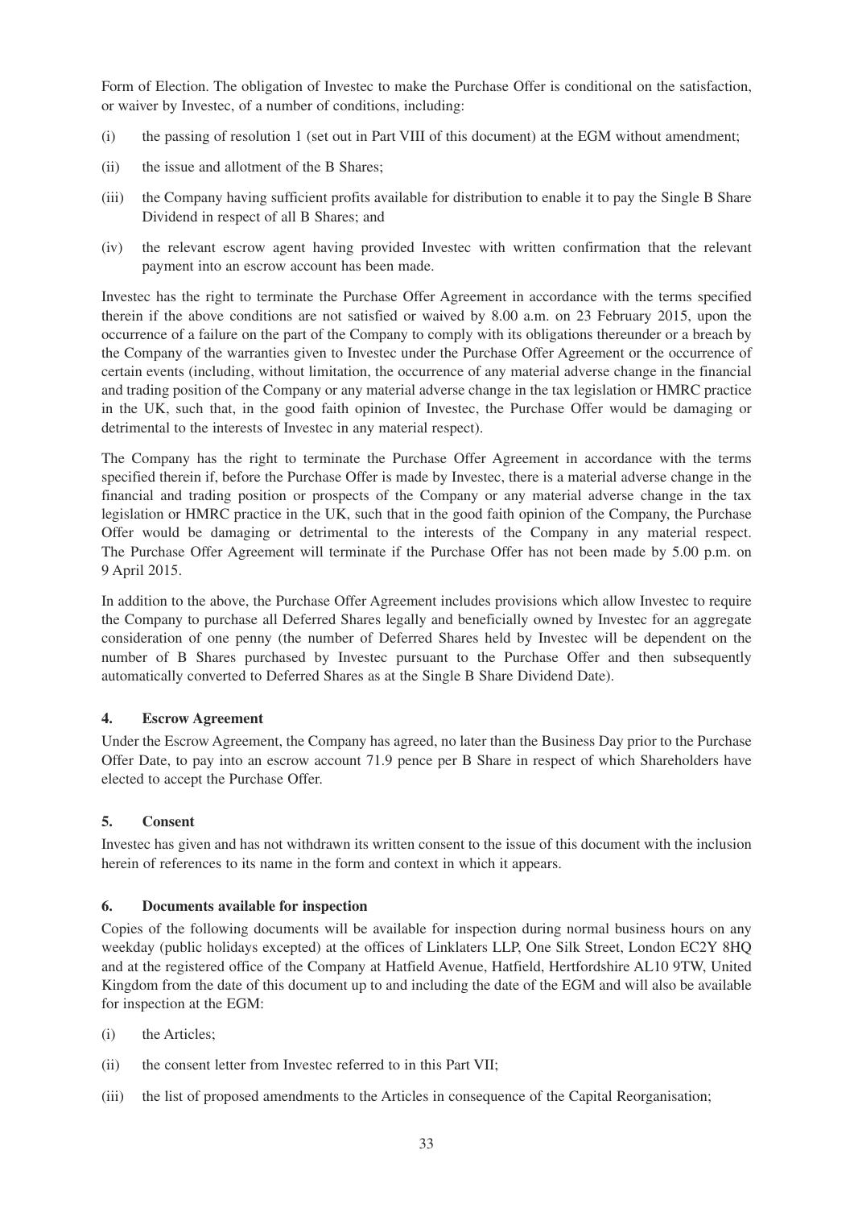Form of Election. The obligation of Investec to make the Purchase Offer is conditional on the satisfaction, or waiver by Investec, of a number of conditions, including:

(i) the passing of resolution 1 (set out in Part VIII of this document) at the EGM without amendment;

(ii) the issue and allotment of the B Shares;

(iii) the Company having sufficient profits available for distribution to enable it to pay the Single B Share Dividend in respect of all B Shares; and

(iv) the relevant escrow agent having provided Investec with written confirmation that the relevant payment into an escrow account has been made.

Investec has the right to terminate the Purchase Offer Agreement in accordance with the terms specified therein if the above conditions are not satisfied or waived by 8.00 a.m. on 23 February 2015, upon the occurrence of a failure on the part of the Company to comply with its obligations thereunder or a breach by the Company of the warranties given to Investec under the Purchase Offer Agreement or the occurrence of certain events (including, without limitation, the occurrence of any material adverse change in the financial and trading position of the Company or any material adverse change in the tax legislation or HMRC practice in the UK, such that, in the good faith opinion of Investec, the Purchase Offer would be damaging or detrimental to the interests of Investec in any material respect).

The Company has the right to terminate the Purchase Offer Agreement in accordance with the terms specified therein if, before the Purchase Offer is made by Investec, there is a material adverse change in the financial and trading position or prospects of the Company or any material adverse change in the tax legislation or HMRC practice in the UK, such that in the good faith opinion of the Company, the Purchase Offer would be damaging or detrimental to the interests of the Company in any material respect. The Purchase Offer Agreement will terminate if the Purchase Offer has not been made by 5.00 p.m. on 9 April 2015.

In addition to the above, the Purchase Offer Agreement includes provisions which allow Investec to require the Company to purchase all Deferred Shares legally and beneficially owned by Investec for an aggregate consideration of one penny (the number of Deferred Shares held by Investec will be dependent on the number of B Shares purchased by Investec pursuant to the Purchase Offer and then subsequently automatically converted to Deferred Shares as at the Single B Share Dividend Date).

## 4. Escrow Agreement

Under the Escrow Agreement, the Company has agreed, no later than the Business Day prior to the Purchase Offer Date, to pay into an escrow account 71.9 pence per B Share in respect of which Shareholders have elected to accept the Purchase Offer.

## 5. Consent

Investec has given and has not withdrawn its written consent to the issue of this document with the inclusion herein of references to its name in the form and context in which it appears.

## 6. Documents available for inspection

Copies of the following documents will be available for inspection during normal business hours on any weekday (public holidays excepted) at the offices of Linklaters LLP, One Silk Street, London EC2Y 8HQ and at the registered office of the Company at Hatfield Avenue, Hatfield, Hertfordshire AL10 9TW, United Kingdom from the date of this document up to and including the date of the EGM and will also be available for inspection at the EGM:

(i) the Articles;

(ii) the consent letter from Investec referred to in this Part VII;

(iii) the list of proposed amendments to the Articles in consequence of the Capital Reorganisation;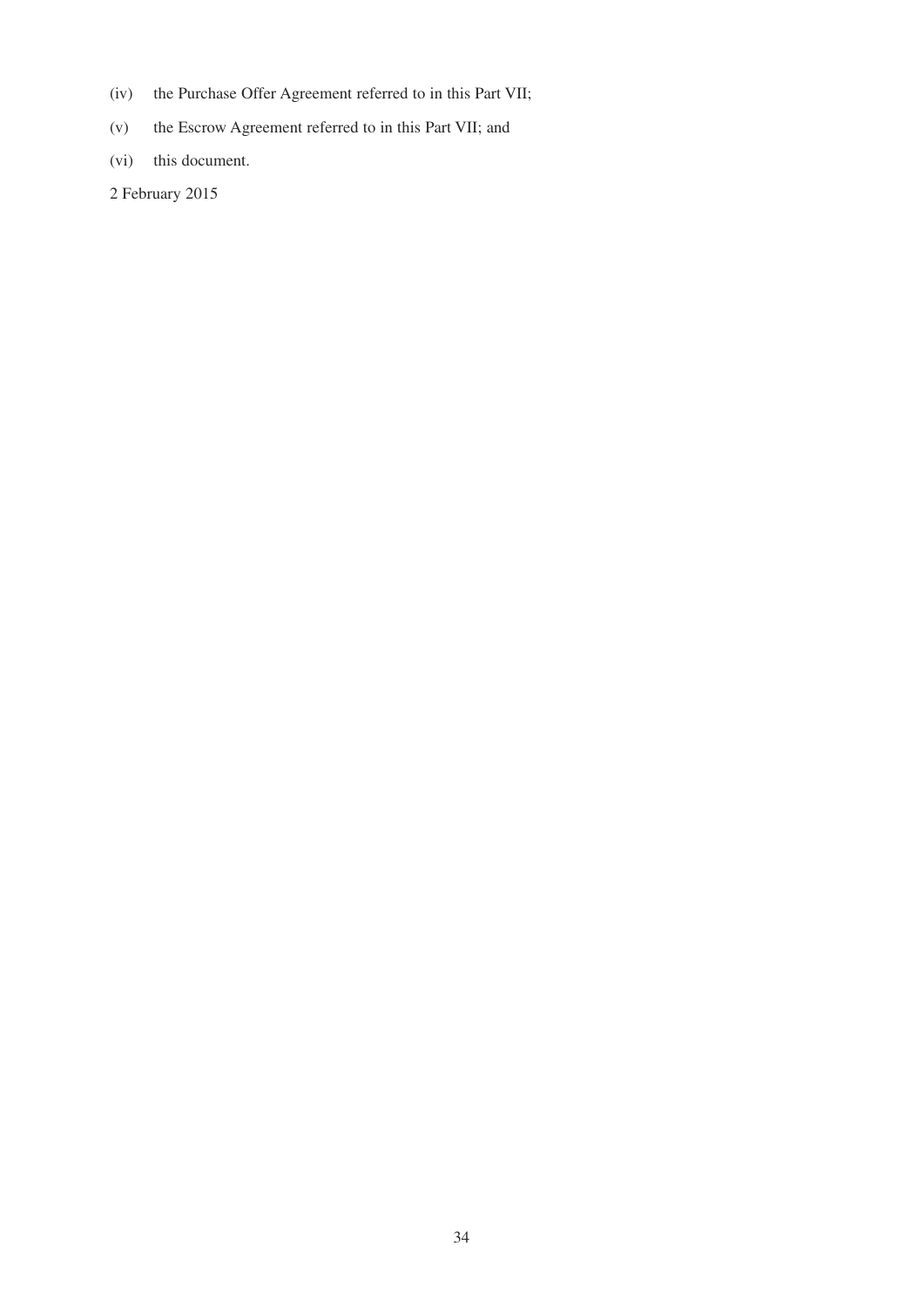(iv) the Purchase Offer Agreement referred to in this Part VII;

(v) the Escrow Agreement referred to in this Part VII; and

(vi) this document.

2 February 2015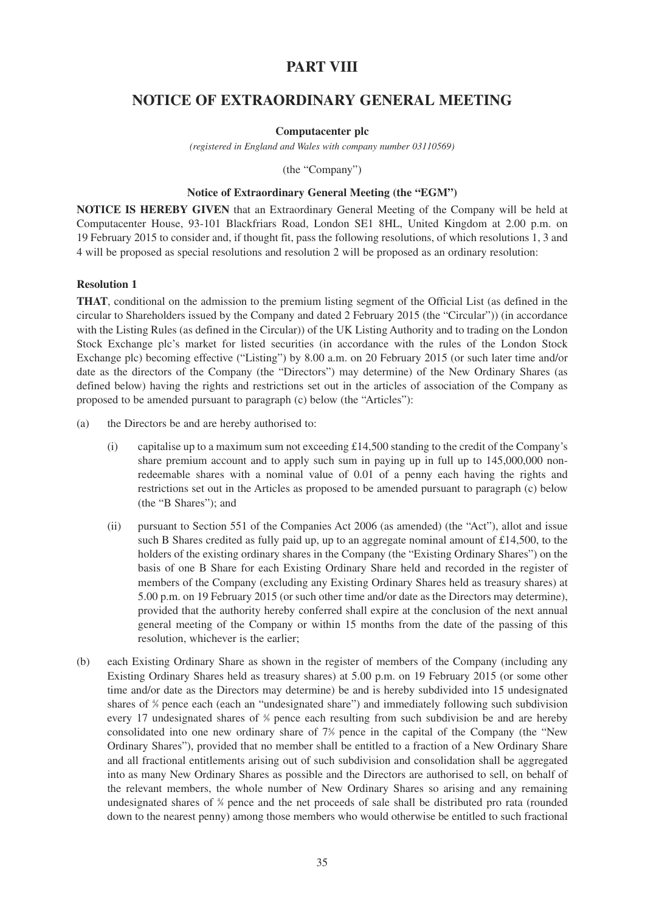# PART VIII

# NOTICE OF EXTRAORDINARY GENERAL MEETING

**Computacenter plc**

*(registered in England and Wales with company number 03110569)*

(the "Company")

**Notice of Extraordinary General Meeting (the "EGM")**

**NOTICE IS HEREBY GIVEN** that an Extraordinary General Meeting of the Company will be held at Computacenter House, 93-101 Blackfriars Road, London SE1 8HL, United Kingdom at 2.00 p.m. on 19 February 2015 to consider and, if thought fit, pass the following resolutions, of which resolutions 1, 3 and 4 will be proposed as special resolutions and resolution 2 will be proposed as an ordinary resolution:

**Resolution 1**

**THAT**, conditional on the admission to the premium listing segment of the Official List (as defined in the circular to Shareholders issued by the Company and dated 2 February 2015 (the "Circular")) (in accordance with the Listing Rules (as defined in the Circular)) of the UK Listing Authority and to trading on the London Stock Exchange plc's market for listed securities (in accordance with the rules of the London Stock Exchange plc) becoming effective ("Listing") by 8.00 a.m. on 20 February 2015 (or such later time and/or date as the directors of the Company (the "Directors") may determine) of the New Ordinary Shares (as defined below) having the rights and restrictions set out in the articles of association of the Company as proposed to be amended pursuant to paragraph (c) below (the "Articles"):

(a) the Directors be and are hereby authorised to:

   (i) capitalise up to a maximum sum not exceeding £14,500 standing to the credit of the Company's share premium account and to apply such sum in paying up in full up to 145,000,000 non-redeemable shares with a nominal value of 0.01 of a penny each having the rights and restrictions set out in the Articles as proposed to be amended pursuant to paragraph (c) below (the "B Shares"); and

   (ii) pursuant to Section 551 of the Companies Act 2006 (as amended) (the "Act"), allot and issue such B Shares credited as fully paid up, up to an aggregate nominal amount of £14,500, to the holders of the existing ordinary shares in the Company (the "Existing Ordinary Shares") on the basis of one B Share for each Existing Ordinary Share held and recorded in the register of members of the Company (excluding any Existing Ordinary Shares held as treasury shares) at 5.00 p.m. on 19 February 2015 (or such other time and/or date as the Directors may determine), provided that the authority hereby conferred shall expire at the conclusion of the next annual general meeting of the Company or within 15 months from the date of the passing of this resolution, whichever is the earlier;

(b) each Existing Ordinary Share as shown in the register of members of the Company (including any Existing Ordinary Shares held as treasury shares) at 5.00 p.m. on 19 February 2015 (or some other time and/or date as the Directors may determine) be and is hereby subdivided into 15 undesignated shares of ⅖ pence each (each an "undesignated share") and immediately following such subdivision every 17 undesignated shares of ⅖ pence each resulting from such subdivision be and are hereby consolidated into one new ordinary share of 7⅘ pence in the capital of the Company (the "New Ordinary Shares"), provided that no member shall be entitled to a fraction of a New Ordinary Share and all fractional entitlements arising out of such subdivision and consolidation shall be aggregated into as many New Ordinary Shares as possible and the Directors are authorised to sell, on behalf of the relevant members, the whole number of New Ordinary Shares so arising and any remaining undesignated shares of ⅖ pence and the net proceeds of sale shall be distributed pro rata (rounded down to the nearest penny) among those members who would otherwise be entitled to such fractional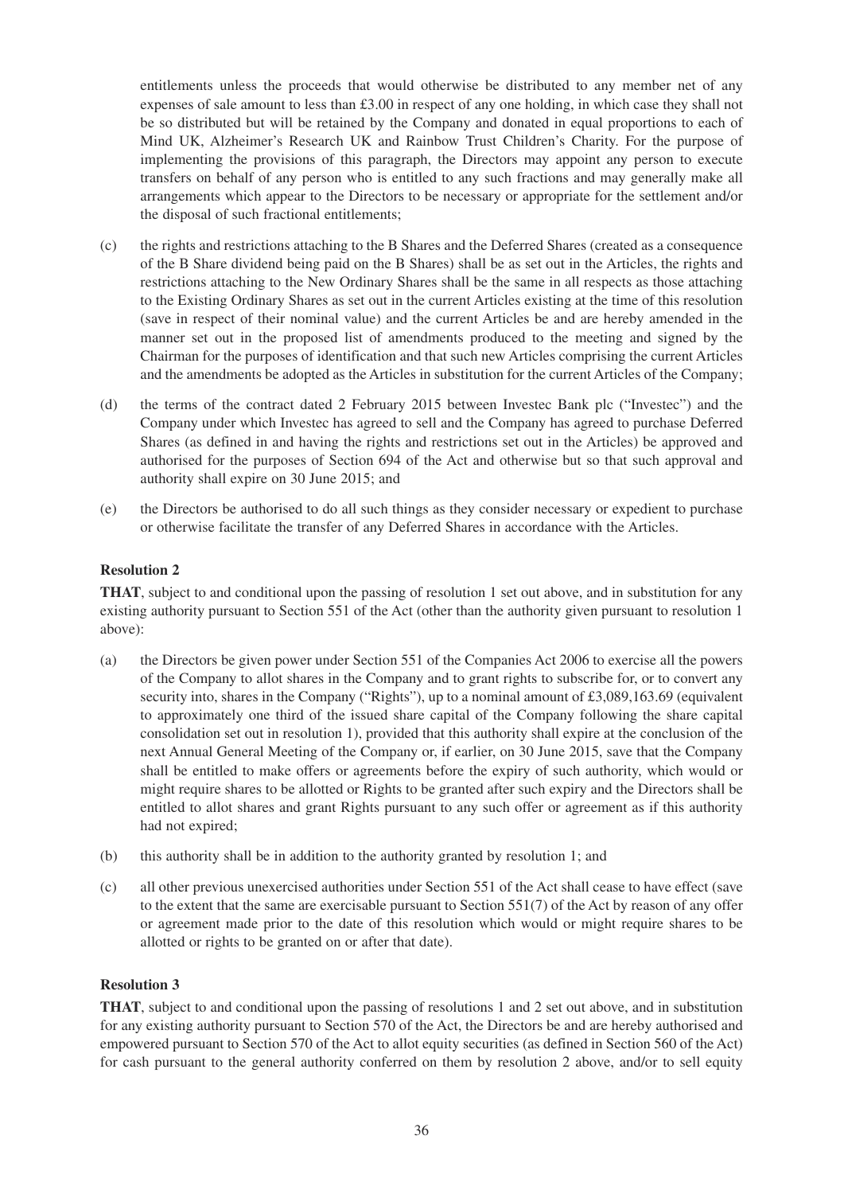entitlements unless the proceeds that would otherwise be distributed to any member net of any expenses of sale amount to less than £3.00 in respect of any one holding, in which case they shall not be so distributed but will be retained by the Company and donated in equal proportions to each of Mind UK, Alzheimer's Research UK and Rainbow Trust Children's Charity. For the purpose of implementing the provisions of this paragraph, the Directors may appoint any person to execute transfers on behalf of any person who is entitled to any such fractions and may generally make all arrangements which appear to the Directors to be necessary or appropriate for the settlement and/or the disposal of such fractional entitlements;

(c) the rights and restrictions attaching to the B Shares and the Deferred Shares (created as a consequence of the B Share dividend being paid on the B Shares) shall be as set out in the Articles, the rights and restrictions attaching to the New Ordinary Shares shall be the same in all respects as those attaching to the Existing Ordinary Shares as set out in the current Articles existing at the time of this resolution (save in respect of their nominal value) and the current Articles be and are hereby amended in the manner set out in the proposed list of amendments produced to the meeting and signed by the Chairman for the purposes of identification and that such new Articles comprising the current Articles and the amendments be adopted as the Articles in substitution for the current Articles of the Company;

(d) the terms of the contract dated 2 February 2015 between Investec Bank plc ("Investec") and the Company under which Investec has agreed to sell and the Company has agreed to purchase Deferred Shares (as defined in and having the rights and restrictions set out in the Articles) be approved and authorised for the purposes of Section 694 of the Act and otherwise but so that such approval and authority shall expire on 30 June 2015; and

(e) the Directors be authorised to do all such things as they consider necessary or expedient to purchase or otherwise facilitate the transfer of any Deferred Shares in accordance with the Articles.

**Resolution 2**

**THAT**, subject to and conditional upon the passing of resolution 1 set out above, and in substitution for any existing authority pursuant to Section 551 of the Act (other than the authority given pursuant to resolution 1 above):

(a) the Directors be given power under Section 551 of the Companies Act 2006 to exercise all the powers of the Company to allot shares in the Company and to grant rights to subscribe for, or to convert any security into, shares in the Company ("Rights"), up to a nominal amount of £3,089,163.69 (equivalent to approximately one third of the issued share capital of the Company following the share capital consolidation set out in resolution 1), provided that this authority shall expire at the conclusion of the next Annual General Meeting of the Company or, if earlier, on 30 June 2015, save that the Company shall be entitled to make offers or agreements before the expiry of such authority, which would or might require shares to be allotted or Rights to be granted after such expiry and the Directors shall be entitled to allot shares and grant Rights pursuant to any such offer or agreement as if this authority had not expired;

(b) this authority shall be in addition to the authority granted by resolution 1; and

(c) all other previous unexercised authorities under Section 551 of the Act shall cease to have effect (save to the extent that the same are exercisable pursuant to Section 551(7) of the Act by reason of any offer or agreement made prior to the date of this resolution which would or might require shares to be allotted or rights to be granted on or after that date).

**Resolution 3**

**THAT**, subject to and conditional upon the passing of resolutions 1 and 2 set out above, and in substitution for any existing authority pursuant to Section 570 of the Act, the Directors be and are hereby authorised and empowered pursuant to Section 570 of the Act to allot equity securities (as defined in Section 560 of the Act) for cash pursuant to the general authority conferred on them by resolution 2 above, and/or to sell equity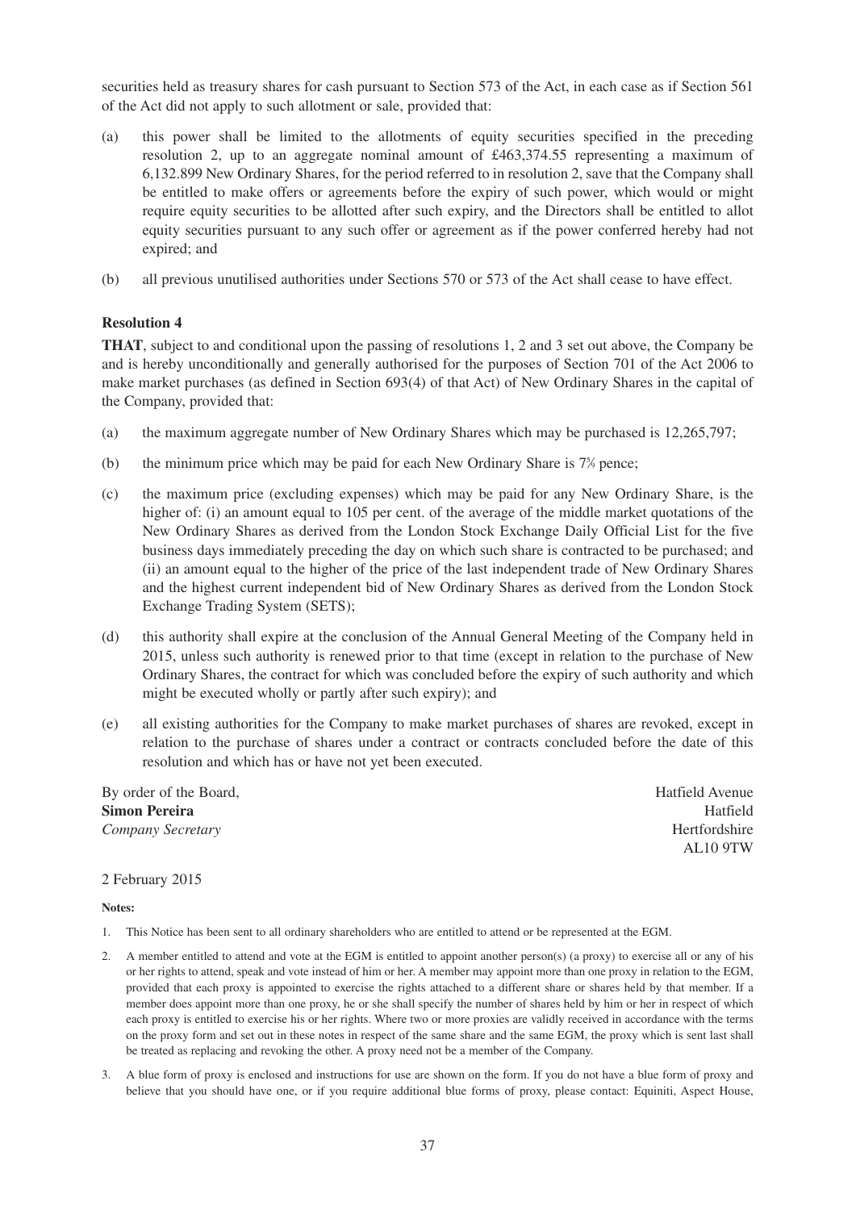securities held as treasury shares for cash pursuant to Section 573 of the Act, in each case as if Section 561 of the Act did not apply to such allotment or sale, provided that:

(a) this power shall be limited to the allotments of equity securities specified in the preceding resolution 2, up to an aggregate nominal amount of £463,374.55 representing a maximum of 6,132.899 New Ordinary Shares, for the period referred to in resolution 2, save that the Company shall be entitled to make offers or agreements before the expiry of such power, which would or might require equity securities to be allotted after such expiry, and the Directors shall be entitled to allot equity securities pursuant to any such offer or agreement as if the power conferred hereby had not expired; and

(b) all previous unutilised authorities under Sections 570 or 573 of the Act shall cease to have effect.

**Resolution 4**

**THAT**, subject to and conditional upon the passing of resolutions 1, 2 and 3 set out above, the Company be and is hereby unconditionally and generally authorised for the purposes of Section 701 of the Act 2006 to make market purchases (as defined in Section 693(4) of that Act) of New Ordinary Shares in the capital of the Company, provided that:

(a) the maximum aggregate number of New Ordinary Shares which may be purchased is 12,265,797;

(b) the minimum price which may be paid for each New Ordinary Share is 7⁵⁄₉ pence;

(c) the maximum price (excluding expenses) which may be paid for any New Ordinary Share, is the higher of: (i) an amount equal to 105 per cent. of the average of the middle market quotations of the New Ordinary Shares as derived from the London Stock Exchange Daily Official List for the five business days immediately preceding the day on which such share is contracted to be purchased; and (ii) an amount equal to the higher of the price of the last independent trade of New Ordinary Shares and the highest current independent bid of New Ordinary Shares as derived from the London Stock Exchange Trading System (SETS);

(d) this authority shall expire at the conclusion of the Annual General Meeting of the Company held in 2015, unless such authority is renewed prior to that time (except in relation to the purchase of New Ordinary Shares, the contract for which was concluded before the expiry of such authority and which might be executed wholly or partly after such expiry); and

(e) all existing authorities for the Company to make market purchases of shares are revoked, except in relation to the purchase of shares under a contract or contracts concluded before the date of this resolution and which has or have not yet been executed.

By order of the Board,
**Simon Pereira**
*Company Secretary*

Hatfield Avenue
Hatfield
Hertfordshire
AL10 9TW

2 February 2015

**Notes:**

1. This Notice has been sent to all ordinary shareholders who are entitled to attend or be represented at the EGM.

2. A member entitled to attend and vote at the EGM is entitled to appoint another person(s) (a proxy) to exercise all or any of his or her rights to attend, speak and vote instead of him or her. A member may appoint more than one proxy in relation to the EGM, provided that each proxy is appointed to exercise the rights attached to a different share or shares held by that member. If a member does appoint more than one proxy, he or she shall specify the number of shares held by him or her in respect of which each proxy is entitled to exercise his or her rights. Where two or more proxies are validly received in accordance with the terms on the proxy form and set out in these notes in respect of the same share and the same EGM, the proxy which is sent last shall be treated as replacing and revoking the other. A proxy need not be a member of the Company.

3. A blue form of proxy is enclosed and instructions for use are shown on the form. If you do not have a blue form of proxy and believe that you should have one, or if you require additional blue forms of proxy, please contact: Equiniti, Aspect House,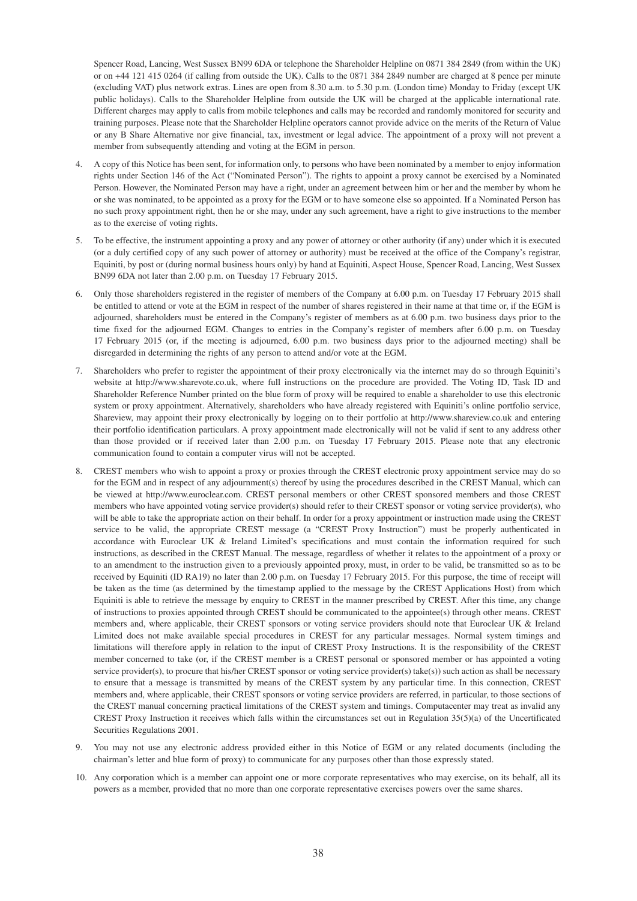Spencer Road, Lancing, West Sussex BN99 6DA or telephone the Shareholder Helpline on 0871 384 2849 (from within the UK) or on +44 121 415 0264 (if calling from outside the UK). Calls to the 0871 384 2849 number are charged at 8 pence per minute (excluding VAT) plus network extras. Lines are open from 8.30 a.m. to 5.30 p.m. (London time) Monday to Friday (except UK public holidays). Calls to the Shareholder Helpline from outside the UK will be charged at the applicable international rate. Different charges may apply to calls from mobile telephones and calls may be recorded and randomly monitored for security and training purposes. Please note that the Shareholder Helpline operators cannot provide advice on the merits of the Return of Value or any B Share Alternative nor give financial, tax, investment or legal advice. The appointment of a proxy will not prevent a member from subsequently attending and voting at the EGM in person.

4. A copy of this Notice has been sent, for information only, to persons who have been nominated by a member to enjoy information rights under Section 146 of the Act ("Nominated Person"). The rights to appoint a proxy cannot be exercised by a Nominated Person. However, the Nominated Person may have a right, under an agreement between him or her and the member by whom he or she was nominated, to be appointed as a proxy for the EGM or to have someone else so appointed. If a Nominated Person has no such proxy appointment right, then he or she may, under any such agreement, have a right to give instructions to the member as to the exercise of voting rights.

5. To be effective, the instrument appointing a proxy and any power of attorney or other authority (if any) under which it is executed (or a duly certified copy of any such power of attorney or authority) must be received at the office of the Company's registrar, Equiniti, by post or (during normal business hours only) by hand at Equiniti, Aspect House, Spencer Road, Lancing, West Sussex BN99 6DA not later than 2.00 p.m. on Tuesday 17 February 2015.

6. Only those shareholders registered in the register of members of the Company at 6.00 p.m. on Tuesday 17 February 2015 shall be entitled to attend or vote at the EGM in respect of the number of shares registered in their name at that time or, if the EGM is adjourned, shareholders must be entered in the Company's register of members as at 6.00 p.m. two business days prior to the time fixed for the adjourned EGM. Changes to entries in the Company's register of members after 6.00 p.m. on Tuesday 17 February 2015 (or, if the meeting is adjourned, 6.00 p.m. two business days prior to the adjourned meeting) shall be disregarded in determining the rights of any person to attend and/or vote at the EGM.

7. Shareholders who prefer to register the appointment of their proxy electronically via the internet may do so through Equiniti's website at http://www.sharevote.co.uk, where full instructions on the procedure are provided. The Voting ID, Task ID and Shareholder Reference Number printed on the blue form of proxy will be required to enable a shareholder to use this electronic system or proxy appointment. Alternatively, shareholders who have already registered with Equiniti's online portfolio service, Shareview, may appoint their proxy electronically by logging on to their portfolio at http://www.shareview.co.uk and entering their portfolio identification particulars. A proxy appointment made electronically will not be valid if sent to any address other than those provided or if received later than 2.00 p.m. on Tuesday 17 February 2015. Please note that any electronic communication found to contain a computer virus will not be accepted.

8. CREST members who wish to appoint a proxy or proxies through the CREST electronic proxy appointment service may do so for the EGM and in respect of any adjournment(s) thereof by using the procedures described in the CREST Manual, which can be viewed at http://www.euroclear.com. CREST personal members or other CREST sponsored members and those CREST members who have appointed voting service provider(s) should refer to their CREST sponsor or voting service provider(s), who will be able to take the appropriate action on their behalf. In order for a proxy appointment or instruction made using the CREST service to be valid, the appropriate CREST message (a "CREST Proxy Instruction") must be properly authenticated in accordance with Euroclear UK & Ireland Limited's specifications and must contain the information required for such instructions, as described in the CREST Manual. The message, regardless of whether it relates to the appointment of a proxy or to an amendment to the instruction given to a previously appointed proxy, must, in order to be valid, be transmitted so as to be received by Equiniti (ID RA19) no later than 2.00 p.m. on Tuesday 17 February 2015. For this purpose, the time of receipt will be taken as the time (as determined by the timestamp applied to the message by the CREST Applications Host) from which Equiniti is able to retrieve the message by enquiry to CREST in the manner prescribed by CREST. After this time, any change of instructions to proxies appointed through CREST should be communicated to the appointee(s) through other means. CREST members and, where applicable, their CREST sponsors or voting service providers should note that Euroclear UK & Ireland Limited does not make available special procedures in CREST for any particular messages. Normal system timings and limitations will therefore apply in relation to the input of CREST Proxy Instructions. It is the responsibility of the CREST member concerned to take (or, if the CREST member is a CREST personal or sponsored member or has appointed a voting service provider(s), to procure that his/her CREST sponsor or voting service provider(s) take(s)) such action as shall be necessary to ensure that a message is transmitted by means of the CREST system by any particular time. In this connection, CREST members and, where applicable, their CREST sponsors or voting service providers are referred, in particular, to those sections of the CREST manual concerning practical limitations of the CREST system and timings. Computacenter may treat as invalid any CREST Proxy Instruction it receives which falls within the circumstances set out in Regulation 35(5)(a) of the Uncertificated Securities Regulations 2001.

9. You may not use any electronic address provided either in this Notice of EGM or any related documents (including the chairman's letter and blue form of proxy) to communicate for any purposes other than those expressly stated.

10. Any corporation which is a member can appoint one or more corporate representatives who may exercise, on its behalf, all its powers as a member, provided that no more than one corporate representative exercises powers over the same shares.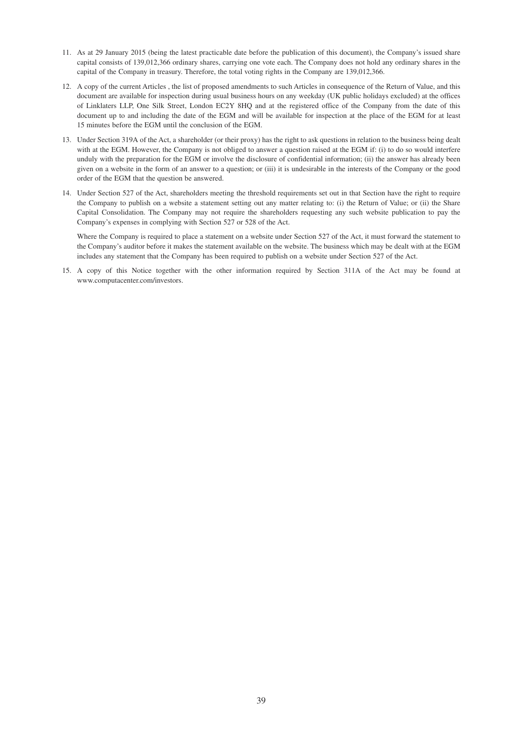11. As at 29 January 2015 (being the latest practicable date before the publication of this document), the Company's issued share capital consists of 139,012,366 ordinary shares, carrying one vote each. The Company does not hold any ordinary shares in the capital of the Company in treasury. Therefore, the total voting rights in the Company are 139,012,366.

12. A copy of the current Articles , the list of proposed amendments to such Articles in consequence of the Return of Value, and this document are available for inspection during usual business hours on any weekday (UK public holidays excluded) at the offices of Linklaters LLP, One Silk Street, London EC2Y 8HQ and at the registered office of the Company from the date of this document up to and including the date of the EGM and will be available for inspection at the place of the EGM for at least 15 minutes before the EGM until the conclusion of the EGM.

13. Under Section 319A of the Act, a shareholder (or their proxy) has the right to ask questions in relation to the business being dealt with at the EGM. However, the Company is not obliged to answer a question raised at the EGM if: (i) to do so would interfere unduly with the preparation for the EGM or involve the disclosure of confidential information; (ii) the answer has already been given on a website in the form of an answer to a question; or (iii) it is undesirable in the interests of the Company or the good order of the EGM that the question be answered.

14. Under Section 527 of the Act, shareholders meeting the threshold requirements set out in that Section have the right to require the Company to publish on a website a statement setting out any matter relating to: (i) the Return of Value; or (ii) the Share Capital Consolidation. The Company may not require the shareholders requesting any such website publication to pay the Company's expenses in complying with Section 527 or 528 of the Act.

    Where the Company is required to place a statement on a website under Section 527 of the Act, it must forward the statement to the Company's auditor before it makes the statement available on the website. The business which may be dealt with at the EGM includes any statement that the Company has been required to publish on a website under Section 527 of the Act.

15. A copy of this Notice together with the other information required by Section 311A of the Act may be found at www.computacenter.com/investors.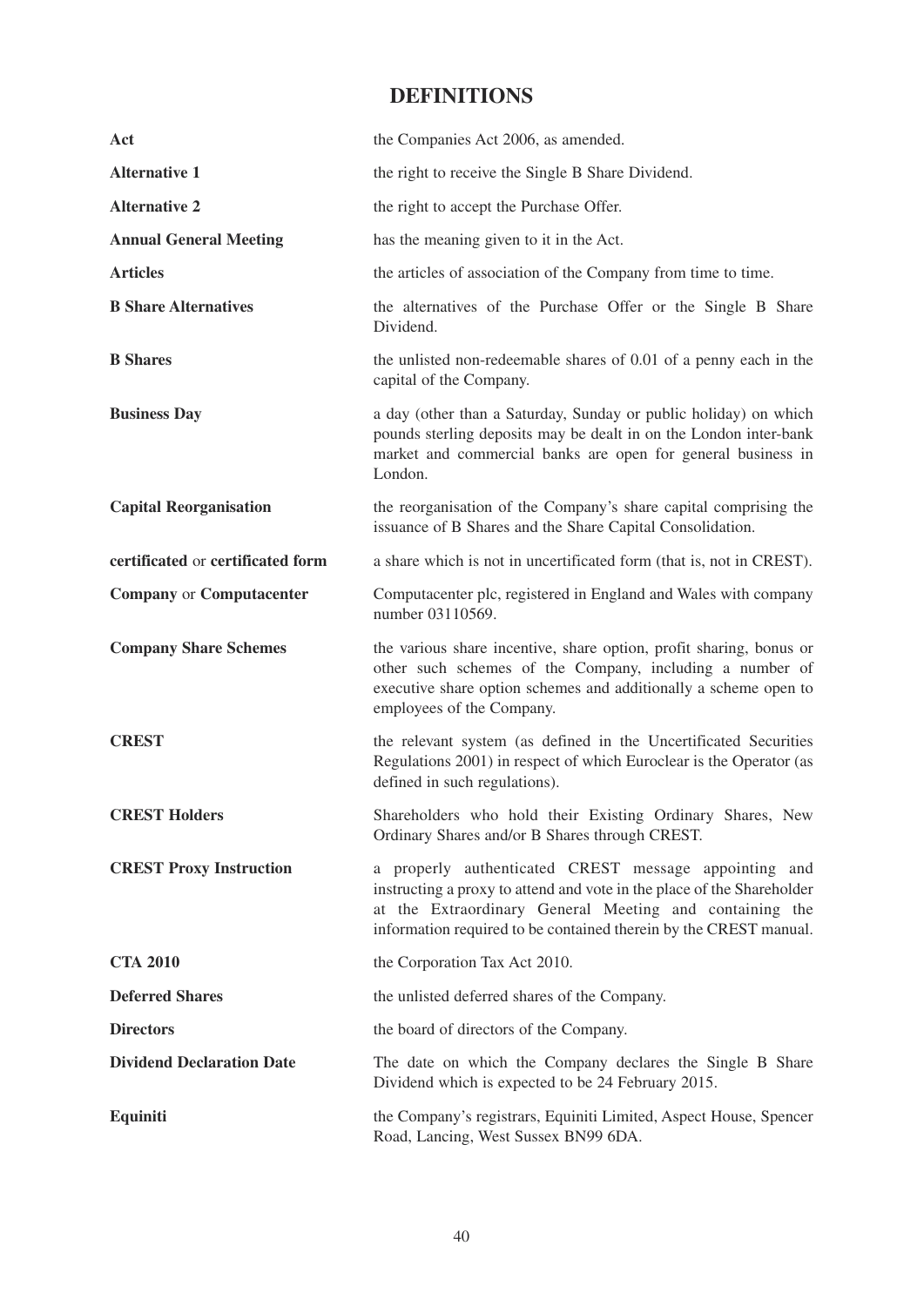# DEFINITIONS

| | |
|---|---|
| **Act** | the Companies Act 2006, as amended. |
| **Alternative 1** | the right to receive the Single B Share Dividend. |
| **Alternative 2** | the right to accept the Purchase Offer. |
| **Annual General Meeting** | has the meaning given to it in the Act. |
| **Articles** | the articles of association of the Company from time to time. |
| **B Share Alternatives** | the alternatives of the Purchase Offer or the Single B Share Dividend. |
| **B Shares** | the unlisted non-redeemable shares of 0.01 of a penny each in the capital of the Company. |
| **Business Day** | a day (other than a Saturday, Sunday or public holiday) on which pounds sterling deposits may be dealt in on the London inter-bank market and commercial banks are open for general business in London. |
| **Capital Reorganisation** | the reorganisation of the Company's share capital comprising the issuance of B Shares and the Share Capital Consolidation. |
| **certificated** or **certificated form** | a share which is not in uncertificated form (that is, not in CREST). |
| **Company** or **Computacenter** | Computacenter plc, registered in England and Wales with company number 03110569. |
| **Company Share Schemes** | the various share incentive, share option, profit sharing, bonus or other such schemes of the Company, including a number of executive share option schemes and additionally a scheme open to employees of the Company. |
| **CREST** | the relevant system (as defined in the Uncertificated Securities Regulations 2001) in respect of which Euroclear is the Operator (as defined in such regulations). |
| **CREST Holders** | Shareholders who hold their Existing Ordinary Shares, New Ordinary Shares and/or B Shares through CREST. |
| **CREST Proxy Instruction** | a properly authenticated CREST message appointing and instructing a proxy to attend and vote in the place of the Shareholder at the Extraordinary General Meeting and containing the information required to be contained therein by the CREST manual. |
| **CTA 2010** | the Corporation Tax Act 2010. |
| **Deferred Shares** | the unlisted deferred shares of the Company. |
| **Directors** | the board of directors of the Company. |
| **Dividend Declaration Date** | The date on which the Company declares the Single B Share Dividend which is expected to be 24 February 2015. |
| **Equiniti** | the Company's registrars, Equiniti Limited, Aspect House, Spencer Road, Lancing, West Sussex BN99 6DA. |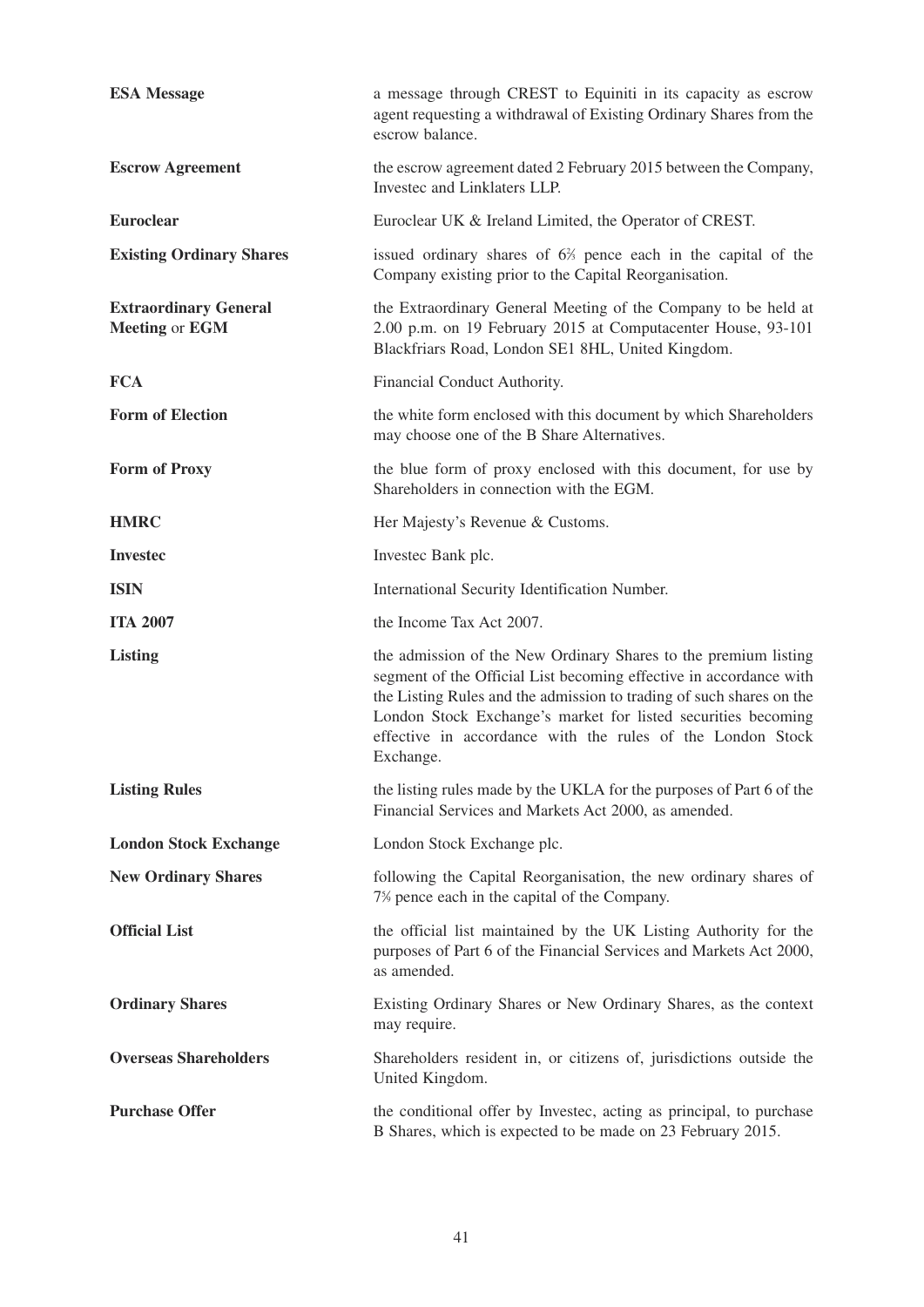| | |
|---|---|
| **ESA Message** | a message through CREST to Equiniti in its capacity as escrow agent requesting a withdrawal of Existing Ordinary Shares from the escrow balance. |
| **Escrow Agreement** | the escrow agreement dated 2 February 2015 between the Company, Investec and Linklaters LLP. |
| **Euroclear** | Euroclear UK & Ireland Limited, the Operator of CREST. |
| **Existing Ordinary Shares** | issued ordinary shares of 6⅔ pence each in the capital of the Company existing prior to the Capital Reorganisation. |
| **Extraordinary General Meeting** or **EGM** | the Extraordinary General Meeting of the Company to be held at 2.00 p.m. on 19 February 2015 at Computacenter House, 93-101 Blackfriars Road, London SE1 8HL, United Kingdom. |
| **FCA** | Financial Conduct Authority. |
| **Form of Election** | the white form enclosed with this document by which Shareholders may choose one of the B Share Alternatives. |
| **Form of Proxy** | the blue form of proxy enclosed with this document, for use by Shareholders in connection with the EGM. |
| **HMRC** | Her Majesty's Revenue & Customs. |
| **Investec** | Investec Bank plc. |
| **ISIN** | International Security Identification Number. |
| **ITA 2007** | the Income Tax Act 2007. |
| **Listing** | the admission of the New Ordinary Shares to the premium listing segment of the Official List becoming effective in accordance with the Listing Rules and the admission to trading of such shares on the London Stock Exchange's market for listed securities becoming effective in accordance with the rules of the London Stock Exchange. |
| **Listing Rules** | the listing rules made by the UKLA for the purposes of Part 6 of the Financial Services and Markets Act 2000, as amended. |
| **London Stock Exchange** | London Stock Exchange plc. |
| **New Ordinary Shares** | following the Capital Reorganisation, the new ordinary shares of 7⅗ pence each in the capital of the Company. |
| **Official List** | the official list maintained by the UK Listing Authority for the purposes of Part 6 of the Financial Services and Markets Act 2000, as amended. |
| **Ordinary Shares** | Existing Ordinary Shares or New Ordinary Shares, as the context may require. |
| **Overseas Shareholders** | Shareholders resident in, or citizens of, jurisdictions outside the United Kingdom. |
| **Purchase Offer** | the conditional offer by Investec, acting as principal, to purchase B Shares, which is expected to be made on 23 February 2015. |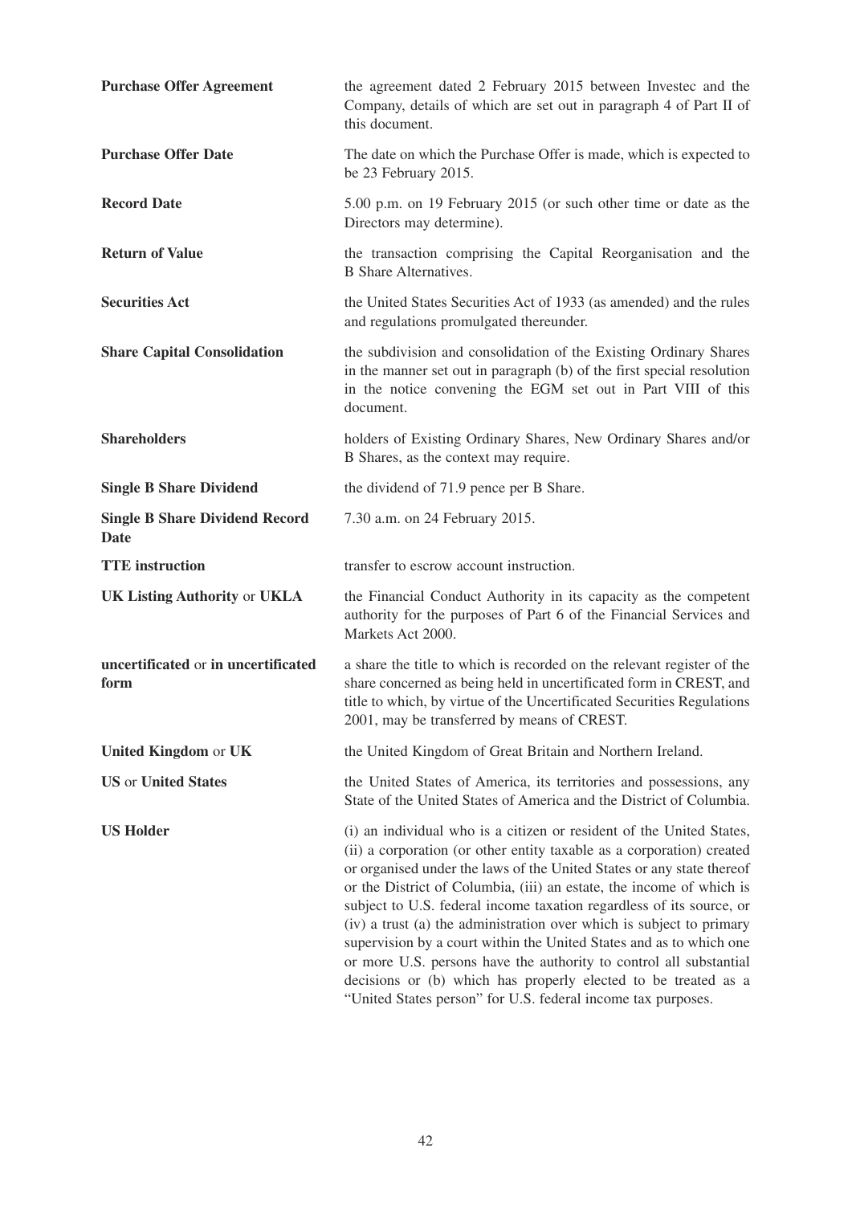| | |
|---|---|
| **Purchase Offer Agreement** | the agreement dated 2 February 2015 between Investec and the Company, details of which are set out in paragraph 4 of Part II of this document. |
| **Purchase Offer Date** | The date on which the Purchase Offer is made, which is expected to be 23 February 2015. |
| **Record Date** | 5.00 p.m. on 19 February 2015 (or such other time or date as the Directors may determine). |
| **Return of Value** | the transaction comprising the Capital Reorganisation and the B Share Alternatives. |
| **Securities Act** | the United States Securities Act of 1933 (as amended) and the rules and regulations promulgated thereunder. |
| **Share Capital Consolidation** | the subdivision and consolidation of the Existing Ordinary Shares in the manner set out in paragraph (b) of the first special resolution in the notice convening the EGM set out in Part VIII of this document. |
| **Shareholders** | holders of Existing Ordinary Shares, New Ordinary Shares and/or B Shares, as the context may require. |
| **Single B Share Dividend** | the dividend of 71.9 pence per B Share. |
| **Single B Share Dividend Record Date** | 7.30 a.m. on 24 February 2015. |
| **TTE instruction** | transfer to escrow account instruction. |
| **UK Listing Authority** or **UKLA** | the Financial Conduct Authority in its capacity as the competent authority for the purposes of Part 6 of the Financial Services and Markets Act 2000. |
| **uncertificated** or **in uncertificated form** | a share the title to which is recorded on the relevant register of the share concerned as being held in uncertificated form in CREST, and title to which, by virtue of the Uncertificated Securities Regulations 2001, may be transferred by means of CREST. |
| **United Kingdom** or **UK** | the United Kingdom of Great Britain and Northern Ireland. |
| **US** or **United States** | the United States of America, its territories and possessions, any State of the United States of America and the District of Columbia. |
| **US Holder** | (i) an individual who is a citizen or resident of the United States, (ii) a corporation (or other entity taxable as a corporation) created or organised under the laws of the United States or any state thereof or the District of Columbia, (iii) an estate, the income of which is subject to U.S. federal income taxation regardless of its source, or (iv) a trust (a) the administration over which is subject to primary supervision by a court within the United States and as to which one or more U.S. persons have the authority to control all substantial decisions or (b) which has properly elected to be treated as a "United States person" for U.S. federal income tax purposes. |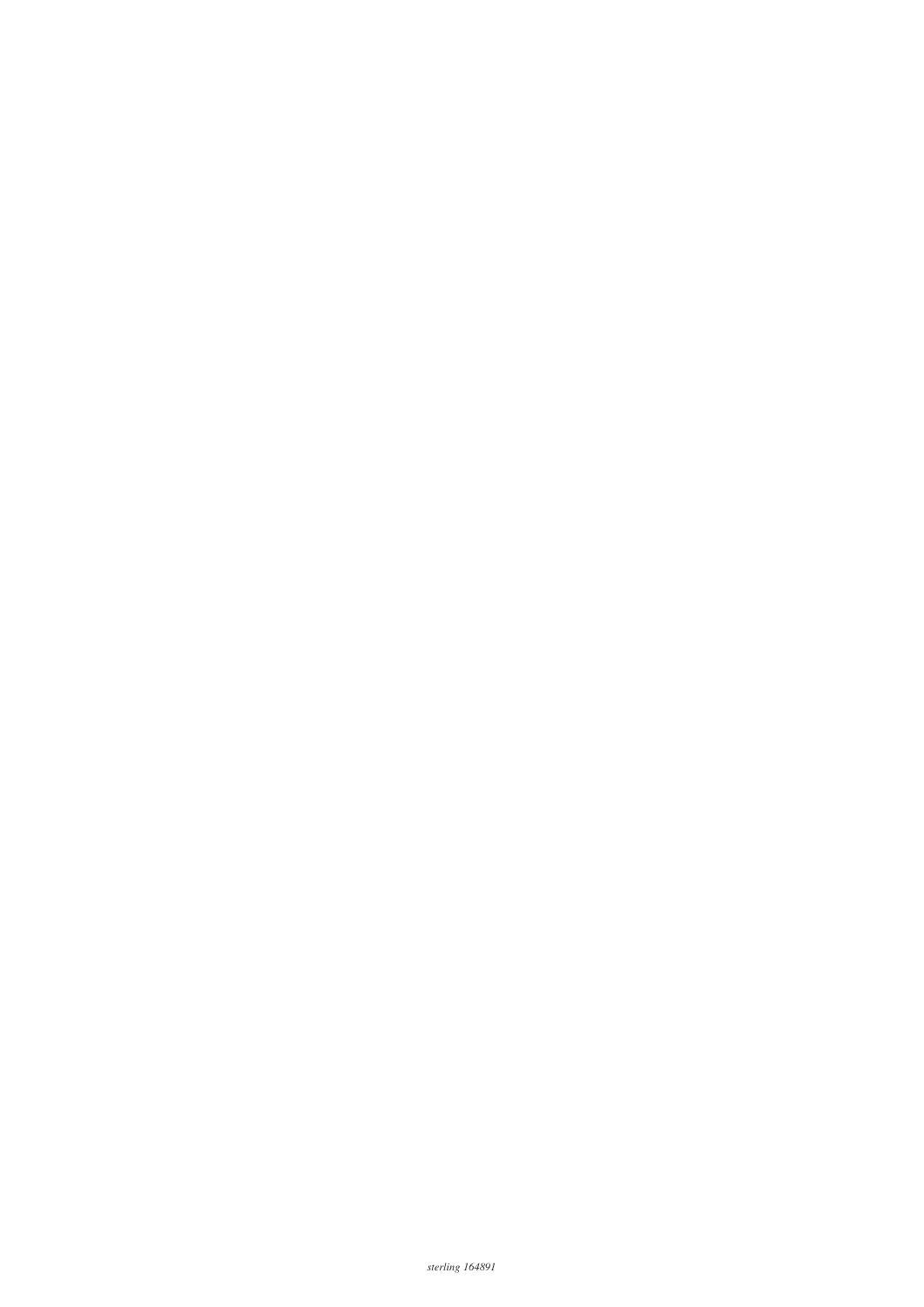*sterling 164891*